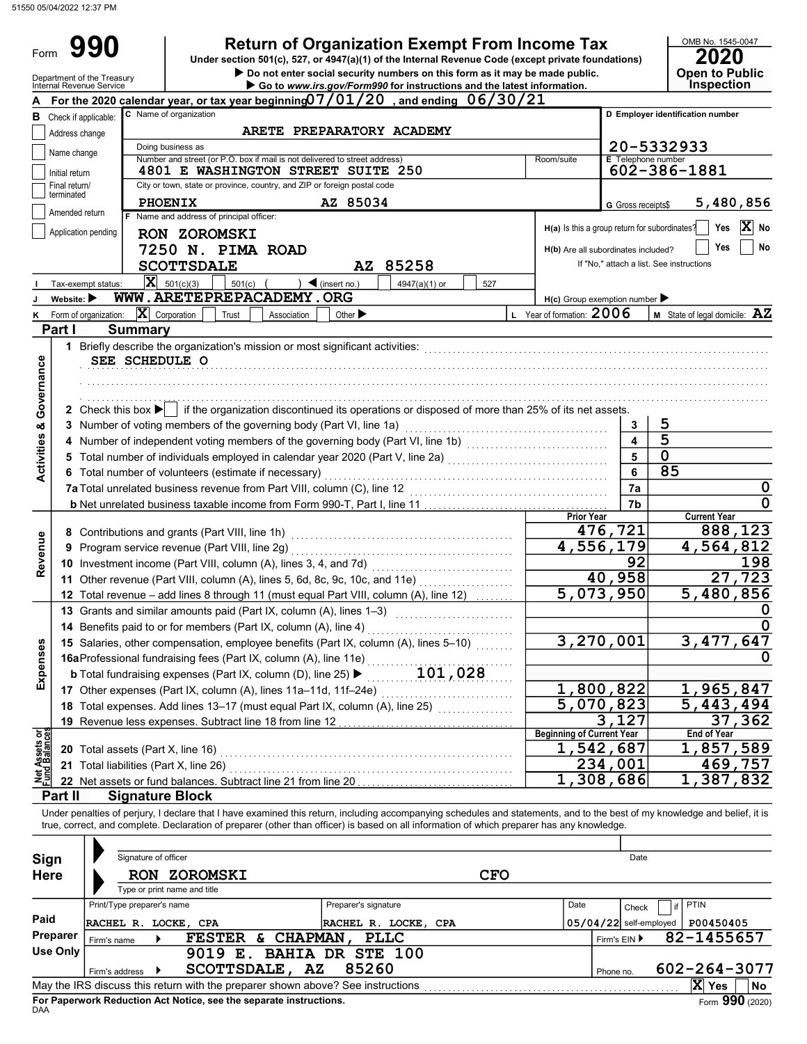51550 05/04/2022 12:37 PM

# Form 990

## Return of Organization Exempt From Income Tax

Under section 501(c), 527, or 4947(a)(1) of the Internal Revenue Code (except private foundations)

▶ Do not enter social security numbers on this form as it may be made public.

▶ Go to www.irs.gov/Form990 for instructions and the latest information.

OMB No. 1545-0047

**2020**

**Open to Public Inspection**

Department of the Treasury
Internal Revenue Service

**A** For the 2020 calendar year, or tax year beginning 07/01/20, and ending 06/30/21

**B** Check if applicable:
- [ ] Address change
- [ ] Name change
- [ ] Initial return
- [ ] Final return/terminated
- [ ] Amended return
- [ ] Application pending

**C** Name of organization: ARETE PREPARATORY ACADEMY

Doing business as

Number and street (or P.O. box if mail is not delivered to street address): 4801 E WASHINGTON STREET SUITE 250 | Room/suite

City or town, state or province, country, and ZIP or foreign postal code: PHOENIX AZ 85034

**D** Employer identification number: 20-5332933

**E** Telephone number: 602-386-1881

**G** Gross receipts $ 5,480,856

**F** Name and address of principal officer: RON ZOROMSKI, 7250 N. PIMA ROAD, SCOTTSDALE AZ 85258

**H(a)** Is this a group return for subordinates? [ ] Yes [X] No

**H(b)** Are all subordinates included? [ ] Yes [ ] No — If "No," attach a list. See instructions

**H(c)** Group exemption number ▶

**I** Tax-exempt status: [X] 501(c)(3) [ ] 501(c) ( ) ◀ (insert no.) [ ] 4947(a)(1) or [ ] 527

**J** Website: ▶ WWW.ARETEPREPACADEMY.ORG

**K** Form of organization: [X] Corporation [ ] Trust [ ] Association [ ] Other ▶

**L** Year of formation: 2006

**M** State of legal domicile: AZ

## Part I Summary

### Activities & Governance

1 Briefly describe the organization's mission or most significant activities: SEE SCHEDULE O

2 Check this box ▶ [ ] if the organization discontinued its operations or disposed of more than 25% of its net assets.

| | | | |
|---|---|---|---|
| 3 | Number of voting members of the governing body (Part VI, line 1a) | 3 | 5 |
| 4 | Number of independent voting members of the governing body (Part VI, line 1b) | 4 | 5 |
| 5 | Total number of individuals employed in calendar year 2020 (Part V, line 2a) | 5 | 0 |
| 6 | Total number of volunteers (estimate if necessary) | 6 | 85 |
| 7a | Total unrelated business revenue from Part VIII, column (C), line 12 | 7a | 0 |
| b | Net unrelated business taxable income from Form 990-T, Part I, line 11 | 7b | 0 |

### Revenue / Expenses

| | | Prior Year | Current Year |
|---|---|---|---|
| 8 | Contributions and grants (Part VIII, line 1h) | 476,721 | 888,123 |
| 9 | Program service revenue (Part VIII, line 2g) | 4,556,179 | 4,564,812 |
| 10 | Investment income (Part VIII, column (A), lines 3, 4, and 7d) | 92 | 198 |
| 11 | Other revenue (Part VIII, column (A), lines 5, 6d, 8c, 9c, 10c, and 11e) | 40,958 | 27,723 |
| 12 | Total revenue – add lines 8 through 11 (must equal Part VIII, column (A), line 12) | 5,073,950 | 5,480,856 |
| 13 | Grants and similar amounts paid (Part IX, column (A), lines 1–3) | | 0 |
| 14 | Benefits paid to or for members (Part IX, column (A), line 4) | | 0 |
| 15 | Salaries, other compensation, employee benefits (Part IX, column (A), lines 5–10) | 3,270,001 | 3,477,647 |
| 16a | Professional fundraising fees (Part IX, column (A), line 11e) | | 0 |
| b | Total fundraising expenses (Part IX, column (D), line 25) ▶ 101,028 | | |
| 17 | Other expenses (Part IX, column (A), lines 11a–11d, 11f–24e) | 1,800,822 | 1,965,847 |
| 18 | Total expenses. Add lines 13–17 (must equal Part IX, column (A), line 25) | 5,070,823 | 5,443,494 |
| 19 | Revenue less expenses. Subtract line 18 from line 12 | 3,127 | 37,362 |

### Net Assets or Fund Balances

| | | Beginning of Current Year | End of Year |
|---|---|---|---|
| 20 | Total assets (Part X, line 16) | 1,542,687 | 1,857,589 |
| 21 | Total liabilities (Part X, line 26) | 234,001 | 469,757 |
| 22 | Net assets or fund balances. Subtract line 21 from line 20 | 1,308,686 | 1,387,832 |

## Part II Signature Block

Under penalties of perjury, I declare that I have examined this return, including accompanying schedules and statements, and to the best of my knowledge and belief, it is true, correct, and complete. Declaration of preparer (other than officer) is based on all information of which preparer has any knowledge.

**Sign Here**

Signature of officer | Date

RON ZOROMSKI CFO
Type or print name and title

**Paid Preparer Use Only**

| Print/Type preparer's name | Preparer's signature | Date | Check [ ] if self-employed | PTIN |
|---|---|---|---|---|
| RACHEL R. LOCKE, CPA | RACHEL R. LOCKE, CPA | 05/04/22 | | P00450405 |

Firm's name ▶ FESTER & CHAPMAN, PLLC — Firm's EIN ▶ 82-1455657

Firm's address ▶ 9019 E. BAHIA DR STE 100, SCOTTSDALE, AZ 85260 — Phone no. 602-264-3077

May the IRS discuss this return with the preparer shown above? See instructions [X] Yes [ ] No

**For Paperwork Reduction Act Notice, see the separate instructions.**

DAA

Form **990** (2020)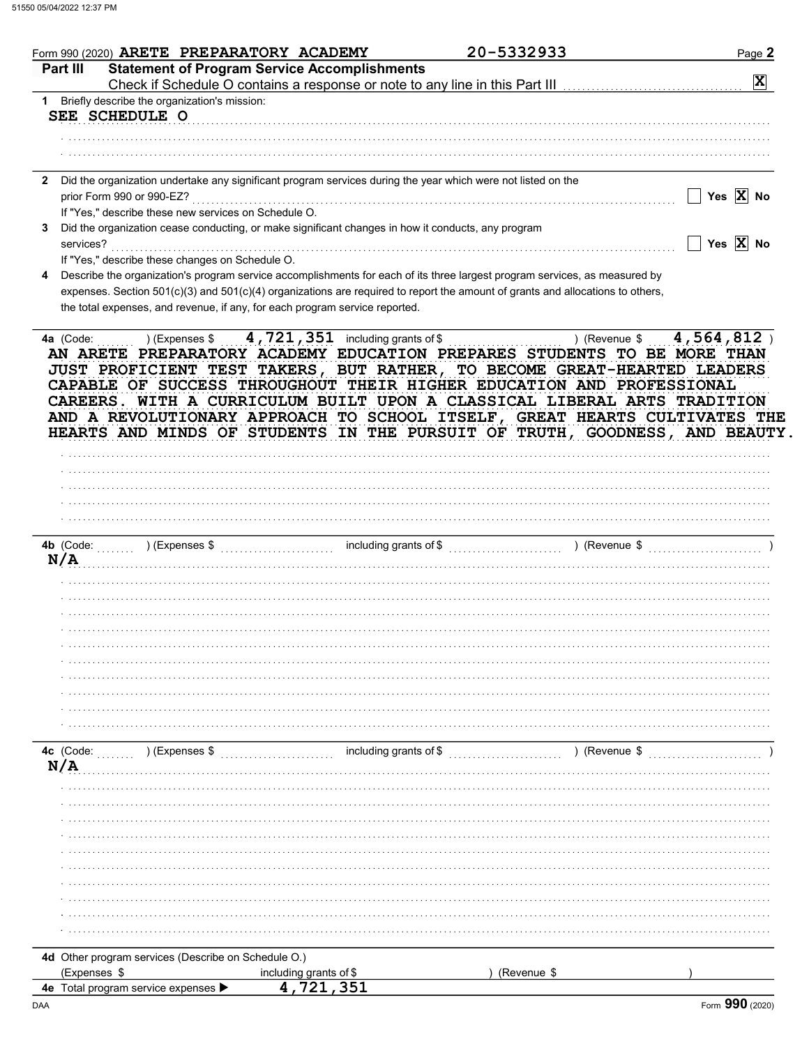Form 990 (2020) ARETE PREPARATORY ACADEMY 20-5332933 Page 2

## Part III Statement of Program Service Accomplishments

Check if Schedule O contains a response or note to any line in this Part III [X]

**1** Briefly describe the organization's mission:

SEE SCHEDULE O

**2** Did the organization undertake any significant program services during the year which were not listed on the prior Form 990 or 990-EZ? [ ] Yes [X] No

If "Yes," describe these new services on Schedule O.

**3** Did the organization cease conducting, or make significant changes in how it conducts, any program services? [ ] Yes [X] No

If "Yes," describe these changes on Schedule O.

**4** Describe the organization's program service accomplishments for each of its three largest program services, as measured by expenses. Section 501(c)(3) and 501(c)(4) organizations are required to report the amount of grants and allocations to others, the total expenses, and revenue, if any, for each program service reported.

**4a** (Code: ) (Expenses $ 4,721,351 including grants of $ ) (Revenue $ 4,564,812 )

AN ARETE PREPARATORY ACADEMY EDUCATION PREPARES STUDENTS TO BE MORE THAN JUST PROFICIENT TEST TAKERS, BUT RATHER, TO BECOME GREAT-HEARTED LEADERS CAPABLE OF SUCCESS THROUGHOUT THEIR HIGHER EDUCATION AND PROFESSIONAL CAREERS. WITH A CURRICULUM BUILT UPON A CLASSICAL LIBERAL ARTS TRADITION AND A REVOLUTIONARY APPROACH TO SCHOOL ITSELF, GREAT HEARTS CULTIVATES THE HEARTS AND MINDS OF STUDENTS IN THE PURSUIT OF TRUTH, GOODNESS, AND BEAUTY.

**4b** (Code: ) (Expenses $ including grants of $ ) (Revenue $ )

N/A

**4c** (Code: ) (Expenses $ including grants of $ ) (Revenue $ )

N/A

**4d** Other program services (Describe on Schedule O.)

(Expenses $ including grants of $ ) (Revenue $ )

**4e** Total program service expenses ▶ 4,721,351

Form **990** (2020)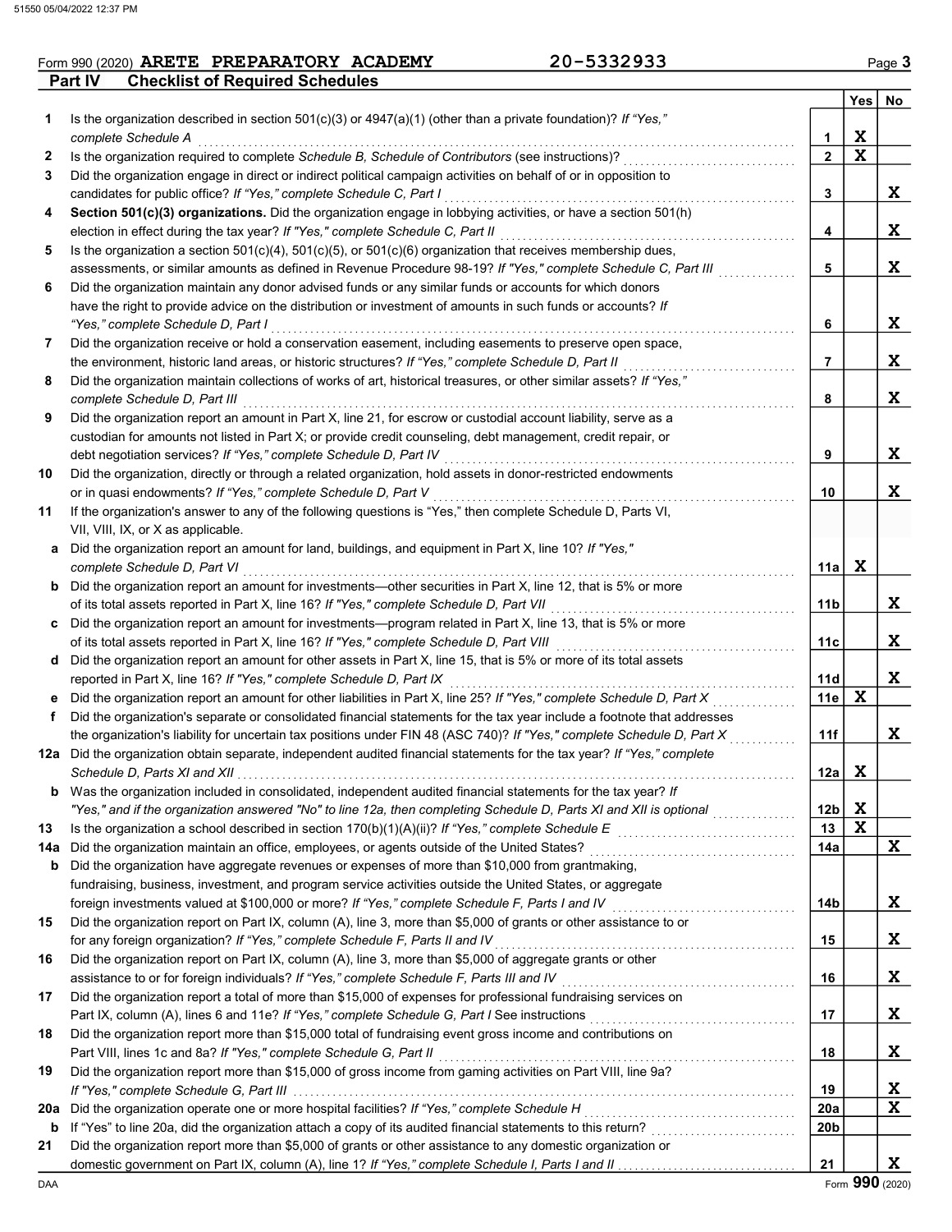Form 990 (2020) **ARETE PREPARATORY ACADEMY** 20-5332933

## Part IV Checklist of Required Schedules

| | | | Yes | No |
|---|---|---|---|---|
| **1** | Is the organization described in section 501(c)(3) or 4947(a)(1) (other than a private foundation)? *If "Yes," complete Schedule A* | 1 | X | |
| **2** | Is the organization required to complete *Schedule B, Schedule of Contributors* (see instructions)? | 2 | X | |
| **3** | Did the organization engage in direct or indirect political campaign activities on behalf of or in opposition to candidates for public office? *If "Yes," complete Schedule C, Part I* | 3 | | X |
| **4** | **Section 501(c)(3) organizations.** Did the organization engage in lobbying activities, or have a section 501(h) election in effect during the tax year? *If "Yes," complete Schedule C, Part II* | 4 | | X |
| **5** | Is the organization a section 501(c)(4), 501(c)(5), or 501(c)(6) organization that receives membership dues, assessments, or similar amounts as defined in Revenue Procedure 98-19? *If "Yes," complete Schedule C, Part III* | 5 | | X |
| **6** | Did the organization maintain any donor advised funds or any similar funds or accounts for which donors have the right to provide advice on the distribution or investment of amounts in such funds or accounts? *If "Yes," complete Schedule D, Part I* | 6 | | X |
| **7** | Did the organization receive or hold a conservation easement, including easements to preserve open space, the environment, historic land areas, or historic structures? *If "Yes," complete Schedule D, Part II* | 7 | | X |
| **8** | Did the organization maintain collections of works of art, historical treasures, or other similar assets? *If "Yes," complete Schedule D, Part III* | 8 | | X |
| **9** | Did the organization report an amount in Part X, line 21, for escrow or custodial account liability, serve as a custodian for amounts not listed in Part X; or provide credit counseling, debt management, credit repair, or debt negotiation services? *If "Yes," complete Schedule D, Part IV* | 9 | | X |
| **10** | Did the organization, directly or through a related organization, hold assets in donor-restricted endowments or in quasi endowments? *If "Yes," complete Schedule D, Part V* | 10 | | X |
| **11** | If the organization's answer to any of the following questions is "Yes," then complete Schedule D, Parts VI, VII, VIII, IX, or X as applicable. | | | |
| **a** | Did the organization report an amount for land, buildings, and equipment in Part X, line 10? *If "Yes," complete Schedule D, Part VI* | 11a | X | |
| **b** | Did the organization report an amount for investments—other securities in Part X, line 12, that is 5% or more of its total assets reported in Part X, line 16? *If "Yes," complete Schedule D, Part VII* | 11b | | X |
| **c** | Did the organization report an amount for investments—program related in Part X, line 13, that is 5% or more of its total assets reported in Part X, line 16? *If "Yes," complete Schedule D, Part VIII* | 11c | | X |
| **d** | Did the organization report an amount for other assets in Part X, line 15, that is 5% or more of its total assets reported in Part X, line 16? *If "Yes," complete Schedule D, Part IX* | 11d | | X |
| **e** | Did the organization report an amount for other liabilities in Part X, line 25? *If "Yes," complete Schedule D, Part X* | 11e | X | |
| **f** | Did the organization's separate or consolidated financial statements for the tax year include a footnote that addresses the organization's liability for uncertain tax positions under FIN 48 (ASC 740)? *If "Yes," complete Schedule D, Part X* | 11f | | X |
| **12a** | Did the organization obtain separate, independent audited financial statements for the tax year? *If "Yes," complete Schedule D, Parts XI and XII* | 12a | X | |
| **b** | Was the organization included in consolidated, independent audited financial statements for the tax year? *If "Yes," and if the organization answered "No" to line 12a, then completing Schedule D, Parts XI and XII is optional* | 12b | X | |
| **13** | Is the organization a school described in section 170(b)(1)(A)(ii)? *If "Yes," complete Schedule E* | 13 | X | |
| **14a** | Did the organization maintain an office, employees, or agents outside of the United States? | 14a | | X |
| **b** | Did the organization have aggregate revenues or expenses of more than $10,000 from grantmaking, fundraising, business, investment, and program service activities outside the United States, or aggregate foreign investments valued at $100,000 or more? *If "Yes," complete Schedule F, Parts I and IV* | 14b | | X |
| **15** | Did the organization report on Part IX, column (A), line 3, more than $5,000 of grants or other assistance to or for any foreign organization? *If "Yes," complete Schedule F, Parts II and IV* | 15 | | X |
| **16** | Did the organization report on Part IX, column (A), line 3, more than $5,000 of aggregate grants or other assistance to or for foreign individuals? *If "Yes," complete Schedule F, Parts III and IV* | 16 | | X |
| **17** | Did the organization report a total of more than $15,000 of expenses for professional fundraising services on Part IX, column (A), lines 6 and 11e? *If "Yes," complete Schedule G, Part I* See instructions | 17 | | X |
| **18** | Did the organization report more than $15,000 total of fundraising event gross income and contributions on Part VIII, lines 1c and 8a? *If "Yes," complete Schedule G, Part II* | 18 | | X |
| **19** | Did the organization report more than $15,000 of gross income from gaming activities on Part VIII, line 9a? *If "Yes," complete Schedule G, Part III* | 19 | | X |
| **20a** | Did the organization operate one or more hospital facilities? *If "Yes," complete Schedule H* | 20a | | X |
| **b** | If "Yes" to line 20a, did the organization attach a copy of its audited financial statements to this return? | 20b | | |
| **21** | Did the organization report more than $5,000 of grants or other assistance to any domestic organization or domestic government on Part IX, column (A), line 1? *If "Yes," complete Schedule I, Parts I and II* | 21 | | X |

DAA Form **990** (2020)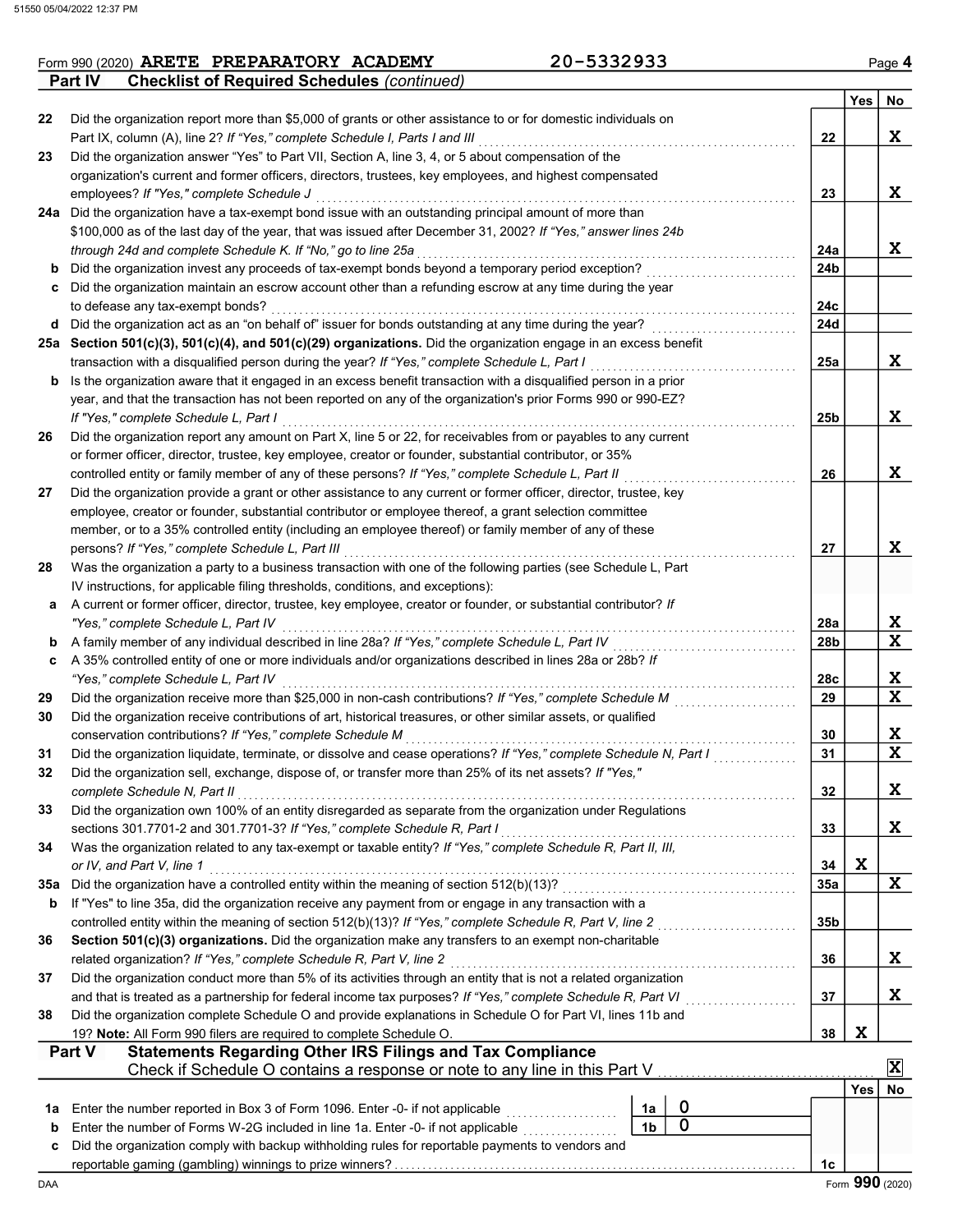Form 990 (2020) **ARETE PREPARATORY ACADEMY** 20-5332933 Page **4**

**Part IV Checklist of Required Schedules** *(continued)*

| | | | Yes | No |
|---|---|---|---|---|
| **22** | Did the organization report more than $5,000 of grants or other assistance to or for domestic individuals on Part IX, column (A), line 2? *If "Yes," complete Schedule I, Parts I and III* | 22 | | X |
| **23** | Did the organization answer "Yes" to Part VII, Section A, line 3, 4, or 5 about compensation of the organization's current and former officers, directors, trustees, key employees, and highest compensated employees? *If "Yes," complete Schedule J* | 23 | | X |
| **24a** | Did the organization have a tax-exempt bond issue with an outstanding principal amount of more than $100,000 as of the last day of the year, that was issued after December 31, 2002? *If "Yes," answer lines 24b through 24d and complete Schedule K. If "No," go to line 25a* | 24a | | X |
| **b** | Did the organization invest any proceeds of tax-exempt bonds beyond a temporary period exception? | 24b | | |
| **c** | Did the organization maintain an escrow account other than a refunding escrow at any time during the year to defease any tax-exempt bonds? | 24c | | |
| **d** | Did the organization act as an "on behalf of" issuer for bonds outstanding at any time during the year? | 24d | | |
| **25a** | **Section 501(c)(3), 501(c)(4), and 501(c)(29) organizations.** Did the organization engage in an excess benefit transaction with a disqualified person during the year? *If "Yes," complete Schedule L, Part I* | 25a | | X |
| **b** | Is the organization aware that it engaged in an excess benefit transaction with a disqualified person in a prior year, and that the transaction has not been reported on any of the organization's prior Forms 990 or 990-EZ? *If "Yes," complete Schedule L, Part I* | 25b | | X |
| **26** | Did the organization report any amount on Part X, line 5 or 22, for receivables from or payables to any current or former officer, director, trustee, key employee, creator or founder, substantial contributor, or 35% controlled entity or family member of any of these persons? *If "Yes," complete Schedule L, Part II* | 26 | | X |
| **27** | Did the organization provide a grant or other assistance to any current or former officer, director, trustee, key employee, creator or founder, substantial contributor or employee thereof, a grant selection committee member, or to a 35% controlled entity (including an employee thereof) or family member of any of these persons? *If "Yes," complete Schedule L, Part III* | 27 | | X |
| **28** | Was the organization a party to a business transaction with one of the following parties (see Schedule L, Part IV instructions, for applicable filing thresholds, conditions, and exceptions): | | | |
| **a** | A current or former officer, director, trustee, key employee, creator or founder, or substantial contributor? *If "Yes," complete Schedule L, Part IV* | 28a | | X |
| **b** | A family member of any individual described in line 28a? *If "Yes," complete Schedule L, Part IV* | 28b | | X |
| **c** | A 35% controlled entity of one or more individuals and/or organizations described in lines 28a or 28b? *If "Yes," complete Schedule L, Part IV* | 28c | | X |
| **29** | Did the organization receive more than $25,000 in non-cash contributions? *If "Yes," complete Schedule M* | 29 | | X |
| **30** | Did the organization receive contributions of art, historical treasures, or other similar assets, or qualified conservation contributions? *If "Yes," complete Schedule M* | 30 | | X |
| **31** | Did the organization liquidate, terminate, or dissolve and cease operations? *If "Yes," complete Schedule N, Part I* | 31 | | X |
| **32** | Did the organization sell, exchange, dispose of, or transfer more than 25% of its net assets? *If "Yes," complete Schedule N, Part II* | 32 | | X |
| **33** | Did the organization own 100% of an entity disregarded as separate from the organization under Regulations sections 301.7701-2 and 301.7701-3? *If "Yes," complete Schedule R, Part I* | 33 | | X |
| **34** | Was the organization related to any tax-exempt or taxable entity? *If "Yes," complete Schedule R, Part II, III, or IV, and Part V, line 1* | 34 | X | |
| **35a** | Did the organization have a controlled entity within the meaning of section 512(b)(13)? | 35a | | X |
| **b** | If "Yes" to line 35a, did the organization receive any payment from or engage in any transaction with a controlled entity within the meaning of section 512(b)(13)? *If "Yes," complete Schedule R, Part V, line 2* | 35b | | |
| **36** | **Section 501(c)(3) organizations.** Did the organization make any transfers to an exempt non-charitable related organization? *If "Yes," complete Schedule R, Part V, line 2* | 36 | | X |
| **37** | Did the organization conduct more than 5% of its activities through an entity that is not a related organization and that is treated as a partnership for federal income tax purposes? *If "Yes," complete Schedule R, Part VI* | 37 | | X |
| **38** | Did the organization complete Schedule O and provide explanations in Schedule O for Part VI, lines 11b and 19? **Note:** All Form 990 filers are required to complete Schedule O. | 38 | X | |

**Part V Statements Regarding Other IRS Filings and Tax Compliance**

Check if Schedule O contains a response or note to any line in this Part V [X]

| | | | | | Yes | No |
|---|---|---|---|---|---|---|
| **1a** | Enter the number reported in Box 3 of Form 1096. Enter -0- if not applicable | 1a | 0 | | | |
| **b** | Enter the number of Forms W-2G included in line 1a. Enter -0- if not applicable | 1b | 0 | | | |
| **c** | Did the organization comply with backup withholding rules for reportable payments to vendors and reportable gaming (gambling) winnings to prize winners? | | | 1c | | |

Form **990** (2020)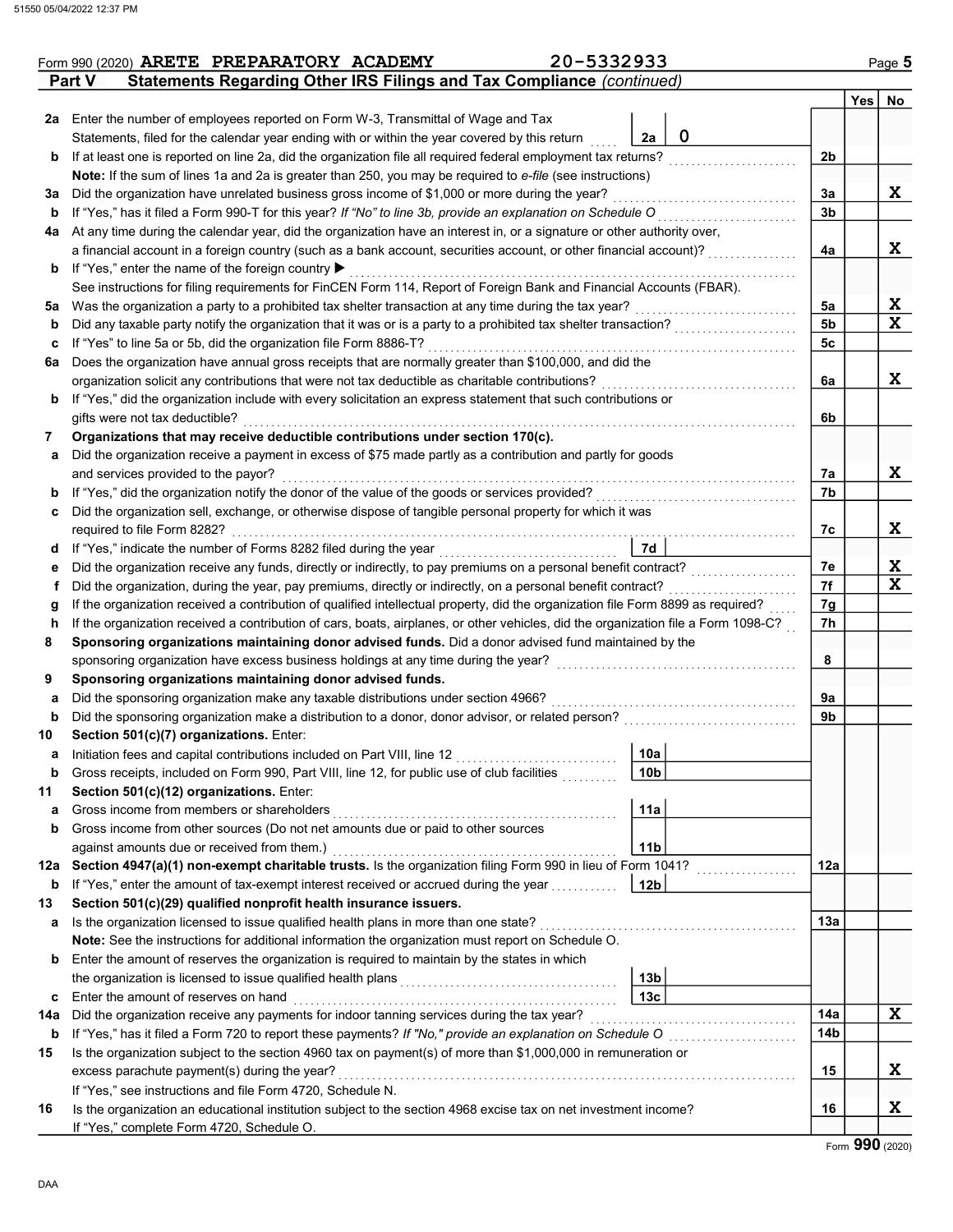Form 990 (2020) **ARETE PREPARATORY ACADEMY** **20-5332933** Page **5**

## Part V Statements Regarding Other IRS Filings and Tax Compliance *(continued)*

| | | | | | Yes | No |
|---|---|---|---|---|---|---|
| **2a** | Enter the number of employees reported on Form W-3, Transmittal of Wage and Tax Statements, filed for the calendar year ending with or within the year covered by this return | 2a | 0 | | | |
| **b** | If at least one is reported on line 2a, did the organization file all required federal employment tax returns? | | | 2b | | |
| | **Note:** If the sum of lines 1a and 2a is greater than 250, you may be required to *e-file* (see instructions) | | | | | |
| **3a** | Did the organization have unrelated business gross income of $1,000 or more during the year? | | | 3a | | X |
| **b** | If "Yes," has it filed a Form 990-T for this year? *If "No" to line 3b, provide an explanation on Schedule O* | | | 3b | | |
| **4a** | At any time during the calendar year, did the organization have an interest in, or a signature or other authority over, a financial account in a foreign country (such as a bank account, securities account, or other financial account)? | | | 4a | | X |
| **b** | If "Yes," enter the name of the foreign country ▶ | | | | | |
| | See instructions for filing requirements for FinCEN Form 114, Report of Foreign Bank and Financial Accounts (FBAR). | | | | | |
| **5a** | Was the organization a party to a prohibited tax shelter transaction at any time during the tax year? | | | 5a | | X |
| **b** | Did any taxable party notify the organization that it was or is a party to a prohibited tax shelter transaction? | | | 5b | | X |
| **c** | If "Yes" to line 5a or 5b, did the organization file Form 8886-T? | | | 5c | | |
| **6a** | Does the organization have annual gross receipts that are normally greater than $100,000, and did the organization solicit any contributions that were not tax deductible as charitable contributions? | | | 6a | | X |
| **b** | If "Yes," did the organization include with every solicitation an express statement that such contributions or gifts were not tax deductible? | | | 6b | | |
| **7** | **Organizations that may receive deductible contributions under section 170(c).** | | | | | |
| **a** | Did the organization receive a payment in excess of $75 made partly as a contribution and partly for goods and services provided to the payor? | | | 7a | | X |
| **b** | If "Yes," did the organization notify the donor of the value of the goods or services provided? | | | 7b | | |
| **c** | Did the organization sell, exchange, or otherwise dispose of tangible personal property for which it was required to file Form 8282? | | | 7c | | X |
| **d** | If "Yes," indicate the number of Forms 8282 filed during the year | 7d | | | | |
| **e** | Did the organization receive any funds, directly or indirectly, to pay premiums on a personal benefit contract? | | | 7e | | X |
| **f** | Did the organization, during the year, pay premiums, directly or indirectly, on a personal benefit contract? | | | 7f | | X |
| **g** | If the organization received a contribution of qualified intellectual property, did the organization file Form 8899 as required? | | | 7g | | |
| **h** | If the organization received a contribution of cars, boats, airplanes, or other vehicles, did the organization file a Form 1098-C? | | | 7h | | |
| **8** | **Sponsoring organizations maintaining donor advised funds.** Did a donor advised fund maintained by the sponsoring organization have excess business holdings at any time during the year? | | | 8 | | |
| **9** | **Sponsoring organizations maintaining donor advised funds.** | | | | | |
| **a** | Did the sponsoring organization make any taxable distributions under section 4966? | | | 9a | | |
| **b** | Did the sponsoring organization make a distribution to a donor, donor advisor, or related person? | | | 9b | | |
| **10** | **Section 501(c)(7) organizations.** Enter: | | | | | |
| **a** | Initiation fees and capital contributions included on Part VIII, line 12 | 10a | | | | |
| **b** | Gross receipts, included on Form 990, Part VIII, line 12, for public use of club facilities | 10b | | | | |
| **11** | **Section 501(c)(12) organizations.** Enter: | | | | | |
| **a** | Gross income from members or shareholders | 11a | | | | |
| **b** | Gross income from other sources (Do not net amounts due or paid to other sources against amounts due or received from them.) | 11b | | | | |
| **12a** | **Section 4947(a)(1) non-exempt charitable trusts.** Is the organization filing Form 990 in lieu of Form 1041? | | | 12a | | |
| **b** | If "Yes," enter the amount of tax-exempt interest received or accrued during the year | 12b | | | | |
| **13** | **Section 501(c)(29) qualified nonprofit health insurance issuers.** | | | | | |
| **a** | Is the organization licensed to issue qualified health plans in more than one state? | | | 13a | | |
| | **Note:** See the instructions for additional information the organization must report on Schedule O. | | | | | |
| **b** | Enter the amount of reserves the organization is required to maintain by the states in which the organization is licensed to issue qualified health plans | 13b | | | | |
| **c** | Enter the amount of reserves on hand | 13c | | | | |
| **14a** | Did the organization receive any payments for indoor tanning services during the tax year? | | | 14a | | X |
| **b** | If "Yes," has it filed a Form 720 to report these payments? *If "No," provide an explanation on Schedule O* | | | 14b | | |
| **15** | Is the organization subject to the section 4960 tax on payment(s) of more than $1,000,000 in remuneration or excess parachute payment(s) during the year? | | | 15 | | X |
| | If "Yes," see instructions and file Form 4720, Schedule N. | | | | | |
| **16** | Is the organization an educational institution subject to the section 4968 excise tax on net investment income? | | | 16 | | X |
| | If "Yes," complete Form 4720, Schedule O. | | | | | |

Form **990** (2020)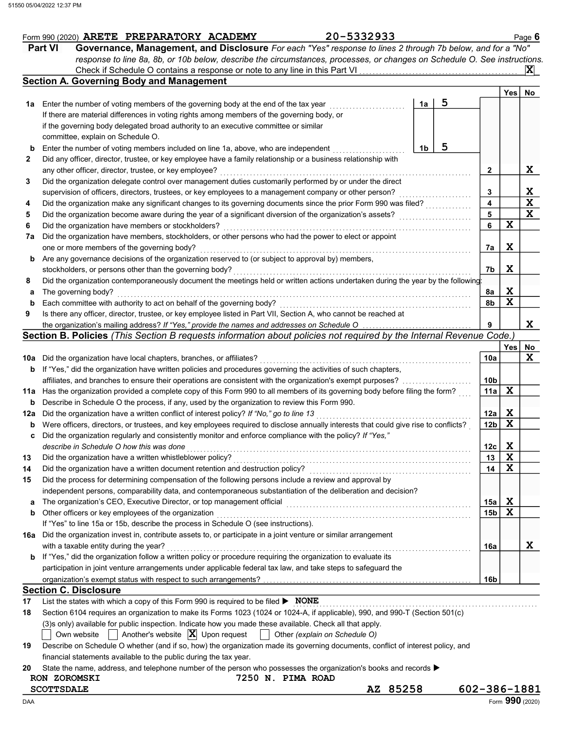Form 990 (2020) ARETE PREPARATORY ACADEMY 20-5332933 Page **6**

## Part VI Governance, Management, and Disclosure

*For each "Yes" response to lines 2 through 7b below, and for a "No" response to line 8a, 8b, or 10b below, describe the circumstances, processes, or changes on Schedule O. See instructions.*

Check if Schedule O contains a response or note to any line in this Part VI .......... [X]

### Section A. Governing Body and Management

| | | | | Line | Yes | No |
|---|---|---|---|---|---|---|
| **1a** | Enter the number of voting members of the governing body at the end of the tax year. If there are material differences in voting rights among members of the governing body, or if the governing body delegated broad authority to an executive committee or similar committee, explain on Schedule O. | 1a | 5 | | | |
| **b** | Enter the number of voting members included on line 1a, above, who are independent | 1b | 5 | | | |
| **2** | Did any officer, director, trustee, or key employee have a family relationship or a business relationship with any other officer, director, trustee, or key employee? | | | 2 | | X |
| **3** | Did the organization delegate control over management duties customarily performed by or under the direct supervision of officers, directors, trustees, or key employees to a management company or other person? | | | 3 | | X |
| **4** | Did the organization make any significant changes to its governing documents since the prior Form 990 was filed? | | | 4 | | X |
| **5** | Did the organization become aware during the year of a significant diversion of the organization's assets? | | | 5 | | X |
| **6** | Did the organization have members or stockholders? | | | 6 | X | |
| **7a** | Did the organization have members, stockholders, or other persons who had the power to elect or appoint one or more members of the governing body? | | | 7a | X | |
| **b** | Are any governance decisions of the organization reserved to (or subject to approval by) members, stockholders, or persons other than the governing body? | | | 7b | X | |
| **8** | Did the organization contemporaneously document the meetings held or written actions undertaken during the year by the following: | | | | | |
| **a** | The governing body? | | | 8a | X | |
| **b** | Each committee with authority to act on behalf of the governing body? | | | 8b | X | |
| **9** | Is there any officer, director, trustee, or key employee listed in Part VII, Section A, who cannot be reached at the organization's mailing address? *If "Yes," provide the names and addresses on Schedule O* | | | 9 | | X |

### Section B. Policies *(This Section B requests information about policies not required by the Internal Revenue Code.)*

| | | Line | Yes | No |
|---|---|---|---|---|
| **10a** | Did the organization have local chapters, branches, or affiliates? | 10a | | X |
| **b** | If "Yes," did the organization have written policies and procedures governing the activities of such chapters, affiliates, and branches to ensure their operations are consistent with the organization's exempt purposes? | 10b | | |
| **11a** | Has the organization provided a complete copy of this Form 990 to all members of its governing body before filing the form? | 11a | X | |
| **b** | Describe in Schedule O the process, if any, used by the organization to review this Form 990. | | | |
| **12a** | Did the organization have a written conflict of interest policy? *If "No," go to line 13* | 12a | X | |
| **b** | Were officers, directors, or trustees, and key employees required to disclose annually interests that could give rise to conflicts? | 12b | X | |
| **c** | Did the organization regularly and consistently monitor and enforce compliance with the policy? *If "Yes," describe in Schedule O how this was done* | 12c | X | |
| **13** | Did the organization have a written whistleblower policy? | 13 | X | |
| **14** | Did the organization have a written document retention and destruction policy? | 14 | X | |
| **15** | Did the process for determining compensation of the following persons include a review and approval by independent persons, comparability data, and contemporaneous substantiation of the deliberation and decision? | | | |
| **a** | The organization's CEO, Executive Director, or top management official | 15a | X | |
| **b** | Other officers or key employees of the organization | 15b | X | |
| | If "Yes" to line 15a or 15b, describe the process in Schedule O (see instructions). | | | |
| **16a** | Did the organization invest in, contribute assets to, or participate in a joint venture or similar arrangement with a taxable entity during the year? | 16a | | X |
| **b** | If "Yes," did the organization follow a written policy or procedure requiring the organization to evaluate its participation in joint venture arrangements under applicable federal tax law, and take steps to safeguard the organization's exempt status with respect to such arrangements? | 16b | | |

### Section C. Disclosure

**17** List the states with which a copy of this Form 990 is required to be filed ▶ NONE

**18** Section 6104 requires an organization to make its Forms 1023 (1024 or 1024-A, if applicable), 990, and 990-T (Section 501(c)(3)s only) available for public inspection. Indicate how you made these available. Check all that apply.

[ ] Own website [ ] Another's website [X] Upon request [ ] Other *(explain on Schedule O)*

**19** Describe on Schedule O whether (and if so, how) the organization made its governing documents, conflict of interest policy, and financial statements available to the public during the tax year.

**20** State the name, address, and telephone number of the person who possesses the organization's books and records ▶

RON ZOROMSKI 7250 N. PIMA ROAD
SCOTTSDALE AZ 85258 602-386-1881

Form **990** (2020)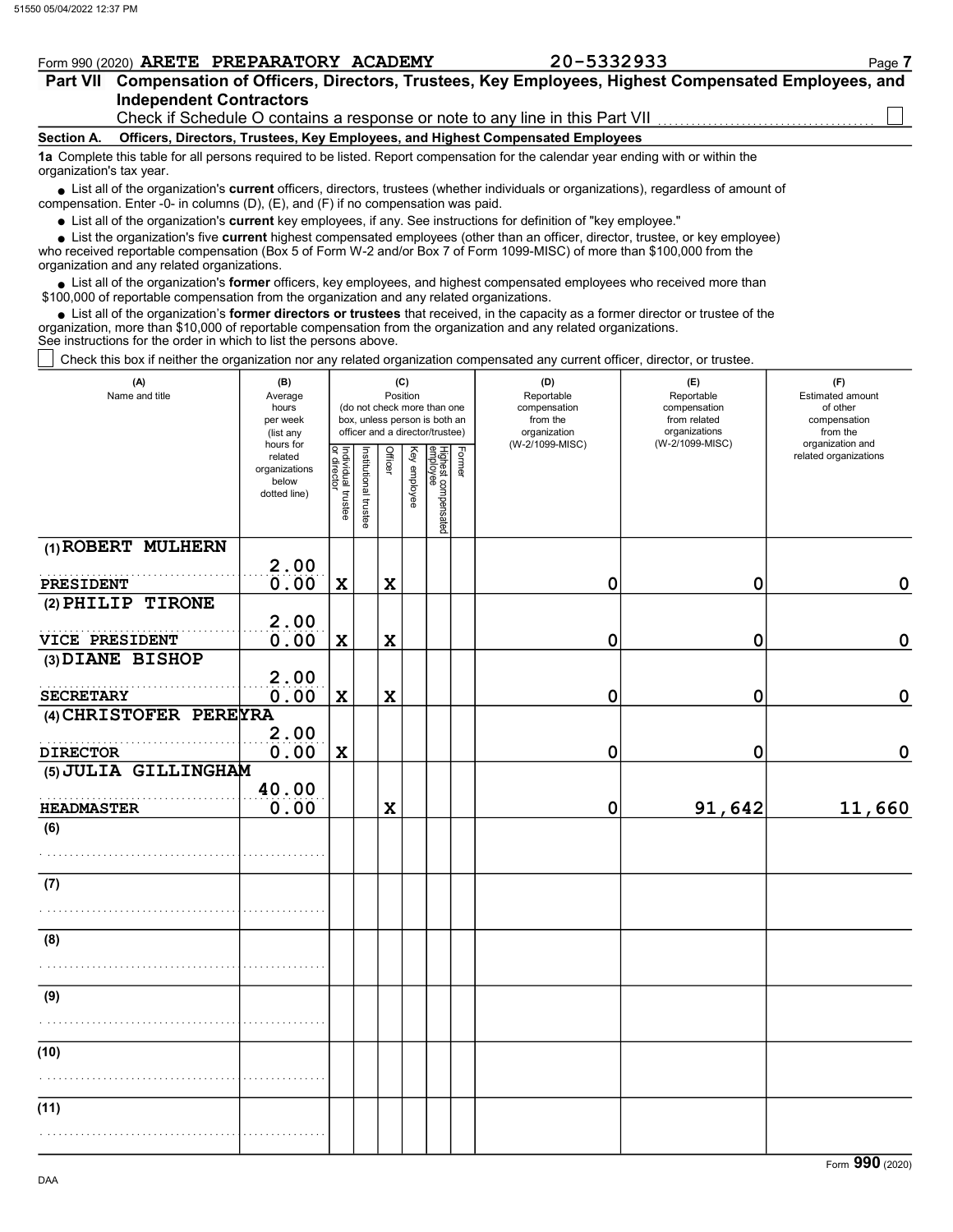Form 990 (2020) **ARETE PREPARATORY ACADEMY** **20-5332933**

## Part VII Compensation of Officers, Directors, Trustees, Key Employees, Highest Compensated Employees, and Independent Contractors

Check if Schedule O contains a response or note to any line in this Part VII ☐

### Section A. Officers, Directors, Trustees, Key Employees, and Highest Compensated Employees

**1a** Complete this table for all persons required to be listed. Report compensation for the calendar year ending with or within the organization's tax year.

- List all of the organization's **current** officers, directors, trustees (whether individuals or organizations), regardless of amount of compensation. Enter -0- in columns (D), (E), and (F) if no compensation was paid.
- List all of the organization's **current** key employees, if any. See instructions for definition of "key employee."
- List the organization's five **current** highest compensated employees (other than an officer, director, trustee, or key employee) who received reportable compensation (Box 5 of Form W-2 and/or Box 7 of Form 1099-MISC) of more than $100,000 from the organization and any related organizations.
- List all of the organization's **former** officers, key employees, and highest compensated employees who received more than $100,000 of reportable compensation from the organization and any related organizations.
- List all of the organization's **former directors or trustees** that received, in the capacity as a former director or trustee of the organization, more than $10,000 of reportable compensation from the organization and any related organizations.

See instructions for the order in which to list the persons above.

☐ Check this box if neither the organization nor any related organization compensated any current officer, director, or trustee.

| (A) Name and title | (B) Average hours per week (list any hours for related organizations below dotted line) | (C) Position (do not check more than one box, unless person is both an officer and a director/trustee) | | | | | | (D) Reportable compensation from the organization (W-2/1099-MISC) | (E) Reportable compensation from related organizations (W-2/1099-MISC) | (F) Estimated amount of other compensation from the organization and related organizations |
|---|---|---|---|---|---|---|---|---|---|---|
| | | Individual trustee or director | Institutional trustee | Officer | Key employee | Highest compensated employee | Former | | | |
| (1) ROBERT MULHERN<br>PRESIDENT | 2.00<br>0.00 | X | | X | | | | 0 | 0 | 0 |
| (2) PHILIP TIRONE<br>VICE PRESIDENT | 2.00<br>0.00 | X | | X | | | | 0 | 0 | 0 |
| (3) DIANE BISHOP<br>SECRETARY | 2.00<br>0.00 | X | | X | | | | 0 | 0 | 0 |
| (4) CHRISTOFER PEREYRA<br>DIRECTOR | 2.00<br>0.00 | X | | | | | | 0 | 0 | 0 |
| (5) JULIA GILLINGHAM<br>HEADMASTER | 40.00<br>0.00 | | | X | | | | 0 | 91,642 | 11,660 |
| (6) | | | | | | | | | | |
| (7) | | | | | | | | | | |
| (8) | | | | | | | | | | |
| (9) | | | | | | | | | | |
| (10) | | | | | | | | | | |
| (11) | | | | | | | | | | |

Form **990** (2020)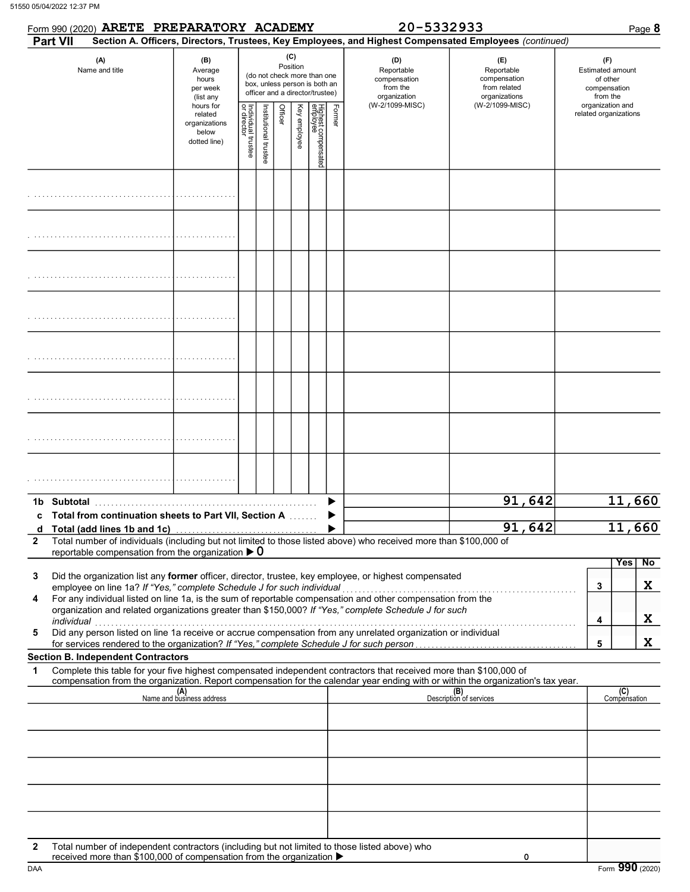Form 990 (2020) **ARETE PREPARATORY ACADEMY** 20-5332933

**Part VII** Section A. Officers, Directors, Trustees, Key Employees, and Highest Compensated Employees *(continued)*

| (A) Name and title | (B) Average hours per week (list any hours for related organizations below dotted line) | (C) Position (do not check more than one box, unless person is both an officer and a director/trustee): Individual trustee or director | Institutional trustee | Officer | Key employee | Highest compensated employee | Former | (D) Reportable compensation from the organization (W-2/1099-MISC) | (E) Reportable compensation from related organizations (W-2/1099-MISC) | (F) Estimated amount of other compensation from the organization and related organizations |
|---|---|---|---|---|---|---|---|---|---|---|
| | | | | | | | | | | |
| | | | | | | | | | | |
| | | | | | | | | | | |
| | | | | | | | | | | |
| | | | | | | | | | | |
| | | | | | | | | | | |
| | | | | | | | | | | |
| | | | | | | | | | | |

| | | (D) | (E) | (F) |
|---|---|---|---|---|
| **1b** | **Subtotal** | | 91,642 | 11,660 |
| **c** | **Total from continuation sheets to Part VII, Section A** | | | |
| **d** | **Total (add lines 1b and 1c)** | | 91,642 | 11,660 |

**2** Total number of individuals (including but not limited to those listed above) who received more than $100,000 of reportable compensation from the organization ▶ 0

| | | | Yes | No |
|---|---|---|---|---|
| **3** | Did the organization list any **former** officer, director, trustee, key employee, or highest compensated employee on line 1a? *If "Yes," complete Schedule J for such individual* | 3 | | X |
| **4** | For any individual listed on line 1a, is the sum of reportable compensation and other compensation from the organization and related organizations greater than $150,000? *If "Yes," complete Schedule J for such individual* | 4 | | X |
| **5** | Did any person listed on line 1a receive or accrue compensation from any unrelated organization or individual for services rendered to the organization? *If "Yes," complete Schedule J for such person* | 5 | | X |

**Section B. Independent Contractors**

**1** Complete this table for your five highest compensated independent contractors that received more than $100,000 of compensation from the organization. Report compensation for the calendar year ending with or within the organization's tax year.

| (A) Name and business address | (B) Description of services | (C) Compensation |
|---|---|---|
| | | |
| | | |
| | | |
| | | |
| | | |

**2** Total number of independent contractors (including but not limited to those listed above) who received more than $100,000 of compensation from the organization ▶ 0

Form **990** (2020)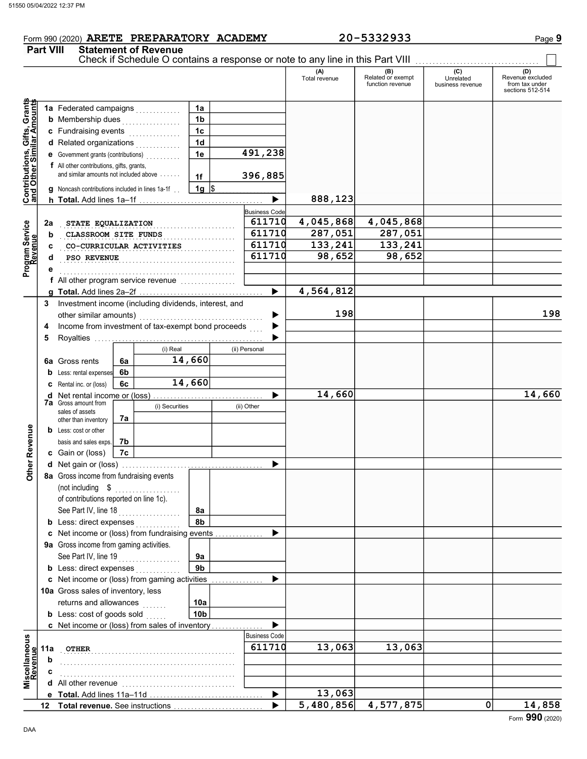Form 990 (2020) **ARETE PREPARATORY ACADEMY** **20-5332933**

## Part VIII Statement of Revenue

Check if Schedule O contains a response or note to any line in this Part VIII ☐

| | | | | (A) Total revenue | (B) Related or exempt function revenue | (C) Unrelated business revenue | (D) Revenue excluded from tax under sections 512-514 |
|---|---|---|---|---|---|---|---|
| **Contributions, Gifts, Grants and Other Similar Amounts** | 1a Federated campaigns | 1a | | | | | |
| | b Membership dues | 1b | | | | | |
| | c Fundraising events | 1c | | | | | |
| | d Related organizations | 1d | | | | | |
| | e Government grants (contributions) | 1e | 491,238 | | | | |
| | f All other contributions, gifts, grants, and similar amounts not included above | 1f | 396,885 | | | | |
| | g Noncash contributions included in lines 1a-1f | 1g | $ | | | | |
| | h **Total.** Add lines 1a–1f | | ▶ | 888,123 | | | |
| **Program Service Revenue** | | | Business Code | | | | |
| | 2a STATE EQUALIZATION | | 611710 | 4,045,868 | 4,045,868 | | |
| | b CLASSROOM SITE FUNDS | | 611710 | 287,051 | 287,051 | | |
| | c CO-CURRICULAR ACTIVITIES | | 611710 | 133,241 | 133,241 | | |
| | d PSO REVENUE | | 611710 | 98,652 | 98,652 | | |
| | e | | | | | | |
| | f All other program service revenue | | | | | | |
| | g **Total.** Add lines 2a–2f | | ▶ | 4,564,812 | | | |
| **Other Revenue** | 3 Investment income (including dividends, interest, and other similar amounts) | | ▶ | 198 | | | 198 |
| | 4 Income from investment of tax-exempt bond proceeds | | ▶ | | | | |
| | 5 Royalties | | ▶ | | | | |
| | | (i) Real | (ii) Personal | | | | |
| | 6a Gross rents (6a) | 14,660 | | | | | |
| | b Less: rental expenses (6b) | | | | | | |
| | c Rental inc. or (loss) (6c) | 14,660 | | | | | |
| | d Net rental income or (loss) | | ▶ | 14,660 | | | 14,660 |
| | | (i) Securities | (ii) Other | | | | |
| | 7a Gross amount from sales of assets other than inventory (7a) | | | | | | |
| | b Less: cost or other basis and sales exps. (7b) | | | | | | |
| | c Gain or (loss) (7c) | | | | | | |
| | d Net gain or (loss) | | ▶ | | | | |
| | 8a Gross income from fundraising events (not including $ ........ of contributions reported on line 1c). See Part IV, line 18 | 8a | | | | | |
| | b Less: direct expenses | 8b | | | | | |
| | c Net income or (loss) from fundraising events | | ▶ | | | | |
| | 9a Gross income from gaming activities. See Part IV, line 19 | 9a | | | | | |
| | b Less: direct expenses | 9b | | | | | |
| | c Net income or (loss) from gaming activities | | ▶ | | | | |
| | 10a Gross sales of inventory, less returns and allowances | 10a | | | | | |
| | b Less: cost of goods sold | 10b | | | | | |
| | c Net income or (loss) from sales of inventory | | ▶ | | | | |
| **Miscellaneous Revenue** | | | Business Code | | | | |
| | 11a OTHER | | 611710 | 13,063 | 13,063 | | |
| | b | | | | | | |
| | c | | | | | | |
| | d All other revenue | | | | | | |
| | e **Total.** Add lines 11a–11d | | ▶ | 13,063 | | | |
| | 12 **Total revenue.** See instructions | | ▶ | 5,480,856 | 4,577,875 | 0 | 14,858 |

Form **990** (2020)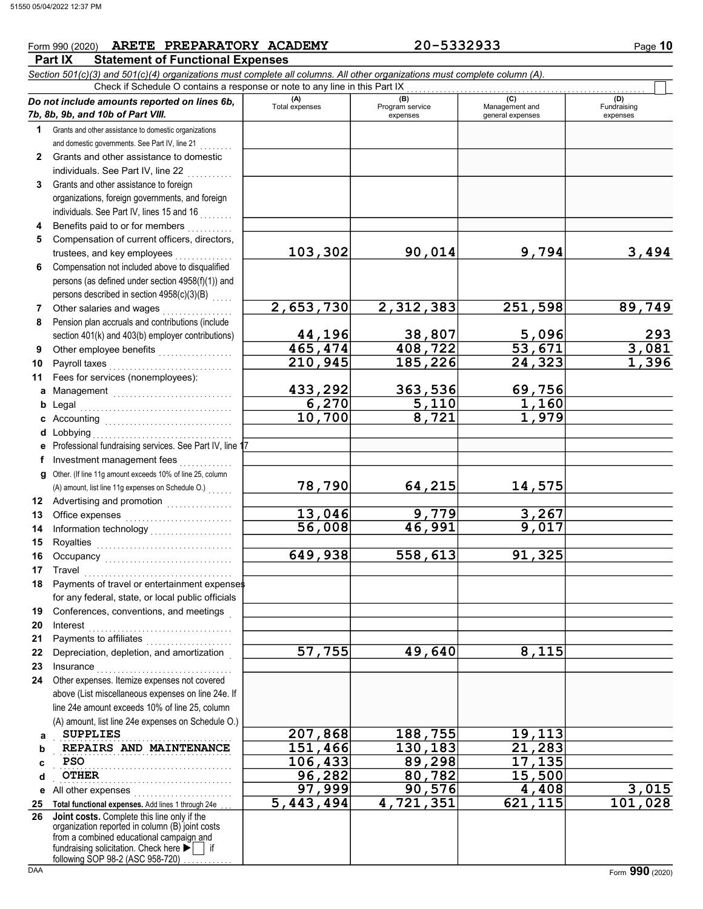Form 990 (2020) **ARETE PREPARATORY ACADEMY** 20-5332933

## Part IX Statement of Functional Expenses

*Section 501(c)(3) and 501(c)(4) organizations must complete all columns. All other organizations must complete column (A).*

Check if Schedule O contains a response or note to any line in this Part IX ☐

| *Do not include amounts reported on lines 6b, 7b, 8b, 9b, and 10b of Part VIII.* | (A) Total expenses | (B) Program service expenses | (C) Management and general expenses | (D) Fundraising expenses |
|---|---|---|---|---|
| **1** Grants and other assistance to domestic organizations and domestic governments. See Part IV, line 21 | | | | |
| **2** Grants and other assistance to domestic individuals. See Part IV, line 22 | | | | |
| **3** Grants and other assistance to foreign organizations, foreign governments, and foreign individuals. See Part IV, lines 15 and 16 | | | | |
| **4** Benefits paid to or for members | | | | |
| **5** Compensation of current officers, directors, trustees, and key employees | 103,302 | 90,014 | 9,794 | 3,494 |
| **6** Compensation not included above to disqualified persons (as defined under section 4958(f)(1)) and persons described in section 4958(c)(3)(B) | | | | |
| **7** Other salaries and wages | 2,653,730 | 2,312,383 | 251,598 | 89,749 |
| **8** Pension plan accruals and contributions (include section 401(k) and 403(b) employer contributions) | 44,196 | 38,807 | 5,096 | 293 |
| **9** Other employee benefits | 465,474 | 408,722 | 53,671 | 3,081 |
| **10** Payroll taxes | 210,945 | 185,226 | 24,323 | 1,396 |
| **11** Fees for services (nonemployees): | | | | |
| **a** Management | 433,292 | 363,536 | 69,756 | |
| **b** Legal | 6,270 | 5,110 | 1,160 | |
| **c** Accounting | 10,700 | 8,721 | 1,979 | |
| **d** Lobbying | | | | |
| **e** Professional fundraising services. See Part IV, line 17 | | | | |
| **f** Investment management fees | | | | |
| **g** Other. (If line 11g amount exceeds 10% of line 25, column (A) amount, list line 11g expenses on Schedule O.) | 78,790 | 64,215 | 14,575 | |
| **12** Advertising and promotion | | | | |
| **13** Office expenses | 13,046 | 9,779 | 3,267 | |
| **14** Information technology | 56,008 | 46,991 | 9,017 | |
| **15** Royalties | | | | |
| **16** Occupancy | 649,938 | 558,613 | 91,325 | |
| **17** Travel | | | | |
| **18** Payments of travel or entertainment expenses for any federal, state, or local public officials | | | | |
| **19** Conferences, conventions, and meetings | | | | |
| **20** Interest | | | | |
| **21** Payments to affiliates | | | | |
| **22** Depreciation, depletion, and amortization | 57,755 | 49,640 | 8,115 | |
| **23** Insurance | | | | |
| **24** Other expenses. Itemize expenses not covered above (List miscellaneous expenses on line 24e. If line 24e amount exceeds 10% of line 25, column (A) amount, list line 24e expenses on Schedule O.) | | | | |
| **a** SUPPLIES | 207,868 | 188,755 | 19,113 | |
| **b** REPAIRS AND MAINTENANCE | 151,466 | 130,183 | 21,283 | |
| **c** PSO | 106,433 | 89,298 | 17,135 | |
| **d** OTHER | 96,282 | 80,782 | 15,500 | |
| **e** All other expenses | 97,999 | 90,576 | 4,408 | 3,015 |
| **25 Total functional expenses.** Add lines 1 through 24e | 5,443,494 | 4,721,351 | 621,115 | 101,028 |
| **26 Joint costs.** Complete this line only if the organization reported in column (B) joint costs from a combined educational campaign and fundraising solicitation. Check here ☐ if following SOP 98-2 (ASC 958-720) | | | | |

Form **990** (2020)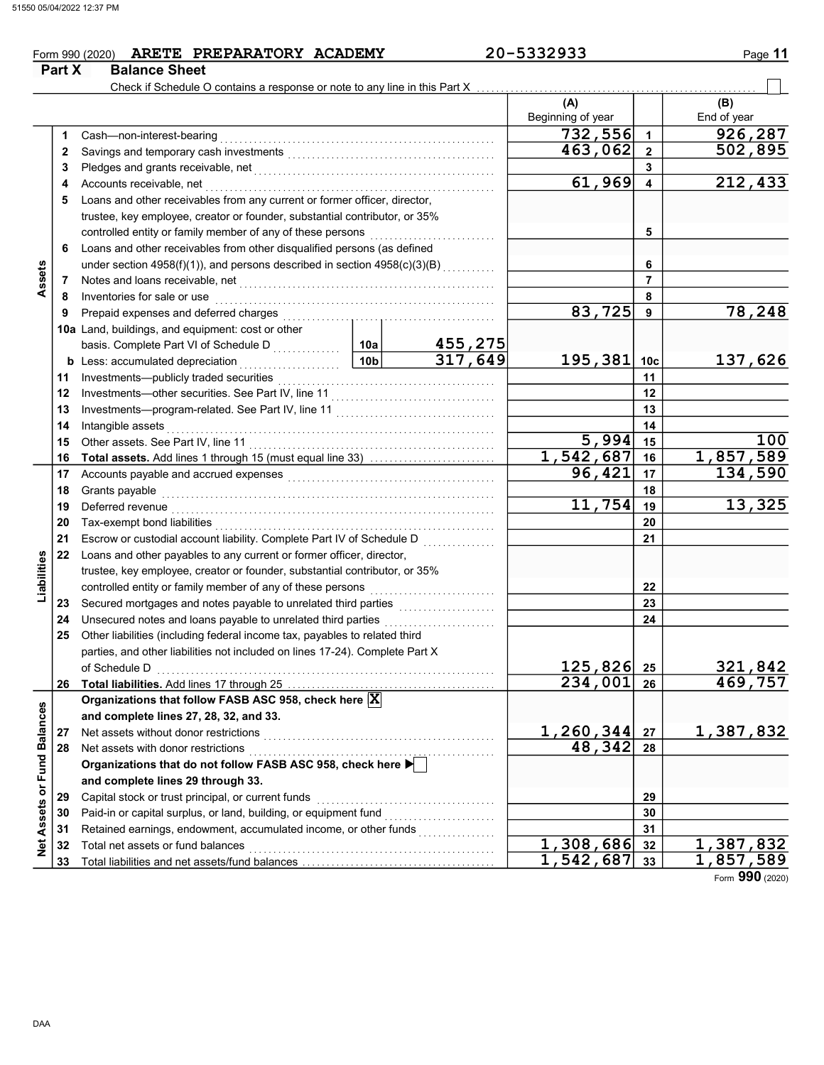Form 990 (2020) **ARETE PREPARATORY ACADEMY** 20-5332933

## Part X Balance Sheet

Check if Schedule O contains a response or note to any line in this Part X ☐

| | | | | (A) Beginning of year | | (B) End of year |
|---|---|---|---|---|---|---|
| **Assets** | 1 | Cash—non-interest-bearing | | 732,556 | 1 | 926,287 |
| | 2 | Savings and temporary cash investments | | 463,062 | 2 | 502,895 |
| | 3 | Pledges and grants receivable, net | | | 3 | |
| | 4 | Accounts receivable, net | | 61,969 | 4 | 212,433 |
| | 5 | Loans and other receivables from any current or former officer, director, trustee, key employee, creator or founder, substantial contributor, or 35% controlled entity or family member of any of these persons | | | 5 | |
| | 6 | Loans and other receivables from other disqualified persons (as defined under section 4958(f)(1)), and persons described in section 4958(c)(3)(B) | | | 6 | |
| | 7 | Notes and loans receivable, net | | | 7 | |
| | 8 | Inventories for sale or use | | | 8 | |
| | 9 | Prepaid expenses and deferred charges | | 83,725 | 9 | 78,248 |
| | 10a | Land, buildings, and equipment: cost or other basis. Complete Part VI of Schedule D | 10a 455,275 | | | |
| | b | Less: accumulated depreciation | 10b 317,649 | 195,381 | 10c | 137,626 |
| | 11 | Investments—publicly traded securities | | | 11 | |
| | 12 | Investments—other securities. See Part IV, line 11 | | | 12 | |
| | 13 | Investments—program-related. See Part IV, line 11 | | | 13 | |
| | 14 | Intangible assets | | | 14 | |
| | 15 | Other assets. See Part IV, line 11 | | 5,994 | 15 | 100 |
| | 16 | **Total assets.** Add lines 1 through 15 (must equal line 33) | | 1,542,687 | 16 | 1,857,589 |
| **Liabilities** | 17 | Accounts payable and accrued expenses | | 96,421 | 17 | 134,590 |
| | 18 | Grants payable | | | 18 | |
| | 19 | Deferred revenue | | 11,754 | 19 | 13,325 |
| | 20 | Tax-exempt bond liabilities | | | 20 | |
| | 21 | Escrow or custodial account liability. Complete Part IV of Schedule D | | | 21 | |
| | 22 | Loans and other payables to any current or former officer, director, trustee, key employee, creator or founder, substantial contributor, or 35% controlled entity or family member of any of these persons | | | 22 | |
| | 23 | Secured mortgages and notes payable to unrelated third parties | | | 23 | |
| | 24 | Unsecured notes and loans payable to unrelated third parties | | | 24 | |
| | 25 | Other liabilities (including federal income tax, payables to related third parties, and other liabilities not included on lines 17-24). Complete Part X of Schedule D | | 125,826 | 25 | 321,842 |
| | 26 | **Total liabilities.** Add lines 17 through 25 | | 234,001 | 26 | 469,757 |
| **Net Assets or Fund Balances** | | **Organizations that follow FASB ASC 958, check here** ☒ **and complete lines 27, 28, 32, and 33.** | | | | |
| | 27 | Net assets without donor restrictions | | 1,260,344 | 27 | 1,387,832 |
| | 28 | Net assets with donor restrictions | | 48,342 | 28 | |
| | | **Organizations that do not follow FASB ASC 958, check here** ☐ **and complete lines 29 through 33.** | | | | |
| | 29 | Capital stock or trust principal, or current funds | | | 29 | |
| | 30 | Paid-in or capital surplus, or land, building, or equipment fund | | | 30 | |
| | 31 | Retained earnings, endowment, accumulated income, or other funds | | | 31 | |
| | 32 | Total net assets or fund balances | | 1,308,686 | 32 | 1,387,832 |
| | 33 | Total liabilities and net assets/fund balances | | 1,542,687 | 33 | 1,857,589 |

Form **990** (2020)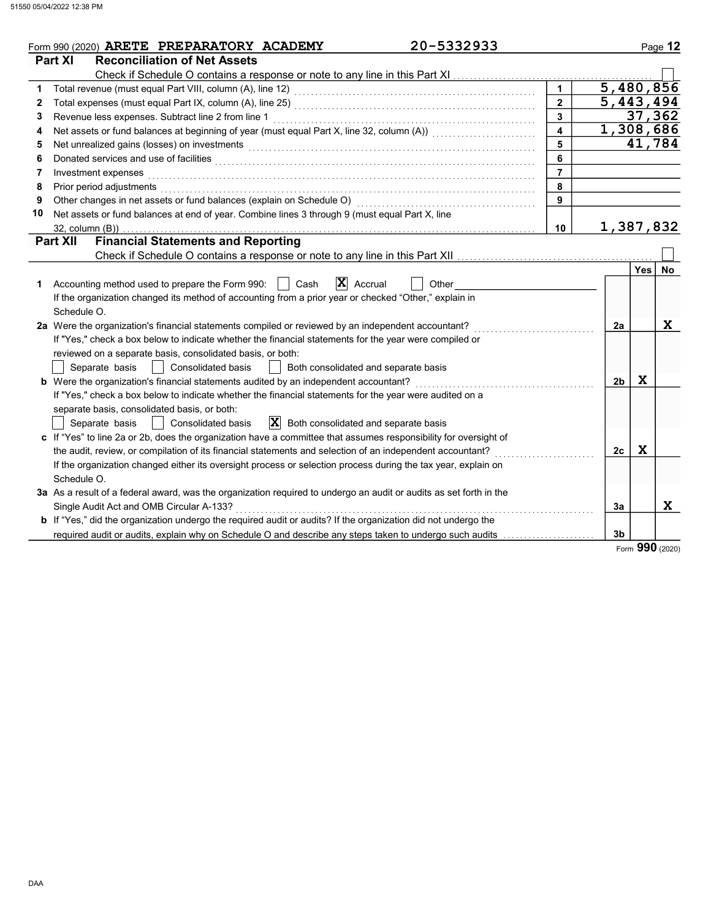Form 990 (2020) **ARETE PREPARATORY ACADEMY** 20-5332933

## Part XI Reconciliation of Net Assets

Check if Schedule O contains a response or note to any line in this Part XI ☐

| | | | |
|---|---|---|---|
| 1 | Total revenue (must equal Part VIII, column (A), line 12) | 1 | 5,480,856 |
| 2 | Total expenses (must equal Part IX, column (A), line 25) | 2 | 5,443,494 |
| 3 | Revenue less expenses. Subtract line 2 from line 1 | 3 | 37,362 |
| 4 | Net assets or fund balances at beginning of year (must equal Part X, line 32, column (A)) | 4 | 1,308,686 |
| 5 | Net unrealized gains (losses) on investments | 5 | 41,784 |
| 6 | Donated services and use of facilities | 6 | |
| 7 | Investment expenses | 7 | |
| 8 | Prior period adjustments | 8 | |
| 9 | Other changes in net assets or fund balances (explain on Schedule O) | 9 | |
| 10 | Net assets or fund balances at end of year. Combine lines 3 through 9 (must equal Part X, line 32, column (B)) | 10 | 1,387,832 |

## Part XII Financial Statements and Reporting

Check if Schedule O contains a response or note to any line in this Part XII ☐

| | | | Yes | No |
|---|---|---|---|---|
| 1 | Accounting method used to prepare the Form 990: ☐ Cash ☒ Accrual ☐ Other<br>If the organization changed its method of accounting from a prior year or checked "Other," explain in Schedule O. | | | |
| 2a | Were the organization's financial statements compiled or reviewed by an independent accountant?<br>If "Yes," check a box below to indicate whether the financial statements for the year were compiled or reviewed on a separate basis, consolidated basis, or both:<br>☐ Separate basis ☐ Consolidated basis ☐ Both consolidated and separate basis | 2a | | X |
| b | Were the organization's financial statements audited by an independent accountant?<br>If "Yes," check a box below to indicate whether the financial statements for the year were audited on a separate basis, consolidated basis, or both:<br>☐ Separate basis ☐ Consolidated basis ☒ Both consolidated and separate basis | 2b | X | |
| c | If "Yes" to line 2a or 2b, does the organization have a committee that assumes responsibility for oversight of the audit, review, or compilation of its financial statements and selection of an independent accountant?<br>If the organization changed either its oversight process or selection process during the tax year, explain on Schedule O. | 2c | X | |
| 3a | As a result of a federal award, was the organization required to undergo an audit or audits as set forth in the Single Audit Act and OMB Circular A-133? | 3a | | X |
| b | If "Yes," did the organization undergo the required audit or audits? If the organization did not undergo the required audit or audits, explain why on Schedule O and describe any steps taken to undergo such audits | 3b | | |

Form **990** (2020)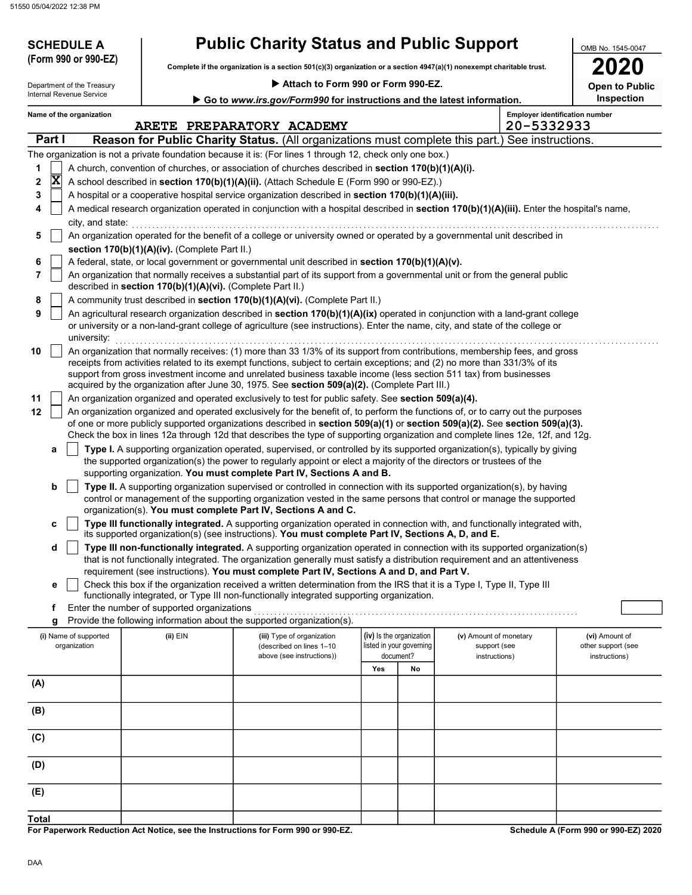**SCHEDULE A**
**(Form 990 or 990-EZ)**

Department of the Treasury
Internal Revenue Service

# Public Charity Status and Public Support

**Complete if the organization is a section 501(c)(3) organization or a section 4947(a)(1) nonexempt charitable trust.**

▶ **Attach to Form 990 or Form 990-EZ.**

▶ **Go to *www.irs.gov/Form990* for instructions and the latest information.**

OMB No. 1545-0047

**2020**

**Open to Public Inspection**

**Name of the organization:** ARETE PREPARATORY ACADEMY

**Employer identification number:** 20-5332933

## Part I — Reason for Public Charity Status. (All organizations must complete this part.) See instructions.

The organization is not a private foundation because it is: (For lines 1 through 12, check only one box.)

1. [ ] A church, convention of churches, or association of churches described in **section 170(b)(1)(A)(i).**
2. [X] A school described in **section 170(b)(1)(A)(ii).** (Attach Schedule E (Form 990 or 990-EZ).)
3. [ ] A hospital or a cooperative hospital service organization described in **section 170(b)(1)(A)(iii).**
4. [ ] A medical research organization operated in conjunction with a hospital described in **section 170(b)(1)(A)(iii).** Enter the hospital's name, city, and state:
5. [ ] An organization operated for the benefit of a college or university owned or operated by a governmental unit described in **section 170(b)(1)(A)(iv).** (Complete Part II.)
6. [ ] A federal, state, or local government or governmental unit described in **section 170(b)(1)(A)(v).**
7. [ ] An organization that normally receives a substantial part of its support from a governmental unit or from the general public described in **section 170(b)(1)(A)(vi).** (Complete Part II.)
8. [ ] A community trust described in **section 170(b)(1)(A)(vi).** (Complete Part II.)
9. [ ] An agricultural research organization described in **section 170(b)(1)(A)(ix)** operated in conjunction with a land-grant college or university or a non-land-grant college of agriculture (see instructions). Enter the name, city, and state of the college or university:
10. [ ] An organization that normally receives: (1) more than 33 1/3% of its support from contributions, membership fees, and gross receipts from activities related to its exempt functions, subject to certain exceptions; and (2) no more than 331/3% of its support from gross investment income and unrelated business taxable income (less section 511 tax) from businesses acquired by the organization after June 30, 1975. See **section 509(a)(2).** (Complete Part III.)
11. [ ] An organization organized and operated exclusively to test for public safety. See **section 509(a)(4).**
12. [ ] An organization organized and operated exclusively for the benefit of, to perform the functions of, or to carry out the purposes of one or more publicly supported organizations described in **section 509(a)(1)** or **section 509(a)(2).** See **section 509(a)(3).** Check the box in lines 12a through 12d that describes the type of supporting organization and complete lines 12e, 12f, and 12g.
   - **a** [ ] **Type I.** A supporting organization operated, supervised, or controlled by its supported organization(s), typically by giving the supported organization(s) the power to regularly appoint or elect a majority of the directors or trustees of the supporting organization. **You must complete Part IV, Sections A and B.**
   - **b** [ ] **Type II.** A supporting organization supervised or controlled in connection with its supported organization(s), by having control or management of the supporting organization vested in the same persons that control or manage the supported organization(s). **You must complete Part IV, Sections A and C.**
   - **c** [ ] **Type III functionally integrated.** A supporting organization operated in connection with, and functionally integrated with, its supported organization(s) (see instructions). **You must complete Part IV, Sections A, D, and E.**
   - **d** [ ] **Type III non-functionally integrated.** A supporting organization operated in connection with its supported organization(s) that is not functionally integrated. The organization generally must satisfy a distribution requirement and an attentiveness requirement (see instructions). **You must complete Part IV, Sections A and D, and Part V.**
   - **e** [ ] Check this box if the organization received a written determination from the IRS that it is a Type I, Type II, Type III functionally integrated, or Type III non-functionally integrated supporting organization.
   - **f** Enter the number of supported organizations
   - **g** Provide the following information about the supported organization(s).

| (i) Name of supported organization | (ii) EIN | (iii) Type of organization (described on lines 1–10 above (see instructions)) | (iv) Is the organization listed in your governing document? Yes | No | (v) Amount of monetary support (see instructions) | (vi) Amount of other support (see instructions) |
|---|---|---|---|---|---|---|
| (A) | | | | | | |
| (B) | | | | | | |
| (C) | | | | | | |
| (D) | | | | | | |
| (E) | | | | | | |
| **Total** | | | | | | |

**For Paperwork Reduction Act Notice, see the Instructions for Form 990 or 990-EZ.**

**Schedule A (Form 990 or 990-EZ) 2020**

DAA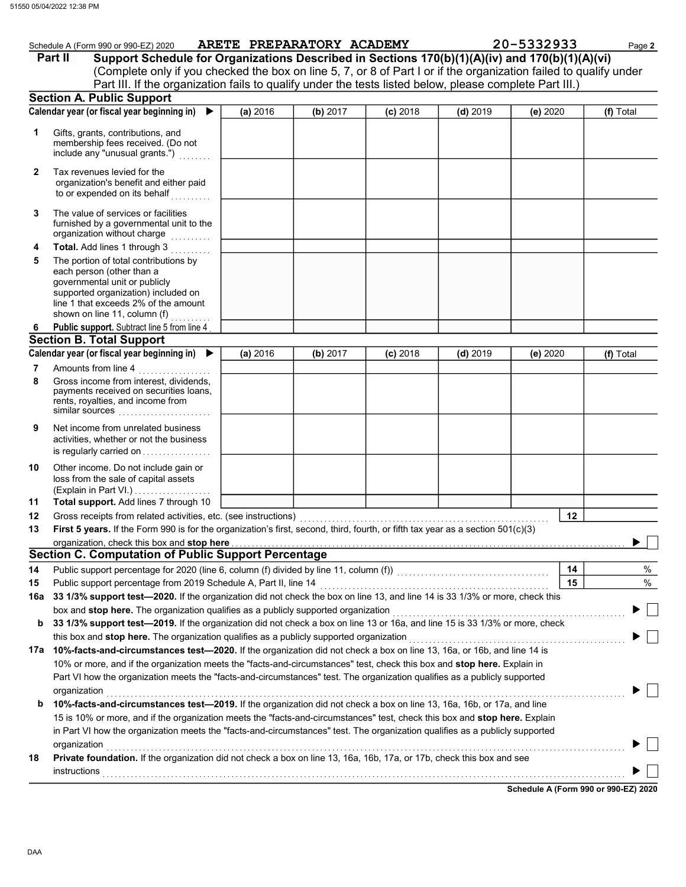Schedule A (Form 990 or 990-EZ) 2020 ARETE PREPARATORY ACADEMY 20-5332933 Page **2**

**Part II** **Support Schedule for Organizations Described in Sections 170(b)(1)(A)(iv) and 170(b)(1)(A)(vi)**
(Complete only if you checked the box on line 5, 7, or 8 of Part I or if the organization failed to qualify under Part III. If the organization fails to qualify under the tests listed below, please complete Part III.)

## Section A. Public Support

| Calendar year (or fiscal year beginning in) ▶ | (a) 2016 | (b) 2017 | (c) 2018 | (d) 2019 | (e) 2020 | (f) Total |
|---|---|---|---|---|---|---|
| **1** Gifts, grants, contributions, and membership fees received. (Do not include any "unusual grants.") | | | | | | |
| **2** Tax revenues levied for the organization's benefit and either paid to or expended on its behalf | | | | | | |
| **3** The value of services or facilities furnished by a governmental unit to the organization without charge | | | | | | |
| **4** **Total.** Add lines 1 through 3 | | | | | | |
| **5** The portion of total contributions by each person (other than a governmental unit or publicly supported organization) included on line 1 that exceeds 2% of the amount shown on line 11, column (f) | | | | | | |
| **6** **Public support.** Subtract line 5 from line 4 | | | | | | |

## Section B. Total Support

| Calendar year (or fiscal year beginning in) ▶ | (a) 2016 | (b) 2017 | (c) 2018 | (d) 2019 | (e) 2020 | (f) Total |
|---|---|---|---|---|---|---|
| **7** Amounts from line 4 | | | | | | |
| **8** Gross income from interest, dividends, payments received on securities loans, rents, royalties, and income from similar sources | | | | | | |
| **9** Net income from unrelated business activities, whether or not the business is regularly carried on | | | | | | |
| **10** Other income. Do not include gain or loss from the sale of capital assets (Explain in Part VI.) | | | | | | |
| **11** **Total support.** Add lines 7 through 10 | | | | | | |

**12** Gross receipts from related activities, etc. (see instructions) **12**

**13** **First 5 years.** If the Form 990 is for the organization's first, second, third, fourth, or fifth tax year as a section 501(c)(3) organization, check this box and **stop here** ▶ ☐

## Section C. Computation of Public Support Percentage

**14** Public support percentage for 2020 (line 6, column (f) divided by line 11, column (f)) **14** %

**15** Public support percentage from 2019 Schedule A, Part II, line 14 **15** %

**16a** **33 1/3% support test—2020.** If the organization did not check the box on line 13, and line 14 is 33 1/3% or more, check this box and **stop here.** The organization qualifies as a publicly supported organization ▶ ☐

**b** **33 1/3% support test—2019.** If the organization did not check a box on line 13 or 16a, and line 15 is 33 1/3% or more, check this box and **stop here.** The organization qualifies as a publicly supported organization ▶ ☐

**17a** **10%-facts-and-circumstances test—2020.** If the organization did not check a box on line 13, 16a, or 16b, and line 14 is 10% or more, and if the organization meets the "facts-and-circumstances" test, check this box and **stop here.** Explain in Part VI how the organization meets the "facts-and-circumstances" test. The organization qualifies as a publicly supported organization ▶ ☐

**b** **10%-facts-and-circumstances test—2019.** If the organization did not check a box on line 13, 16a, 16b, or 17a, and line 15 is 10% or more, and if the organization meets the "facts-and-circumstances" test, check this box and **stop here.** Explain in Part VI how the organization meets the "facts-and-circumstances" test. The organization qualifies as a publicly supported organization ▶ ☐

**18** **Private foundation.** If the organization did not check a box on line 13, 16a, 16b, 17a, or 17b, check this box and see instructions ▶ ☐

**Schedule A (Form 990 or 990-EZ) 2020**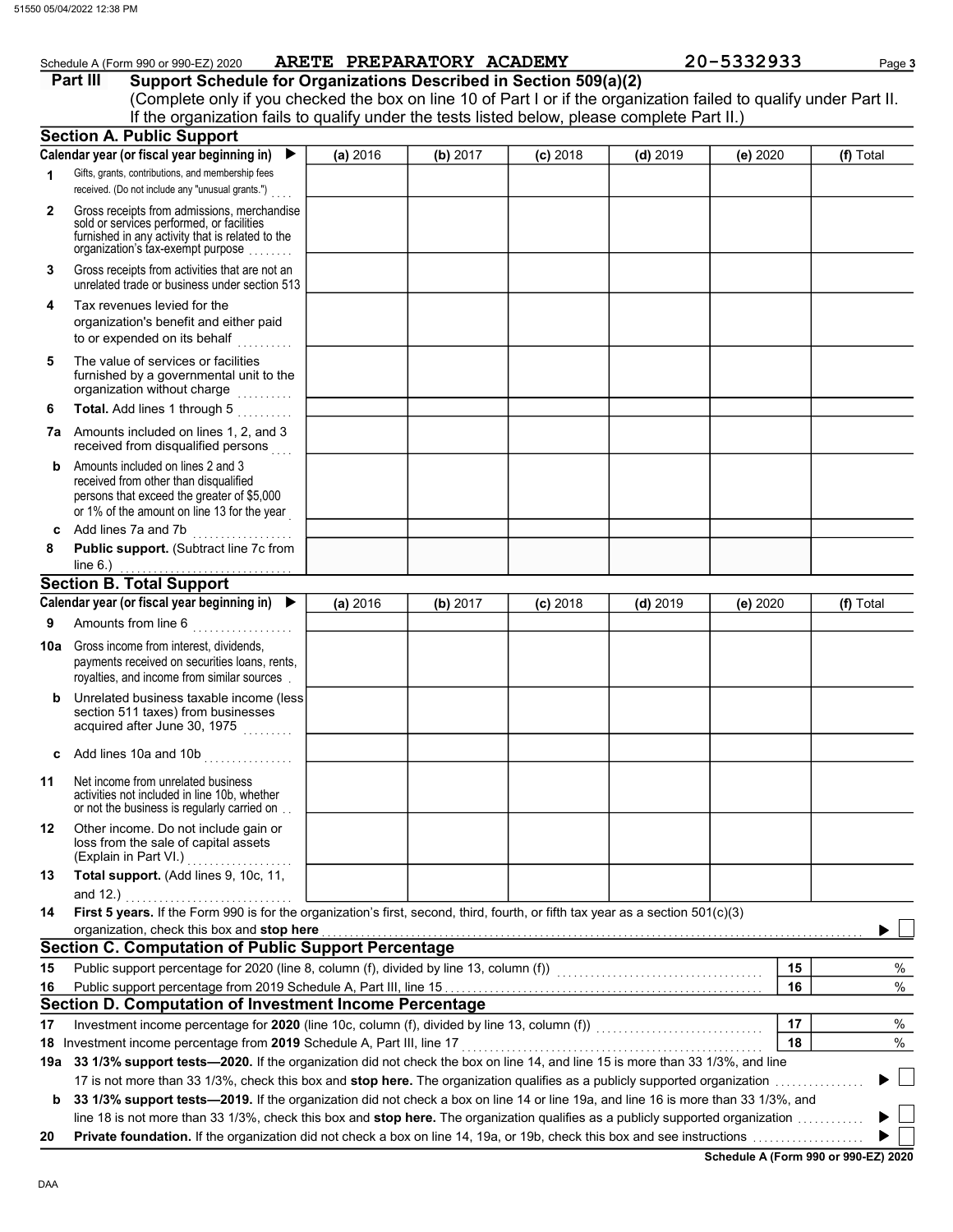Schedule A (Form 990 or 990-EZ) 2020 ARETE PREPARATORY ACADEMY 20-5332933 Page 3

## Part III Support Schedule for Organizations Described in Section 509(a)(2)

(Complete only if you checked the box on line 10 of Part I or if the organization failed to qualify under Part II. If the organization fails to qualify under the tests listed below, please complete Part II.)

### Section A. Public Support

| Calendar year (or fiscal year beginning in) ▶ | (a) 2016 | (b) 2017 | (c) 2018 | (d) 2019 | (e) 2020 | (f) Total |
|---|---|---|---|---|---|---|
| 1 Gifts, grants, contributions, and membership fees received. (Do not include any "unusual grants.") | | | | | | |
| 2 Gross receipts from admissions, merchandise sold or services performed, or facilities furnished in any activity that is related to the organization's tax-exempt purpose | | | | | | |
| 3 Gross receipts from activities that are not an unrelated trade or business under section 513 | | | | | | |
| 4 Tax revenues levied for the organization's benefit and either paid to or expended on its behalf | | | | | | |
| 5 The value of services or facilities furnished by a governmental unit to the organization without charge | | | | | | |
| 6 **Total.** Add lines 1 through 5 | | | | | | |
| 7a Amounts included on lines 1, 2, and 3 received from disqualified persons | | | | | | |
| b Amounts included on lines 2 and 3 received from other than disqualified persons that exceed the greater of $5,000 or 1% of the amount on line 13 for the year | | | | | | |
| c Add lines 7a and 7b | | | | | | |
| 8 **Public support.** (Subtract line 7c from line 6.) | | | | | | |

### Section B. Total Support

| Calendar year (or fiscal year beginning in) ▶ | (a) 2016 | (b) 2017 | (c) 2018 | (d) 2019 | (e) 2020 | (f) Total |
|---|---|---|---|---|---|---|
| 9 Amounts from line 6 | | | | | | |
| 10a Gross income from interest, dividends, payments received on securities loans, rents, royalties, and income from similar sources | | | | | | |
| b Unrelated business taxable income (less section 511 taxes) from businesses acquired after June 30, 1975 | | | | | | |
| c Add lines 10a and 10b | | | | | | |
| 11 Net income from unrelated business activities not included in line 10b, whether or not the business is regularly carried on | | | | | | |
| 12 Other income. Do not include gain or loss from the sale of capital assets (Explain in Part VI.) | | | | | | |
| 13 **Total support.** (Add lines 9, 10c, 11, and 12.) | | | | | | |

14 **First 5 years.** If the Form 990 is for the organization's first, second, third, fourth, or fifth tax year as a section 501(c)(3) organization, check this box and **stop here** ▶ ☐

### Section C. Computation of Public Support Percentage

| | | | |
|---|---|---|---|
| 15 | Public support percentage for 2020 (line 8, column (f), divided by line 13, column (f)) | 15 | % |
| 16 | Public support percentage from 2019 Schedule A, Part III, line 15 | 16 | % |

### Section D. Computation of Investment Income Percentage

| | | | |
|---|---|---|---|
| 17 | Investment income percentage for **2020** (line 10c, column (f), divided by line 13, column (f)) | 17 | % |
| 18 | Investment income percentage from **2019** Schedule A, Part III, line 17 | 18 | % |

19a **33 1/3% support tests—2020.** If the organization did not check the box on line 14, and line 15 is more than 33 1/3%, and line 17 is not more than 33 1/3%, check this box and **stop here.** The organization qualifies as a publicly supported organization ▶ ☐

b **33 1/3% support tests—2019.** If the organization did not check a box on line 14 or line 19a, and line 16 is more than 33 1/3%, and line 18 is not more than 33 1/3%, check this box and **stop here.** The organization qualifies as a publicly supported organization ▶ ☐

20 **Private foundation.** If the organization did not check a box on line 14, 19a, or 19b, check this box and see instructions ▶ ☐

**Schedule A (Form 990 or 990-EZ) 2020**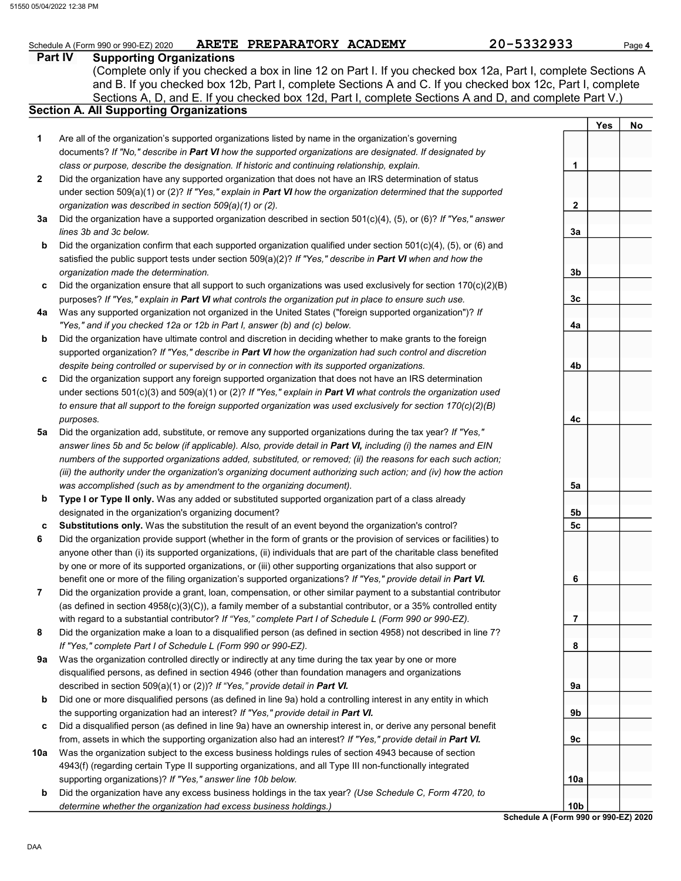Schedule A (Form 990 or 990-EZ) 2020 ARETE PREPARATORY ACADEMY 20-5332933 Page **4**

## Part IV Supporting Organizations

(Complete only if you checked a box in line 12 on Part I. If you checked box 12a, Part I, complete Sections A and B. If you checked box 12b, Part I, complete Sections A and C. If you checked box 12c, Part I, complete Sections A, D, and E. If you checked box 12d, Part I, complete Sections A and D, and complete Part V.)

### Section A. All Supporting Organizations

| | | | Yes | No |
|---|---|---|---|---|
| **1** | Are all of the organization's supported organizations listed by name in the organization's governing documents? *If "No," describe in **Part VI** how the supported organizations are designated. If designated by class or purpose, describe the designation. If historic and continuing relationship, explain.* | 1 | | |
| **2** | Did the organization have any supported organization that does not have an IRS determination of status under section 509(a)(1) or (2)? *If "Yes," explain in **Part VI** how the organization determined that the supported organization was described in section 509(a)(1) or (2).* | 2 | | |
| **3a** | Did the organization have a supported organization described in section 501(c)(4), (5), or (6)? *If "Yes," answer lines 3b and 3c below.* | 3a | | |
| **b** | Did the organization confirm that each supported organization qualified under section 501(c)(4), (5), or (6) and satisfied the public support tests under section 509(a)(2)? *If "Yes," describe in **Part VI** when and how the organization made the determination.* | 3b | | |
| **c** | Did the organization ensure that all support to such organizations was used exclusively for section 170(c)(2)(B) purposes? *If "Yes," explain in **Part VI** what controls the organization put in place to ensure such use.* | 3c | | |
| **4a** | Was any supported organization not organized in the United States ("foreign supported organization")? *If "Yes," and if you checked 12a or 12b in Part I, answer (b) and (c) below.* | 4a | | |
| **b** | Did the organization have ultimate control and discretion in deciding whether to make grants to the foreign supported organization? *If "Yes," describe in **Part VI** how the organization had such control and discretion despite being controlled or supervised by or in connection with its supported organizations.* | 4b | | |
| **c** | Did the organization support any foreign supported organization that does not have an IRS determination under sections 501(c)(3) and 509(a)(1) or (2)? *If "Yes," explain in **Part VI** what controls the organization used to ensure that all support to the foreign supported organization was used exclusively for section 170(c)(2)(B) purposes.* | 4c | | |
| **5a** | Did the organization add, substitute, or remove any supported organizations during the tax year? *If "Yes," answer lines 5b and 5c below (if applicable). Also, provide detail in **Part VI,** including (i) the names and EIN numbers of the supported organizations added, substituted, or removed; (ii) the reasons for each such action; (iii) the authority under the organization's organizing document authorizing such action; and (iv) how the action was accomplished (such as by amendment to the organizing document).* | 5a | | |
| **b** | **Type I or Type II only.** Was any added or substituted supported organization part of a class already designated in the organization's organizing document? | 5b | | |
| **c** | **Substitutions only.** Was the substitution the result of an event beyond the organization's control? | 5c | | |
| **6** | Did the organization provide support (whether in the form of grants or the provision of services or facilities) to anyone other than (i) its supported organizations, (ii) individuals that are part of the charitable class benefited by one or more of its supported organizations, or (iii) other supporting organizations that also support or benefit one or more of the filing organization's supported organizations? ***If "Yes," provide detail in Part VI.*** | 6 | | |
| **7** | Did the organization provide a grant, loan, compensation, or other similar payment to a substantial contributor (as defined in section 4958(c)(3)(C)), a family member of a substantial contributor, or a 35% controlled entity with regard to a substantial contributor? *If "Yes," complete Part I of Schedule L (Form 990 or 990-EZ).* | 7 | | |
| **8** | Did the organization make a loan to a disqualified person (as defined in section 4958) not described in line 7? *If "Yes," complete Part I of Schedule L (Form 990 or 990-EZ).* | 8 | | |
| **9a** | Was the organization controlled directly or indirectly at any time during the tax year by one or more disqualified persons, as defined in section 4946 (other than foundation managers and organizations described in section 509(a)(1) or (2))? *If "Yes," provide detail in **Part VI.*** | 9a | | |
| **b** | Did one or more disqualified persons (as defined in line 9a) hold a controlling interest in any entity in which the supporting organization had an interest? *If "Yes," provide detail in **Part VI.*** | 9b | | |
| **c** | Did a disqualified person (as defined in line 9a) have an ownership interest in, or derive any personal benefit from, assets in which the supporting organization also had an interest? *If "Yes," provide detail in **Part VI.*** | 9c | | |
| **10a** | Was the organization subject to the excess business holdings rules of section 4943 because of section 4943(f) (regarding certain Type II supporting organizations, and all Type III non-functionally integrated supporting organizations)? *If "Yes," answer line 10b below.* | 10a | | |
| **b** | Did the organization have any excess business holdings in the tax year? *(Use Schedule C, Form 4720, to determine whether the organization had excess business holdings.)* | 10b | | |

**Schedule A (Form 990 or 990-EZ) 2020**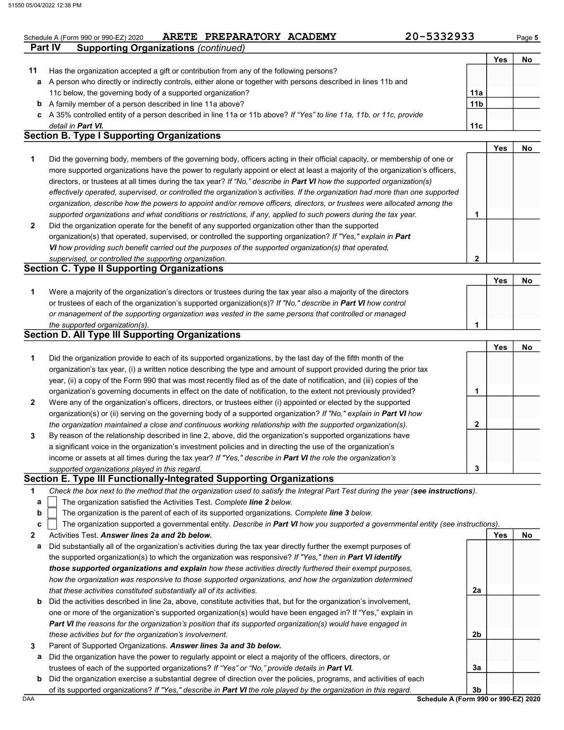Schedule A (Form 990 or 990-EZ) 2020 **ARETE PREPARATORY ACADEMY** 20-5332933

**Part IV Supporting Organizations** *(continued)*

| | | | Yes | No |
|---|---|---|---|---|
| **11** | Has the organization accepted a gift or contribution from any of the following persons? | | | |
| **a** | A person who directly or indirectly controls, either alone or together with persons described in lines 11b and 11c below, the governing body of a supported organization? | **11a** | | |
| **b** | A family member of a person described in line 11a above? | **11b** | | |
| **c** | A 35% controlled entity of a person described in line 11a or 11b above? *If "Yes" to line 11a, 11b, or 11c, provide detail in **Part VI.*** | **11c** | | |

## Section B. Type I Supporting Organizations

| | | | Yes | No |
|---|---|---|---|---|
| **1** | Did the governing body, members of the governing body, officers acting in their official capacity, or membership of one or more supported organizations have the power to regularly appoint or elect at least a majority of the organization's officers, directors, or trustees at all times during the tax year? *If "No," describe in **Part VI** how the supported organization(s) effectively operated, supervised, or controlled the organization's activities. If the organization had more than one supported organization, describe how the powers to appoint and/or remove officers, directors, or trustees were allocated among the supported organizations and what conditions or restrictions, if any, applied to such powers during the tax year.* | **1** | | |
| **2** | Did the organization operate for the benefit of any supported organization other than the supported organization(s) that operated, supervised, or controlled the supporting organization? *If "Yes," explain in **Part VI** how providing such benefit carried out the purposes of the supported organization(s) that operated, supervised, or controlled the supporting organization.* | **2** | | |

## Section C. Type II Supporting Organizations

| | | | Yes | No |
|---|---|---|---|---|
| **1** | Were a majority of the organization's directors or trustees during the tax year also a majority of the directors or trustees of each of the organization's supported organization(s)? *If "No," describe in **Part VI** how control or management of the supporting organization was vested in the same persons that controlled or managed the supported organization(s).* | **1** | | |

## Section D. All Type III Supporting Organizations

| | | | Yes | No |
|---|---|---|---|---|
| **1** | Did the organization provide to each of its supported organizations, by the last day of the fifth month of the organization's tax year, (i) a written notice describing the type and amount of support provided during the prior tax year, (ii) a copy of the Form 990 that was most recently filed as of the date of notification, and (iii) copies of the organization's governing documents in effect on the date of notification, to the extent not previously provided? | **1** | | |
| **2** | Were any of the organization's officers, directors, or trustees either (i) appointed or elected by the supported organization(s) or (ii) serving on the governing body of a supported organization? *If "No," explain in **Part VI** how the organization maintained a close and continuous working relationship with the supported organization(s).* | **2** | | |
| **3** | By reason of the relationship described in line 2, above, did the organization's supported organizations have a significant voice in the organization's investment policies and in directing the use of the organization's income or assets at all times during the tax year? *If "Yes," describe in **Part VI** the role the organization's supported organizations played in this regard.* | **3** | | |

## Section E. Type III Functionally-Integrated Supporting Organizations

**1** *Check the box next to the method that the organization used to satisfy the Integral Part Test during the year (**see instructions**).*

- **a** ☐ The organization satisfied the Activities Test. *Complete **line 2** below.*
- **b** ☐ The organization is the parent of each of its supported organizations. *Complete **line 3** below.*
- **c** ☐ The organization supported a governmental entity. *Describe in **Part VI** how you supported a governmental entity (see instructions).*

| | | | Yes | No |
|---|---|---|---|---|
| **2** | Activities Test. ***Answer lines 2a and 2b below.*** | | | |
| **a** | Did substantially all of the organization's activities during the tax year directly further the exempt purposes of the supported organization(s) to which the organization was responsive? *If "Yes," then in **Part VI identify those supported organizations and explain** how these activities directly furthered their exempt purposes, how the organization was responsive to those supported organizations, and how the organization determined that these activities constituted substantially all of its activities.* | **2a** | | |
| **b** | Did the activities described in line 2a, above, constitute activities that, but for the organization's involvement, one or more of the organization's supported organization(s) would have been engaged in? If "Yes," explain in ***Part VI** the reasons for the organization's position that its supported organization(s) would have engaged in these activities but for the organization's involvement.* | **2b** | | |
| **3** | Parent of Supported Organizations. ***Answer lines 3a and 3b below.*** | | | |
| **a** | Did the organization have the power to regularly appoint or elect a majority of the officers, directors, or trustees of each of the supported organizations? *If "Yes" or "No," provide details in **Part VI.*** | **3a** | | |
| **b** | Did the organization exercise a substantial degree of direction over the policies, programs, and activities of each of its supported organizations? *If "Yes," describe in **Part VI** the role played by the organization in this regard.* | **3b** | | |

**Schedule A (Form 990 or 990-EZ) 2020**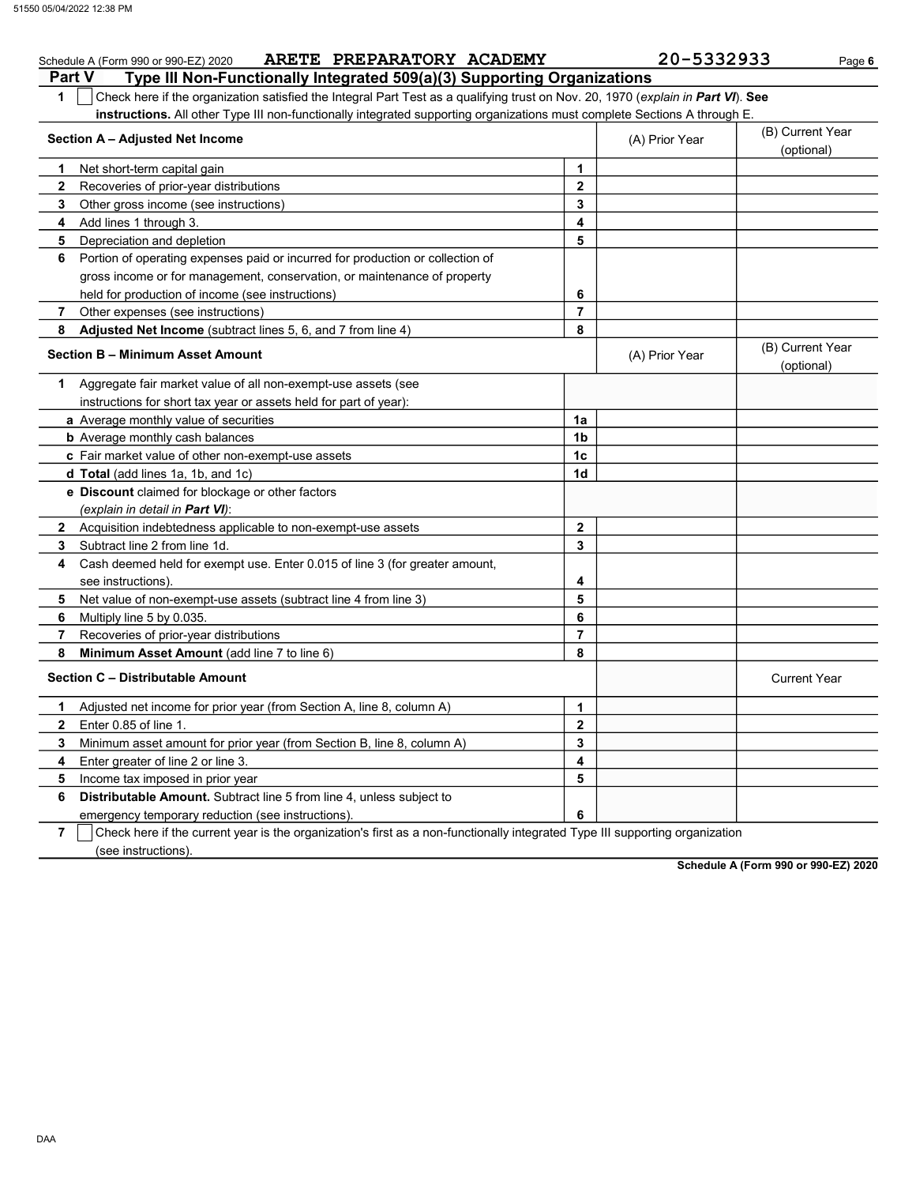Schedule A (Form 990 or 990-EZ) 2020 **ARETE PREPARATORY ACADEMY** 20-5332933

## Part V Type III Non-Functionally Integrated 509(a)(3) Supporting Organizations

**1** ☐ Check here if the organization satisfied the Integral Part Test as a qualifying trust on Nov. 20, 1970 (*explain in **Part VI***). **See instructions.** All other Type III non-functionally integrated supporting organizations must complete Sections A through E.

| Section A – Adjusted Net Income | | (A) Prior Year | (B) Current Year (optional) |
|---|---|---|---|
| **1** Net short-term capital gain | 1 | | |
| **2** Recoveries of prior-year distributions | 2 | | |
| **3** Other gross income (see instructions) | 3 | | |
| **4** Add lines 1 through 3. | 4 | | |
| **5** Depreciation and depletion | 5 | | |
| **6** Portion of operating expenses paid or incurred for production or collection of gross income or for management, conservation, or maintenance of property held for production of income (see instructions) | 6 | | |
| **7** Other expenses (see instructions) | 7 | | |
| **8** **Adjusted Net Income** (subtract lines 5, 6, and 7 from line 4) | 8 | | |

| Section B – Minimum Asset Amount | | (A) Prior Year | (B) Current Year (optional) |
|---|---|---|---|
| **1** Aggregate fair market value of all non-exempt-use assets (see instructions for short tax year or assets held for part of year): | | | |
| **a** Average monthly value of securities | 1a | | |
| **b** Average monthly cash balances | 1b | | |
| **c** Fair market value of other non-exempt-use assets | 1c | | |
| **d** **Total** (add lines 1a, 1b, and 1c) | 1d | | |
| **e** **Discount** claimed for blockage or other factors (*explain in detail in **Part VI***): | | | |
| **2** Acquisition indebtedness applicable to non-exempt-use assets | 2 | | |
| **3** Subtract line 2 from line 1d. | 3 | | |
| **4** Cash deemed held for exempt use. Enter 0.015 of line 3 (for greater amount, see instructions). | 4 | | |
| **5** Net value of non-exempt-use assets (subtract line 4 from line 3) | 5 | | |
| **6** Multiply line 5 by 0.035. | 6 | | |
| **7** Recoveries of prior-year distributions | 7 | | |
| **8** **Minimum Asset Amount** (add line 7 to line 6) | 8 | | |

| Section C – Distributable Amount | | | Current Year |
|---|---|---|---|
| **1** Adjusted net income for prior year (from Section A, line 8, column A) | 1 | | |
| **2** Enter 0.85 of line 1. | 2 | | |
| **3** Minimum asset amount for prior year (from Section B, line 8, column A) | 3 | | |
| **4** Enter greater of line 2 or line 3. | 4 | | |
| **5** Income tax imposed in prior year | 5 | | |
| **6** **Distributable Amount.** Subtract line 5 from line 4, unless subject to emergency temporary reduction (see instructions). | 6 | | |

**7** ☐ Check here if the current year is the organization's first as a non-functionally integrated Type III supporting organization (see instructions).

**Schedule A (Form 990 or 990-EZ) 2020**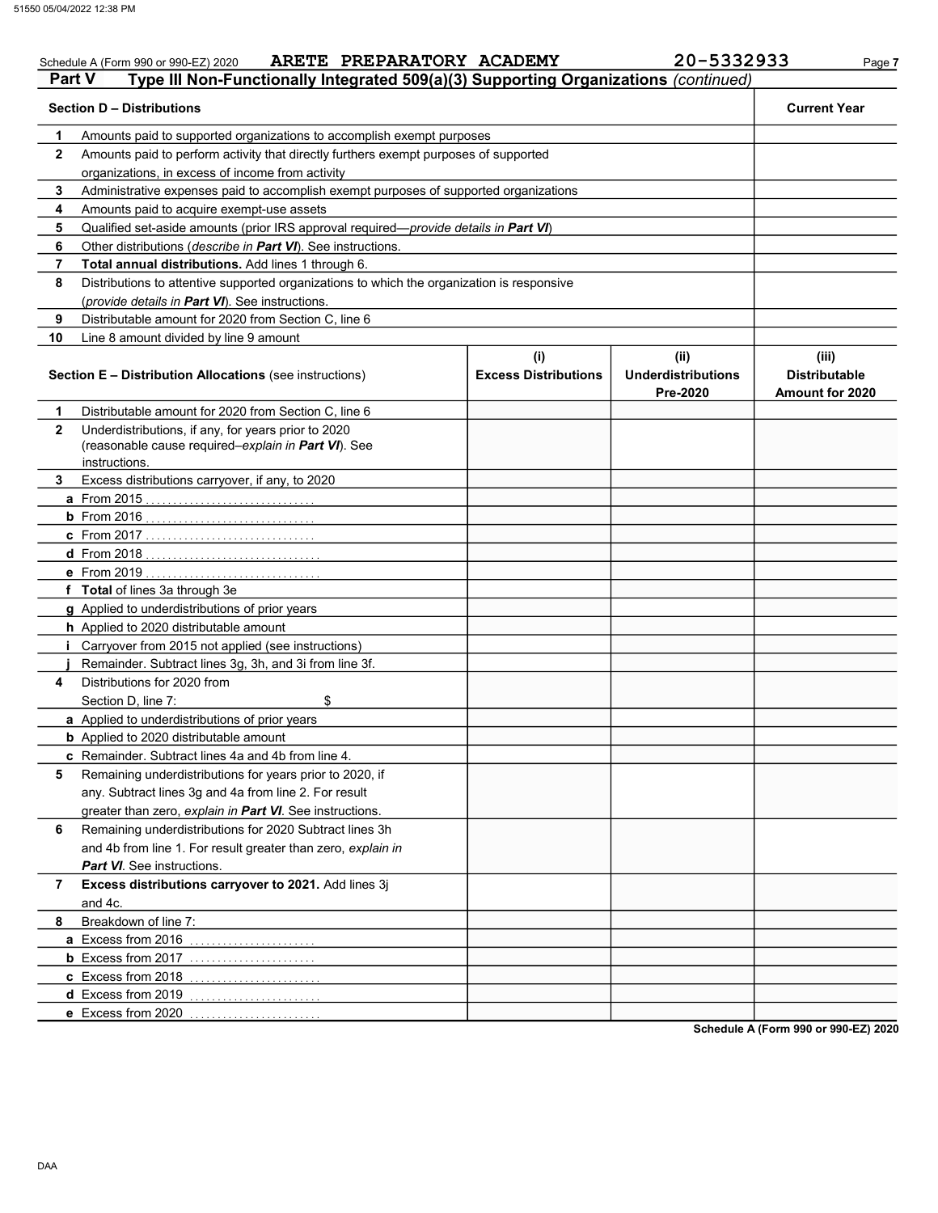Schedule A (Form 990 or 990-EZ) 2020 ARETE PREPARATORY ACADEMY 20-5332933

## Part V Type III Non-Functionally Integrated 509(a)(3) Supporting Organizations *(continued)*

| Section D – Distributions | | Current Year |
|---|---|---|
| 1 | Amounts paid to supported organizations to accomplish exempt purposes | |
| 2 | Amounts paid to perform activity that directly furthers exempt purposes of supported organizations, in excess of income from activity | |
| 3 | Administrative expenses paid to accomplish exempt purposes of supported organizations | |
| 4 | Amounts paid to acquire exempt-use assets | |
| 5 | Qualified set-aside amounts (prior IRS approval required—*provide details in **Part VI***) | |
| 6 | Other distributions (*describe in **Part VI***). See instructions. | |
| 7 | **Total annual distributions.** Add lines 1 through 6. | |
| 8 | Distributions to attentive supported organizations to which the organization is responsive (*provide details in **Part VI***). See instructions. | |
| 9 | Distributable amount for 2020 from Section C, line 6 | |
| 10 | Line 8 amount divided by line 9 amount | |

| Section E – Distribution Allocations (see instructions) | | (i) Excess Distributions | (ii) Underdistributions Pre-2020 | (iii) Distributable Amount for 2020 |
|---|---|---|---|---|
| 1 | Distributable amount for 2020 from Section C, line 6 | | | |
| 2 | Underdistributions, if any, for years prior to 2020 (reasonable cause required–*explain in **Part VI***). See instructions. | | | |
| 3 | Excess distributions carryover, if any, to 2020 | | | |
| a | From 2015 | | | |
| b | From 2016 | | | |
| c | From 2017 | | | |
| d | From 2018 | | | |
| e | From 2019 | | | |
| f | **Total** of lines 3a through 3e | | | |
| g | Applied to underdistributions of prior years | | | |
| h | Applied to 2020 distributable amount | | | |
| i | Carryover from 2015 not applied (see instructions) | | | |
| j | Remainder. Subtract lines 3g, 3h, and 3i from line 3f. | | | |
| 4 | Distributions for 2020 from Section D, line 7: $ | | | |
| a | Applied to underdistributions of prior years | | | |
| b | Applied to 2020 distributable amount | | | |
| c | Remainder. Subtract lines 4a and 4b from line 4. | | | |
| 5 | Remaining underdistributions for years prior to 2020, if any. Subtract lines 3g and 4a from line 2. For result greater than zero, *explain in **Part VI***. See instructions. | | | |
| 6 | Remaining underdistributions for 2020 Subtract lines 3h and 4b from line 1. For result greater than zero, *explain in **Part VI***. See instructions. | | | |
| 7 | **Excess distributions carryover to 2021.** Add lines 3j and 4c. | | | |
| 8 | Breakdown of line 7: | | | |
| a | Excess from 2016 | | | |
| b | Excess from 2017 | | | |
| c | Excess from 2018 | | | |
| d | Excess from 2019 | | | |
| e | Excess from 2020 | | | |

**Schedule A (Form 990 or 990-EZ) 2020**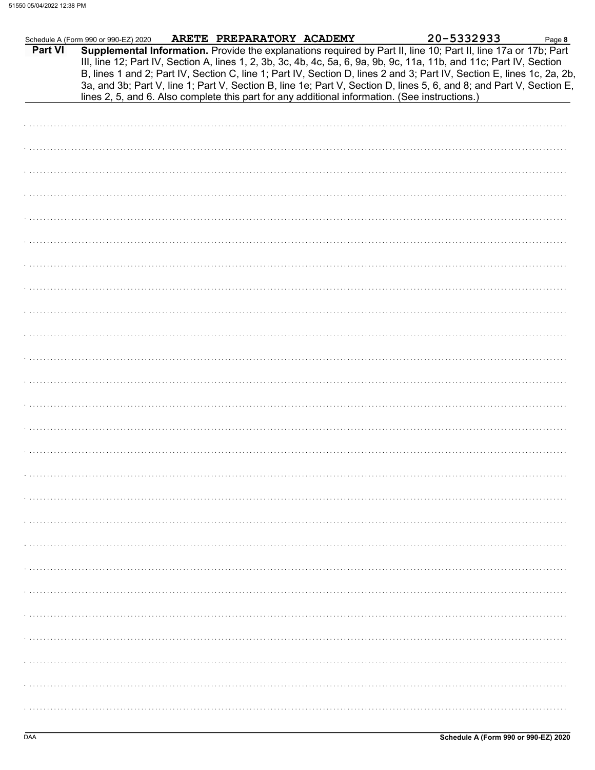Schedule A (Form 990 or 990-EZ) 2020 ARETE PREPARATORY ACADEMY 20-5332933

**Part VI** **Supplemental Information.** Provide the explanations required by Part II, line 10; Part II, line 17a or 17b; Part III, line 12; Part IV, Section A, lines 1, 2, 3b, 3c, 4b, 4c, 5a, 6, 9a, 9b, 9c, 11a, 11b, and 11c; Part IV, Section B, lines 1 and 2; Part IV, Section C, line 1; Part IV, Section D, lines 2 and 3; Part IV, Section E, lines 1c, 2a, 2b, 3a, and 3b; Part V, line 1; Part V, Section B, line 1e; Part V, Section D, lines 5, 6, and 8; and Part V, Section E, lines 2, 5, and 6. Also complete this part for any additional information. (See instructions.)

DAA **Schedule A (Form 990 or 990-EZ) 2020**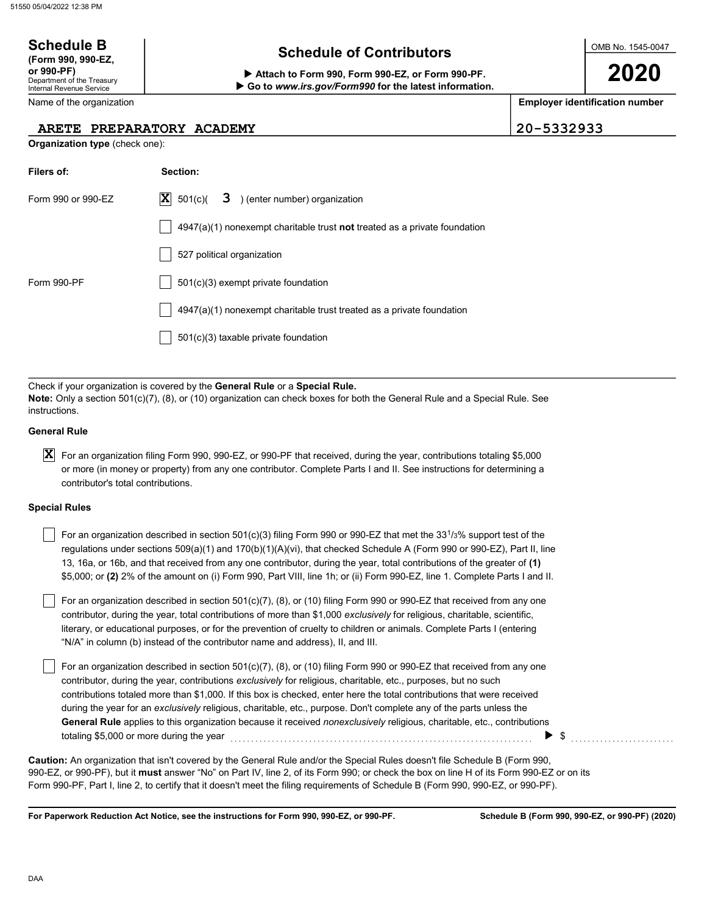**Schedule B**
**(Form 990, 990-EZ, or 990-PF)**
Department of the Treasury
Internal Revenue Service

# Schedule of Contributors

▶ **Attach to Form 990, Form 990-EZ, or Form 990-PF.**
▶ **Go to *www.irs.gov/Form990* for the latest information.**

OMB No. 1545-0047

**2020**

| Name of the organization | Employer identification number |
|---|---|
| ARETE PREPARATORY ACADEMY | 20-5332933 |

**Organization type** (check one):

| Filers of: | Section: |
|---|---|
| Form 990 or 990-EZ | ☒ 501(c)( 3 ) (enter number) organization |
| | ☐ 4947(a)(1) nonexempt charitable trust **not** treated as a private foundation |
| | ☐ 527 political organization |
| Form 990-PF | ☐ 501(c)(3) exempt private foundation |
| | ☐ 4947(a)(1) nonexempt charitable trust treated as a private foundation |
| | ☐ 501(c)(3) taxable private foundation |

Check if your organization is covered by the **General Rule** or a **Special Rule.**
**Note:** Only a section 501(c)(7), (8), or (10) organization can check boxes for both the General Rule and a Special Rule. See instructions.

**General Rule**

☒ For an organization filing Form 990, 990-EZ, or 990-PF that received, during the year, contributions totaling $5,000 or more (in money or property) from any one contributor. Complete Parts I and II. See instructions for determining a contributor's total contributions.

**Special Rules**

☐ For an organization described in section 501(c)(3) filing Form 990 or 990-EZ that met the $33^1/_3$% support test of the regulations under sections 509(a)(1) and 170(b)(1)(A)(vi), that checked Schedule A (Form 990 or 990-EZ), Part II, line 13, 16a, or 16b, and that received from any one contributor, during the year, total contributions of the greater of **(1)** $5,000; or **(2)** 2% of the amount on (i) Form 990, Part VIII, line 1h; or (ii) Form 990-EZ, line 1. Complete Parts I and II.

☐ For an organization described in section 501(c)(7), (8), or (10) filing Form 990 or 990-EZ that received from any one contributor, during the year, total contributions of more than $1,000 *exclusively* for religious, charitable, scientific, literary, or educational purposes, or for the prevention of cruelty to children or animals. Complete Parts I (entering "N/A" in column (b) instead of the contributor name and address), II, and III.

☐ For an organization described in section 501(c)(7), (8), or (10) filing Form 990 or 990-EZ that received from any one contributor, during the year, contributions *exclusively* for religious, charitable, etc., purposes, but no such contributions totaled more than $1,000. If this box is checked, enter here the total contributions that were received during the year for an *exclusively* religious, charitable, etc., purpose. Don't complete any of the parts unless the **General Rule** applies to this organization because it received *nonexclusively* religious, charitable, etc., contributions totaling $5,000 or more during the year . . . . . . . . ▶ $ . . . . . . . .

**Caution:** An organization that isn't covered by the General Rule and/or the Special Rules doesn't file Schedule B (Form 990, 990-EZ, or 990-PF), but it **must** answer "No" on Part IV, line 2, of its Form 990; or check the box on line H of its Form 990-EZ or on its Form 990-PF, Part I, line 2, to certify that it doesn't meet the filing requirements of Schedule B (Form 990, 990-EZ, or 990-PF).

**For Paperwork Reduction Act Notice, see the instructions for Form 990, 990-EZ, or 990-PF.** **Schedule B (Form 990, 990-EZ, or 990-PF) (2020)**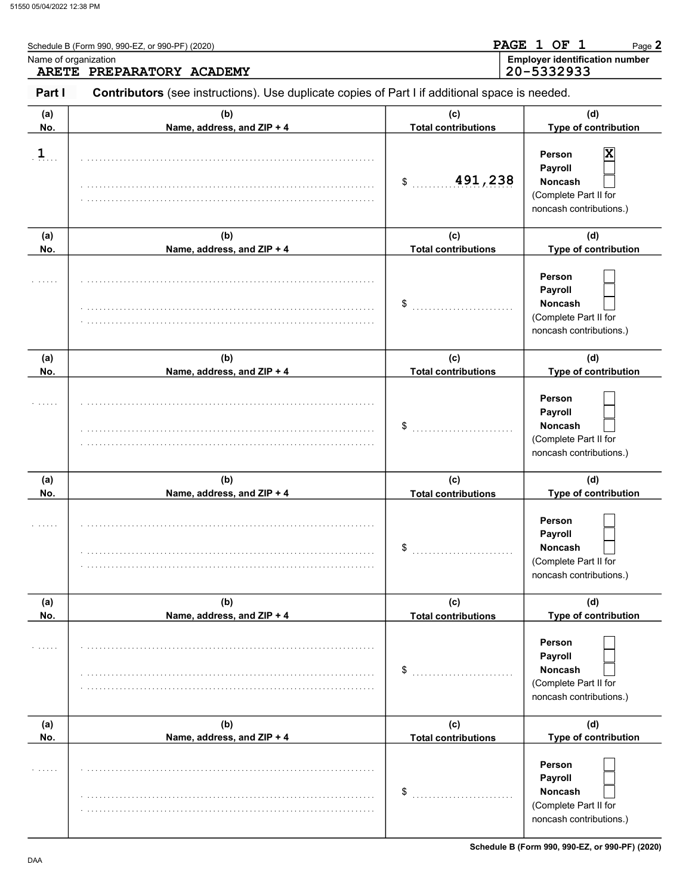Schedule B (Form 990, 990-EZ, or 990-PF) (2020)

Name of organization: ARETE PREPARATORY ACADEMY

Employer identification number: 20-5332933

PAGE 1 OF 1

## Part I — Contributors (see instructions). Use duplicate copies of Part I if additional space is needed.

| (a) No. | (b) Name, address, and ZIP + 4 | (c) Total contributions | (d) Type of contribution |
|---|---|---|---|
| 1 | | $ 491,238 | Person [X] Payroll [ ] Noncash [ ] (Complete Part II for noncash contributions.) |
| | | $ | Person [ ] Payroll [ ] Noncash [ ] (Complete Part II for noncash contributions.) |
| | | $ | Person [ ] Payroll [ ] Noncash [ ] (Complete Part II for noncash contributions.) |
| | | $ | Person [ ] Payroll [ ] Noncash [ ] (Complete Part II for noncash contributions.) |
| | | $ | Person [ ] Payroll [ ] Noncash [ ] (Complete Part II for noncash contributions.) |
| | | $ | Person [ ] Payroll [ ] Noncash [ ] (Complete Part II for noncash contributions.) |

Schedule B (Form 990, 990-EZ, or 990-PF) (2020)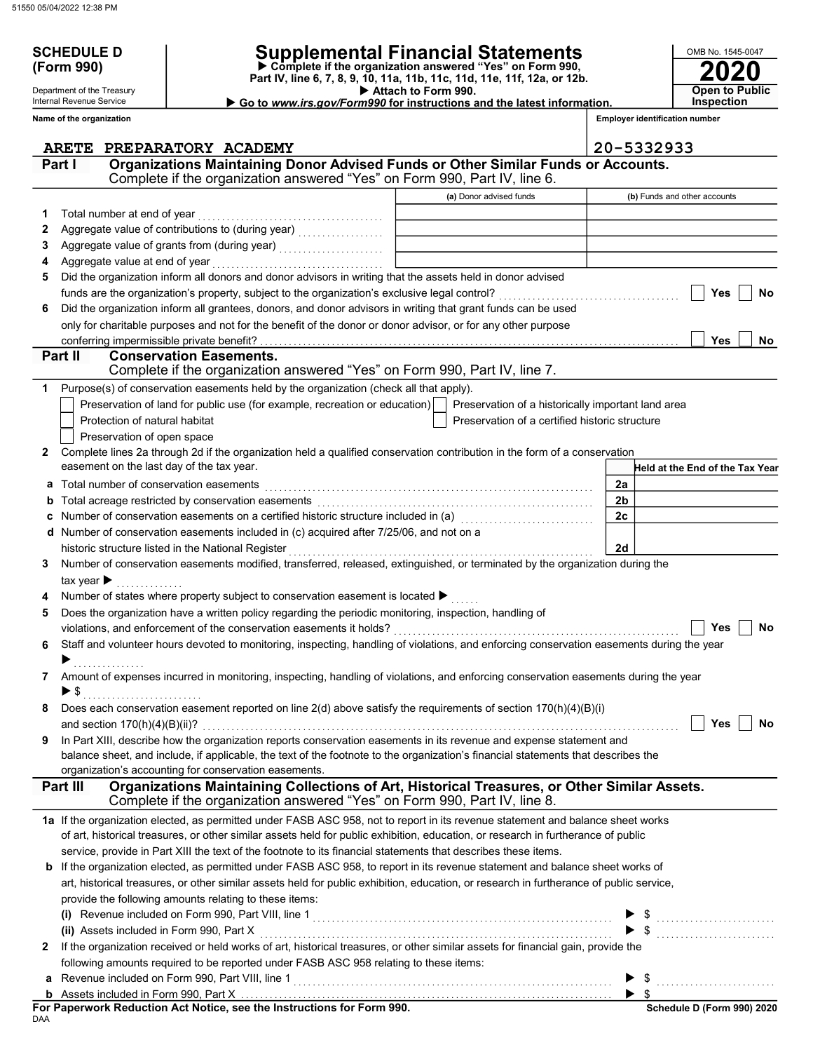**SCHEDULE D (Form 990)**

Department of the Treasury
Internal Revenue Service

# Supplemental Financial Statements

▶ Complete if the organization answered "Yes" on Form 990, Part IV, line 6, 7, 8, 9, 10, 11a, 11b, 11c, 11d, 11e, 11f, 12a, or 12b.
▶ Attach to Form 990.
▶ Go to *www.irs.gov/Form990* for instructions and the latest information.

OMB No. 1545-0047
**2020**
**Open to Public Inspection**

**Name of the organization:** ARETE PREPARATORY ACADEMY
**Employer identification number:** 20-5332933

## Part I Organizations Maintaining Donor Advised Funds or Other Similar Funds or Accounts.
Complete if the organization answered "Yes" on Form 990, Part IV, line 6.

| | | (a) Donor advised funds | (b) Funds and other accounts |
|---|---|---|---|
| 1 | Total number at end of year | | |
| 2 | Aggregate value of contributions to (during year) | | |
| 3 | Aggregate value of grants from (during year) | | |
| 4 | Aggregate value at end of year | | |

5 Did the organization inform all donors and donor advisors in writing that the assets held in donor advised funds are the organization's property, subject to the organization's exclusive legal control? ☐ Yes ☐ No

6 Did the organization inform all grantees, donors, and donor advisors in writing that grant funds can be used only for charitable purposes and not for the benefit of the donor or donor advisor, or for any other purpose conferring impermissible private benefit? ☐ Yes ☐ No

## Part II Conservation Easements.
Complete if the organization answered "Yes" on Form 990, Part IV, line 7.

1 Purpose(s) of conservation easements held by the organization (check all that apply).

- ☐ Preservation of land for public use (for example, recreation or education)
- ☐ Preservation of a historically important land area
- ☐ Protection of natural habitat
- ☐ Preservation of a certified historic structure
- ☐ Preservation of open space

2 Complete lines 2a through 2d if the organization held a qualified conservation contribution in the form of a conservation easement on the last day of the tax year.

| | | | Held at the End of the Tax Year |
|---|---|---|---|
| a | Total number of conservation easements | 2a | |
| b | Total acreage restricted by conservation easements | 2b | |
| c | Number of conservation easements on a certified historic structure included in (a) | 2c | |
| d | Number of conservation easements included in (c) acquired after 7/25/06, and not on a historic structure listed in the National Register | 2d | |

3 Number of conservation easements modified, transferred, released, extinguished, or terminated by the organization during the tax year ▶

4 Number of states where property subject to conservation easement is located ▶

5 Does the organization have a written policy regarding the periodic monitoring, inspection, handling of violations, and enforcement of the conservation easements it holds? ☐ Yes ☐ No

6 Staff and volunteer hours devoted to monitoring, inspecting, handling of violations, and enforcing conservation easements during the year ▶

7 Amount of expenses incurred in monitoring, inspecting, handling of violations, and enforcing conservation easements during the year ▶ $

8 Does each conservation easement reported on line 2(d) above satisfy the requirements of section 170(h)(4)(B)(i) and section 170(h)(4)(B)(ii)? ☐ Yes ☐ No

9 In Part XIII, describe how the organization reports conservation easements in its revenue and expense statement and balance sheet, and include, if applicable, the text of the footnote to the organization's financial statements that describes the organization's accounting for conservation easements.

## Part III Organizations Maintaining Collections of Art, Historical Treasures, or Other Similar Assets.
Complete if the organization answered "Yes" on Form 990, Part IV, line 8.

1a If the organization elected, as permitted under FASB ASC 958, not to report in its revenue statement and balance sheet works of art, historical treasures, or other similar assets held for public exhibition, education, or research in furtherance of public service, provide in Part XIII the text of the footnote to its financial statements that describes these items.

b If the organization elected, as permitted under FASB ASC 958, to report in its revenue statement and balance sheet works of art, historical treasures, or other similar assets held for public exhibition, education, or research in furtherance of public service, provide the following amounts relating to these items:

(i) Revenue included on Form 990, Part VIII, line 1 ▶ $

(ii) Assets included in Form 990, Part X ▶ $

2 If the organization received or held works of art, historical treasures, or other similar assets for financial gain, provide the following amounts required to be reported under FASB ASC 958 relating to these items:

a Revenue included on Form 990, Part VIII, line 1 ▶ $

b Assets included in Form 990, Part X ▶ $

**For Paperwork Reduction Act Notice, see the Instructions for Form 990.**
DAA
**Schedule D (Form 990) 2020**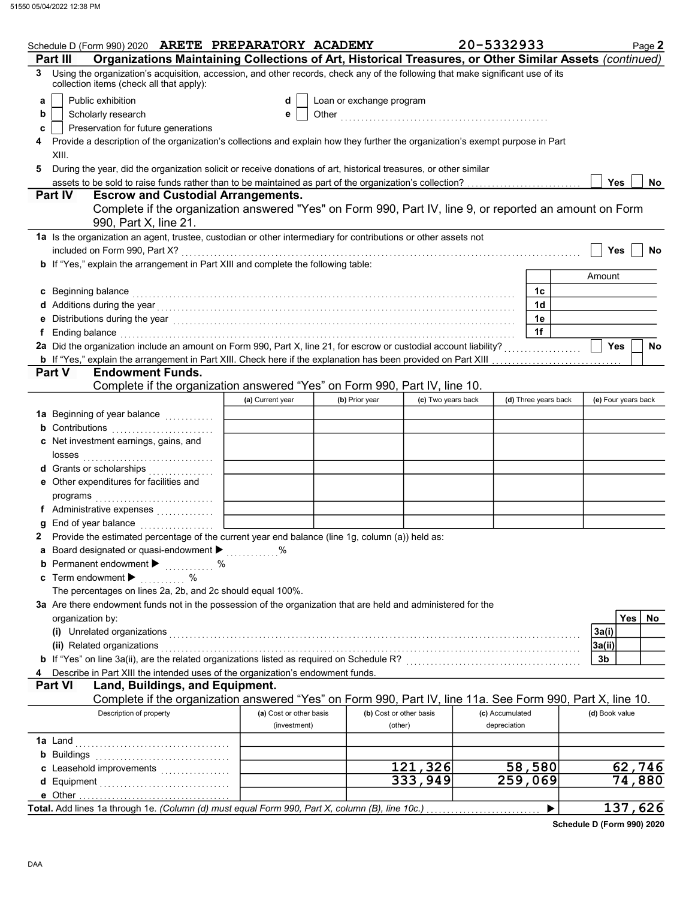Schedule D (Form 990) 2020 **ARETE PREPARATORY ACADEMY** 20-5332933

## Part III Organizations Maintaining Collections of Art, Historical Treasures, or Other Similar Assets *(continued)*

**3** Using the organization's acquisition, accession, and other records, check any of the following that make significant use of its collection items (check all that apply):

- **a** ☐ Public exhibition
- **b** ☐ Scholarly research
- **c** ☐ Preservation for future generations
- **d** ☐ Loan or exchange program
- **e** ☐ Other ..........

**4** Provide a description of the organization's collections and explain how they further the organization's exempt purpose in Part XIII.

**5** During the year, did the organization solicit or receive donations of art, historical treasures, or other similar assets to be sold to raise funds rather than to be maintained as part of the organization's collection? ☐ Yes ☐ No

## Part IV Escrow and Custodial Arrangements.

Complete if the organization answered "Yes" on Form 990, Part IV, line 9, or reported an amount on Form 990, Part X, line 21.

**1a** Is the organization an agent, trustee, custodian or other intermediary for contributions or other assets not included on Form 990, Part X? ☐ Yes ☐ No

**b** If "Yes," explain the arrangement in Part XIII and complete the following table:

| | | Amount |
|---|---|---|
| **c** Beginning balance | 1c | |
| **d** Additions during the year | 1d | |
| **e** Distributions during the year | 1e | |
| **f** Ending balance | 1f | |

**2a** Did the organization include an amount on Form 990, Part X, line 21, for escrow or custodial account liability? ☐ Yes ☐ No

**b** If "Yes," explain the arrangement in Part XIII. Check here if the explanation has been provided on Part XIII ☐

## Part V Endowment Funds.

Complete if the organization answered "Yes" on Form 990, Part IV, line 10.

| | (a) Current year | (b) Prior year | (c) Two years back | (d) Three years back | (e) Four years back |
|---|---|---|---|---|---|
| **1a** Beginning of year balance | | | | | |
| **b** Contributions | | | | | |
| **c** Net investment earnings, gains, and losses | | | | | |
| **d** Grants or scholarships | | | | | |
| **e** Other expenditures for facilities and programs | | | | | |
| **f** Administrative expenses | | | | | |
| **g** End of year balance | | | | | |

**2** Provide the estimated percentage of the current year end balance (line 1g, column (a)) held as:

- **a** Board designated or quasi-endowment ▶ ..... %
- **b** Permanent endowment ▶ ..... %
- **c** Term endowment ▶ ..... %

The percentages on lines 2a, 2b, and 2c should equal 100%.

**3a** Are there endowment funds not in the possession of the organization that are held and administered for the organization by:

| | | Yes | No |
|---|---|---|---|
| **(i)** Unrelated organizations | 3a(i) | | |
| **(ii)** Related organizations | 3a(ii) | | |
| **b** If "Yes" on line 3a(ii), are the related organizations listed as required on Schedule R? | 3b | | |

**4** Describe in Part XIII the intended uses of the organization's endowment funds.

## Part VI Land, Buildings, and Equipment.

Complete if the organization answered "Yes" on Form 990, Part IV, line 11a. See Form 990, Part X, line 10.

| Description of property | (a) Cost or other basis (investment) | (b) Cost or other basis (other) | (c) Accumulated depreciation | (d) Book value |
|---|---|---|---|---|
| **1a** Land | | | | |
| **b** Buildings | | | | |
| **c** Leasehold improvements | | 121,326 | 58,580 | 62,746 |
| **d** Equipment | | 333,949 | 259,069 | 74,880 |
| **e** Other | | | | |
| **Total.** Add lines 1a through 1e. *(Column (d) must equal Form 990, Part X, column (B), line 10c.)* | | | ▶ | 137,626 |

**Schedule D (Form 990) 2020**

DAA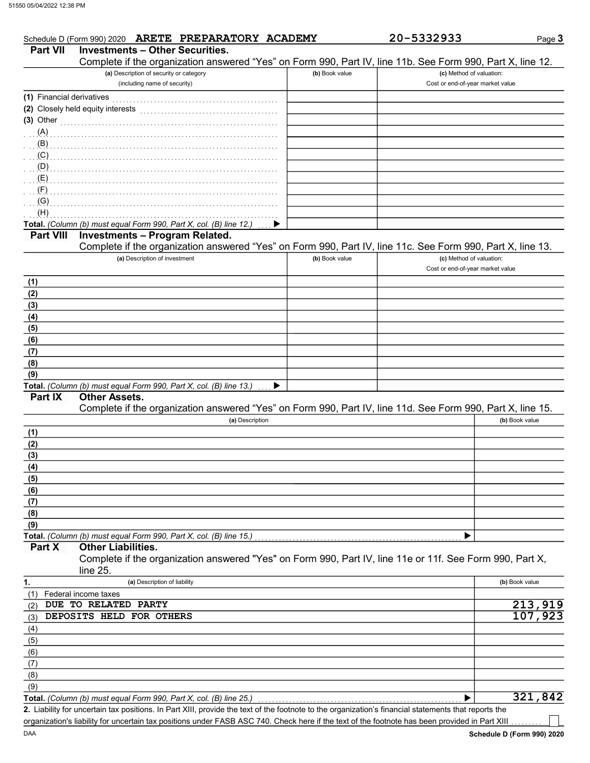Schedule D (Form 990) 2020 ARETE PREPARATORY ACADEMY 20-5332933

## Part VII Investments – Other Securities.

Complete if the organization answered "Yes" on Form 990, Part IV, line 11b. See Form 990, Part X, line 12.

| (a) Description of security or category (including name of security) | (b) Book value | (c) Method of valuation: Cost or end-of-year market value |
|---|---|---|
| (1) Financial derivatives | | |
| (2) Closely held equity interests | | |
| (3) Other | | |
| (A) | | |
| (B) | | |
| (C) | | |
| (D) | | |
| (E) | | |
| (F) | | |
| (G) | | |
| (H) | | |
| **Total.** *(Column (b) must equal Form 990, Part X, col. (B) line 12.)* ▶ | | |

## Part VIII Investments – Program Related.

Complete if the organization answered "Yes" on Form 990, Part IV, line 11c. See Form 990, Part X, line 13.

| (a) Description of investment | (b) Book value | (c) Method of valuation: Cost or end-of-year market value |
|---|---|---|
| (1) | | |
| (2) | | |
| (3) | | |
| (4) | | |
| (5) | | |
| (6) | | |
| (7) | | |
| (8) | | |
| (9) | | |
| **Total.** *(Column (b) must equal Form 990, Part X, col. (B) line 13.)* ▶ | | |

## Part IX Other Assets.

Complete if the organization answered "Yes" on Form 990, Part IV, line 11d. See Form 990, Part X, line 15.

| (a) Description | (b) Book value |
|---|---|
| (1) | |
| (2) | |
| (3) | |
| (4) | |
| (5) | |
| (6) | |
| (7) | |
| (8) | |
| (9) | |
| **Total.** *(Column (b) must equal Form 990, Part X, col. (B) line 15.)* ▶ | |

## Part X Other Liabilities.

Complete if the organization answered "Yes" on Form 990, Part IV, line 11e or 11f. See Form 990, Part X, line 25.

| 1. (a) Description of liability | (b) Book value |
|---|---|
| (1) Federal income taxes | |
| (2) DUE TO RELATED PARTY | 213,919 |
| (3) DEPOSITS HELD FOR OTHERS | 107,923 |
| (4) | |
| (5) | |
| (6) | |
| (7) | |
| (8) | |
| (9) | |
| **Total.** *(Column (b) must equal Form 990, Part X, col. (B) line 25.)* ▶ | 321,842 |

**2.** Liability for uncertain tax positions. In Part XIII, provide the text of the footnote to the organization's financial statements that reports the organization's liability for uncertain tax positions under FASB ASC 740. Check here if the text of the footnote has been provided in Part XIII ☐

DAA Schedule D (Form 990) 2020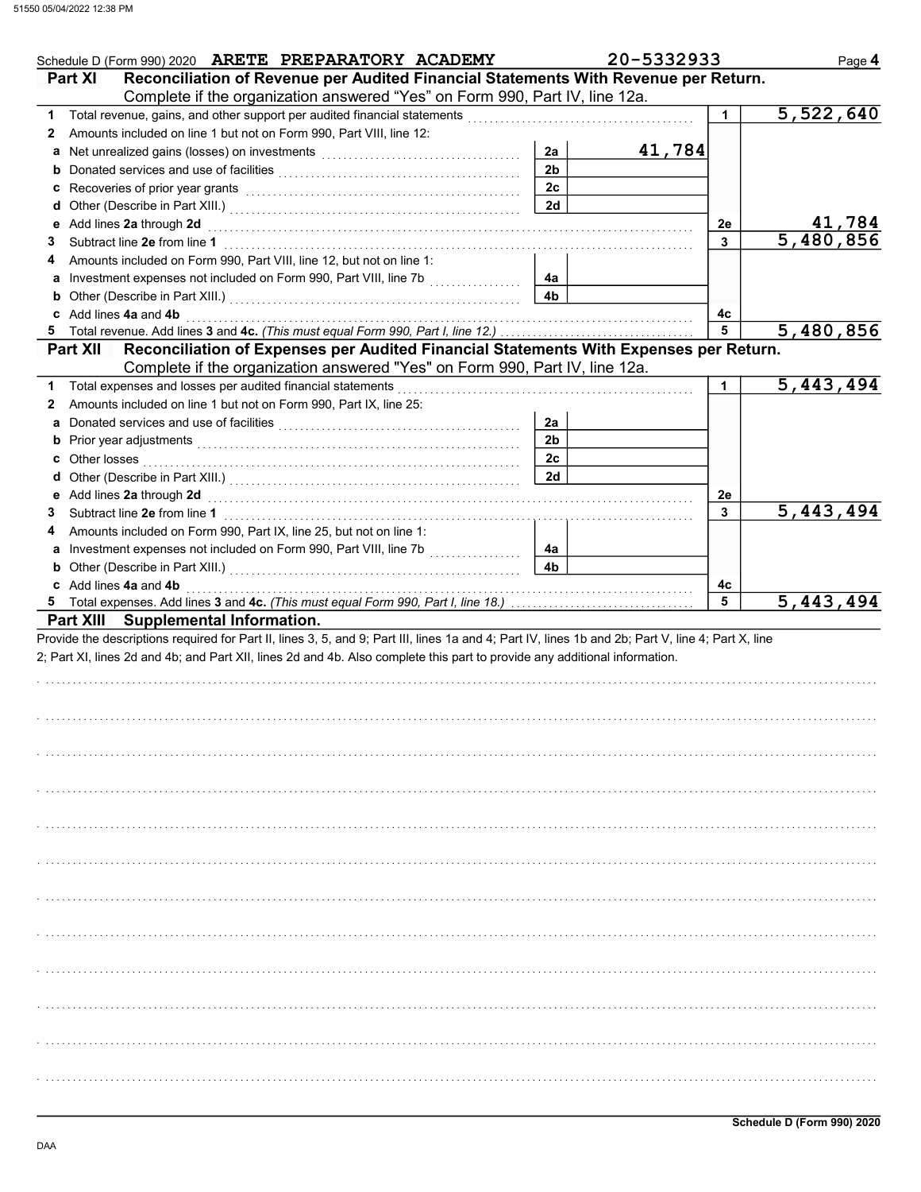Schedule D (Form 990) 2020 ARETE PREPARATORY ACADEMY 20-5332933 Page **4**

**Part XI Reconciliation of Revenue per Audited Financial Statements With Revenue per Return.** Complete if the organization answered "Yes" on Form 990, Part IV, line 12a.

| | | | | | |
|---|---|---|---|---|---|
| **1** | Total revenue, gains, and other support per audited financial statements | | | 1 | 5,522,640 |
| **2** | Amounts included on line 1 but not on Form 990, Part VIII, line 12: | | | | |
| **a** | Net unrealized gains (losses) on investments | 2a | 41,784 | | |
| **b** | Donated services and use of facilities | 2b | | | |
| **c** | Recoveries of prior year grants | 2c | | | |
| **d** | Other (Describe in Part XIII.) | 2d | | | |
| **e** | Add lines **2a** through **2d** | | | 2e | 41,784 |
| **3** | Subtract line **2e** from line **1** | | | 3 | 5,480,856 |
| **4** | Amounts included on Form 990, Part VIII, line 12, but not on line 1: | | | | |
| **a** | Investment expenses not included on Form 990, Part VIII, line 7b | 4a | | | |
| **b** | Other (Describe in Part XIII.) | 4b | | | |
| **c** | Add lines **4a** and **4b** | | | 4c | |
| **5** | Total revenue. Add lines **3** and **4c.** *(This must equal Form 990, Part I, line 12.)* | | | 5 | 5,480,856 |

**Part XII Reconciliation of Expenses per Audited Financial Statements With Expenses per Return.** Complete if the organization answered "Yes" on Form 990, Part IV, line 12a.

| | | | | | |
|---|---|---|---|---|---|
| **1** | Total expenses and losses per audited financial statements | | | 1 | 5,443,494 |
| **2** | Amounts included on line 1 but not on Form 990, Part IX, line 25: | | | | |
| **a** | Donated services and use of facilities | 2a | | | |
| **b** | Prior year adjustments | 2b | | | |
| **c** | Other losses | 2c | | | |
| **d** | Other (Describe in Part XIII.) | 2d | | | |
| **e** | Add lines **2a** through **2d** | | | 2e | |
| **3** | Subtract line **2e** from line **1** | | | 3 | 5,443,494 |
| **4** | Amounts included on Form 990, Part IX, line 25, but not on line 1: | | | | |
| **a** | Investment expenses not included on Form 990, Part VIII, line 7b | 4a | | | |
| **b** | Other (Describe in Part XIII.) | 4b | | | |
| **c** | Add lines **4a** and **4b** | | | 4c | |
| **5** | Total expenses. Add lines **3** and **4c.** *(This must equal Form 990, Part I, line 18.)* | | | 5 | 5,443,494 |

**Part XIII Supplemental Information.**

Provide the descriptions required for Part II, lines 3, 5, and 9; Part III, lines 1a and 4; Part IV, lines 1b and 2b; Part V, line 4; Part X, line 2; Part XI, lines 2d and 4b; and Part XII, lines 2d and 4b. Also complete this part to provide any additional information.

**Schedule D (Form 990) 2020**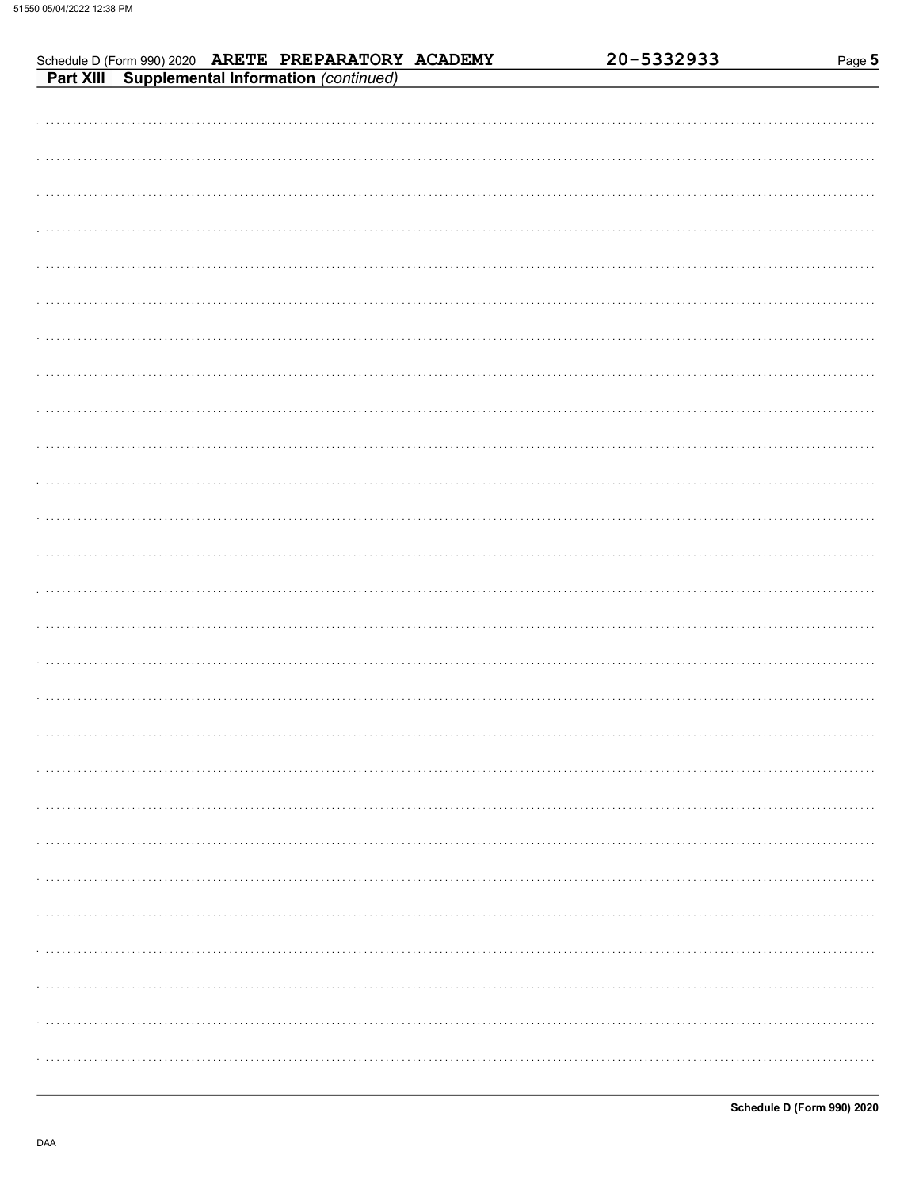Schedule D (Form 990) 2020 **ARETE PREPARATORY ACADEMY** 20-5332933

## Part XIII Supplemental Information *(continued)*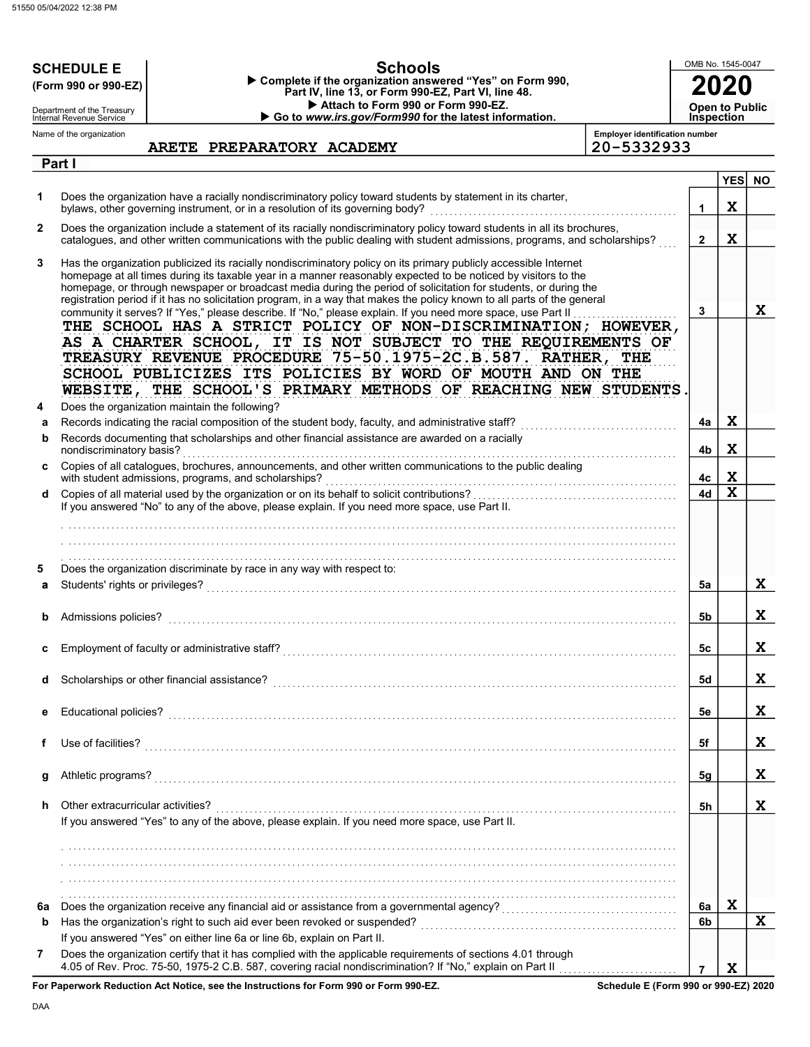**SCHEDULE E (Form 990 or 990-EZ)**

Department of the Treasury
Internal Revenue Service

# Schools

▶ Complete if the organization answered "Yes" on Form 990, Part IV, line 13, or Form 990-EZ, Part VI, line 48.
▶ Attach to Form 990 or Form 990-EZ.
▶ Go to *www.irs.gov/Form990* for the latest information.

OMB No. 1545-0047

**2020**

**Open to Public Inspection**

Name of the organization: ARETE PREPARATORY ACADEMY

Employer identification number: 20-5332933

## Part I

| | | | YES | NO |
|---|---|---|---|---|
| 1 | Does the organization have a racially nondiscriminatory policy toward students by statement in its charter, bylaws, other governing instrument, or in a resolution of its governing body? | 1 | X | |
| 2 | Does the organization include a statement of its racially nondiscriminatory policy toward students in all its brochures, catalogues, and other written communications with the public dealing with student admissions, programs, and scholarships? | 2 | X | |
| 3 | Has the organization publicized its racially nondiscriminatory policy on its primary publicly accessible Internet homepage at all times during its taxable year in a manner reasonably expected to be noticed by visitors to the homepage, or through newspaper or broadcast media during the period of solicitation for students, or during the registration period if it has no solicitation program, in a way that makes the policy known to all parts of the general community it serves? If "Yes," please describe. If "No," please explain. If you need more space, use Part II | 3 | | X |

THE SCHOOL HAS A STRICT POLICY OF NON-DISCRIMINATION; HOWEVER, AS A CHARTER SCHOOL, IT IS NOT SUBJECT TO THE REQUIREMENTS OF TREASURY REVENUE PROCEDURE 75-50.1975-2C.B.587. RATHER, THE SCHOOL PUBLICIZES ITS POLICIES BY WORD OF MOUTH AND ON THE WEBSITE, THE SCHOOL'S PRIMARY METHODS OF REACHING NEW STUDENTS.

| | | | YES | NO |
|---|---|---|---|---|
| 4 | Does the organization maintain the following? | | | |
| a | Records indicating the racial composition of the student body, faculty, and administrative staff? | 4a | X | |
| b | Records documenting that scholarships and other financial assistance are awarded on a racially nondiscriminatory basis? | 4b | X | |
| c | Copies of all catalogues, brochures, announcements, and other written communications to the public dealing with student admissions, programs, and scholarships? | 4c | X | |
| d | Copies of all material used by the organization or on its behalf to solicit contributions? | 4d | X | |

If you answered "No" to any of the above, please explain. If you need more space, use Part II.

| | | | YES | NO |
|---|---|---|---|---|
| 5 | Does the organization discriminate by race in any way with respect to: | | | |
| a | Students' rights or privileges? | 5a | | X |
| b | Admissions policies? | 5b | | X |
| c | Employment of faculty or administrative staff? | 5c | | X |
| d | Scholarships or other financial assistance? | 5d | | X |
| e | Educational policies? | 5e | | X |
| f | Use of facilities? | 5f | | X |
| g | Athletic programs? | 5g | | X |
| h | Other extracurricular activities? | 5h | | X |

If you answered "Yes" to any of the above, please explain. If you need more space, use Part II.

| | | | YES | NO |
|---|---|---|---|---|
| 6a | Does the organization receive any financial aid or assistance from a governmental agency? | 6a | X | |
| b | Has the organization's right to such aid ever been revoked or suspended? | 6b | | X |
| | If you answered "Yes" on either line 6a or line 6b, explain on Part II. | | | |
| 7 | Does the organization certify that it has complied with the applicable requirements of sections 4.01 through 4.05 of Rev. Proc. 75-50, 1975-2 C.B. 587, covering racial nondiscrimination? If "No," explain on Part II | 7 | X | |

**For Paperwork Reduction Act Notice, see the Instructions for Form 990 or Form 990-EZ.** **Schedule E (Form 990 or 990-EZ) 2020**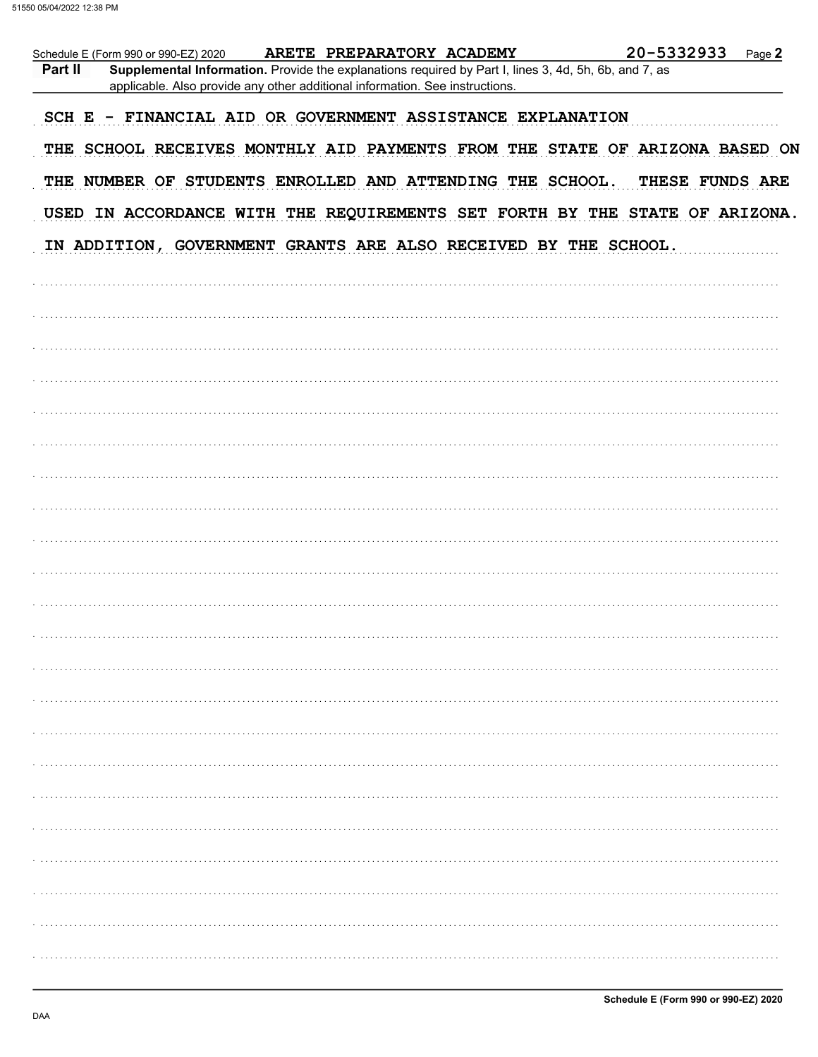Schedule E (Form 990 or 990-EZ) 2020 ARETE PREPARATORY ACADEMY 20-5332933 Page **2**

**Part II** **Supplemental Information.** Provide the explanations required by Part I, lines 3, 4d, 5h, 6b, and 7, as applicable. Also provide any other additional information. See instructions.

SCH E - FINANCIAL AID OR GOVERNMENT ASSISTANCE EXPLANATION

THE SCHOOL RECEIVES MONTHLY AID PAYMENTS FROM THE STATE OF ARIZONA BASED ON THE NUMBER OF STUDENTS ENROLLED AND ATTENDING THE SCHOOL. THESE FUNDS ARE USED IN ACCORDANCE WITH THE REQUIREMENTS SET FORTH BY THE STATE OF ARIZONA. IN ADDITION, GOVERNMENT GRANTS ARE ALSO RECEIVED BY THE SCHOOL.

Schedule E (Form 990 or 990-EZ) 2020

DAA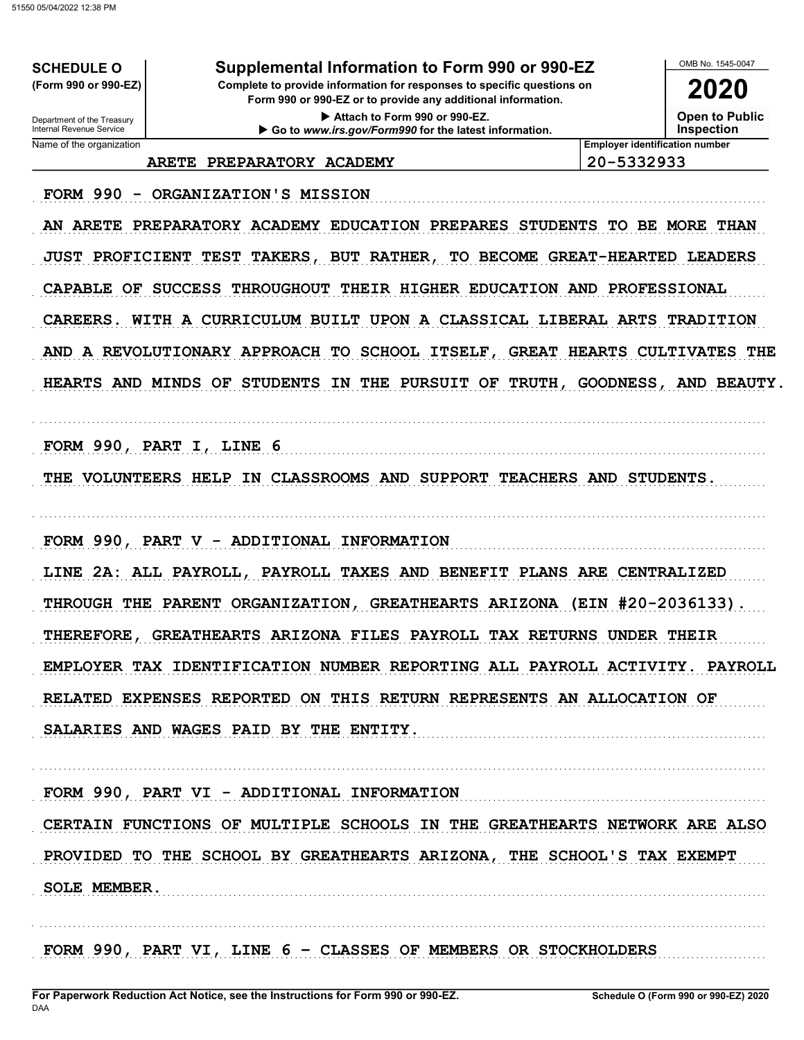**SCHEDULE O**
**(Form 990 or 990-EZ)**

Department of the Treasury
Internal Revenue Service

# Supplemental Information to Form 990 or 990-EZ

**Complete to provide information for responses to specific questions on Form 990 or 990-EZ or to provide any additional information.**
▶ Attach to Form 990 or 990-EZ.
▶ Go to *www.irs.gov/Form990* for the latest information.

OMB No. 1545-0047
**2020**
**Open to Public Inspection**

| Name of the organization | Employer identification number |
| --- | --- |
| ARETE PREPARATORY ACADEMY | 20-5332933 |

FORM 990 - ORGANIZATION'S MISSION

AN ARETE PREPARATORY ACADEMY EDUCATION PREPARES STUDENTS TO BE MORE THAN JUST PROFICIENT TEST TAKERS, BUT RATHER, TO BECOME GREAT-HEARTED LEADERS CAPABLE OF SUCCESS THROUGHOUT THEIR HIGHER EDUCATION AND PROFESSIONAL CAREERS. WITH A CURRICULUM BUILT UPON A CLASSICAL LIBERAL ARTS TRADITION AND A REVOLUTIONARY APPROACH TO SCHOOL ITSELF, GREAT HEARTS CULTIVATES THE HEARTS AND MINDS OF STUDENTS IN THE PURSUIT OF TRUTH, GOODNESS, AND BEAUTY.

FORM 990, PART I, LINE 6

THE VOLUNTEERS HELP IN CLASSROOMS AND SUPPORT TEACHERS AND STUDENTS.

FORM 990, PART V - ADDITIONAL INFORMATION

LINE 2A: ALL PAYROLL, PAYROLL TAXES AND BENEFIT PLANS ARE CENTRALIZED THROUGH THE PARENT ORGANIZATION, GREATHEARTS ARIZONA (EIN #20-2036133). THEREFORE, GREATHEARTS ARIZONA FILES PAYROLL TAX RETURNS UNDER THEIR EMPLOYER TAX IDENTIFICATION NUMBER REPORTING ALL PAYROLL ACTIVITY. PAYROLL RELATED EXPENSES REPORTED ON THIS RETURN REPRESENTS AN ALLOCATION OF SALARIES AND WAGES PAID BY THE ENTITY.

FORM 990, PART VI - ADDITIONAL INFORMATION

CERTAIN FUNCTIONS OF MULTIPLE SCHOOLS IN THE GREATHEARTS NETWORK ARE ALSO PROVIDED TO THE SCHOOL BY GREATHEARTS ARIZONA, THE SCHOOL'S TAX EXEMPT SOLE MEMBER.

FORM 990, PART VI, LINE 6 - CLASSES OF MEMBERS OR STOCKHOLDERS

**For Paperwork Reduction Act Notice, see the Instructions for Form 990 or 990-EZ.**
DAA
**Schedule O (Form 990 or 990-EZ) 2020**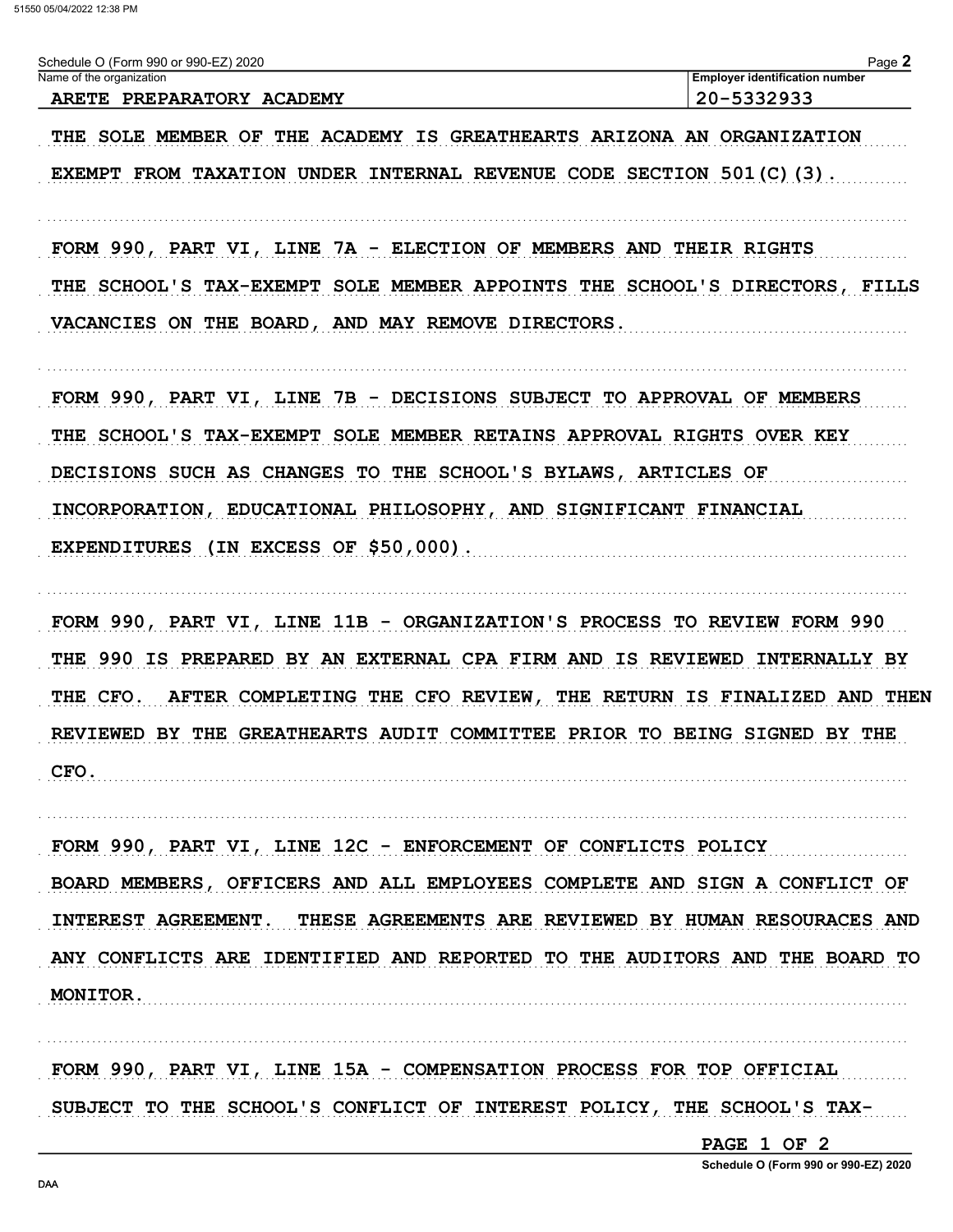Schedule O (Form 990 or 990-EZ) 2020

| Name of the organization | Employer identification number |
| --- | --- |
| ARETE PREPARATORY ACADEMY | 20-5332933 |

THE SOLE MEMBER OF THE ACADEMY IS GREATHEARTS ARIZONA AN ORGANIZATION EXEMPT FROM TAXATION UNDER INTERNAL REVENUE CODE SECTION 501(C)(3).

FORM 990, PART VI, LINE 7A - ELECTION OF MEMBERS AND THEIR RIGHTS
THE SCHOOL'S TAX-EXEMPT SOLE MEMBER APPOINTS THE SCHOOL'S DIRECTORS, FILLS VACANCIES ON THE BOARD, AND MAY REMOVE DIRECTORS.

FORM 990, PART VI, LINE 7B - DECISIONS SUBJECT TO APPROVAL OF MEMBERS
THE SCHOOL'S TAX-EXEMPT SOLE MEMBER RETAINS APPROVAL RIGHTS OVER KEY DECISIONS SUCH AS CHANGES TO THE SCHOOL'S BYLAWS, ARTICLES OF INCORPORATION, EDUCATIONAL PHILOSOPHY, AND SIGNIFICANT FINANCIAL EXPENDITURES (IN EXCESS OF $50,000).

FORM 990, PART VI, LINE 11B - ORGANIZATION'S PROCESS TO REVIEW FORM 990
THE 990 IS PREPARED BY AN EXTERNAL CPA FIRM AND IS REVIEWED INTERNALLY BY THE CFO. AFTER COMPLETING THE CFO REVIEW, THE RETURN IS FINALIZED AND THEN REVIEWED BY THE GREATHEARTS AUDIT COMMITTEE PRIOR TO BEING SIGNED BY THE CFO.

FORM 990, PART VI, LINE 12C - ENFORCEMENT OF CONFLICTS POLICY
BOARD MEMBERS, OFFICERS AND ALL EMPLOYEES COMPLETE AND SIGN A CONFLICT OF INTEREST AGREEMENT. THESE AGREEMENTS ARE REVIEWED BY HUMAN RESOURACES AND ANY CONFLICTS ARE IDENTIFIED AND REPORTED TO THE AUDITORS AND THE BOARD TO MONITOR.

FORM 990, PART VI, LINE 15A - COMPENSATION PROCESS FOR TOP OFFICIAL
SUBJECT TO THE SCHOOL'S CONFLICT OF INTEREST POLICY, THE SCHOOL'S TAX-

PAGE 1 OF 2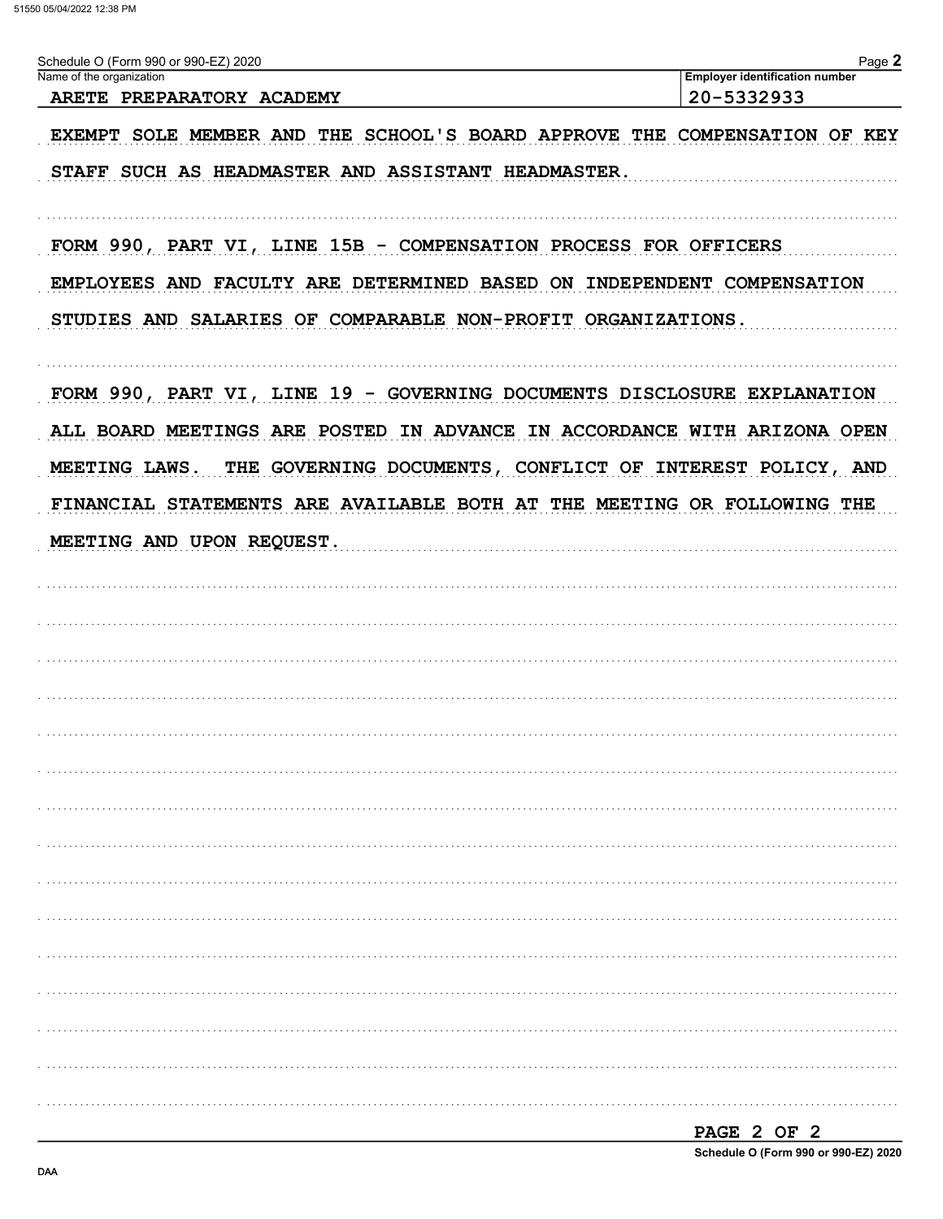Schedule O (Form 990 or 990-EZ) 2020

| Name of the organization | Employer identification number |
|---|---|
| ARETE PREPARATORY ACADEMY | 20-5332933 |

EXEMPT SOLE MEMBER AND THE SCHOOL'S BOARD APPROVE THE COMPENSATION OF KEY STAFF SUCH AS HEADMASTER AND ASSISTANT HEADMASTER.

FORM 990, PART VI, LINE 15B - COMPENSATION PROCESS FOR OFFICERS

EMPLOYEES AND FACULTY ARE DETERMINED BASED ON INDEPENDENT COMPENSATION STUDIES AND SALARIES OF COMPARABLE NON-PROFIT ORGANIZATIONS.

FORM 990, PART VI, LINE 19 - GOVERNING DOCUMENTS DISCLOSURE EXPLANATION

ALL BOARD MEETINGS ARE POSTED IN ADVANCE IN ACCORDANCE WITH ARIZONA OPEN MEETING LAWS. THE GOVERNING DOCUMENTS, CONFLICT OF INTEREST POLICY, AND FINANCIAL STATEMENTS ARE AVAILABLE BOTH AT THE MEETING OR FOLLOWING THE MEETING AND UPON REQUEST.

Schedule O (Form 990 or 990-EZ) 2020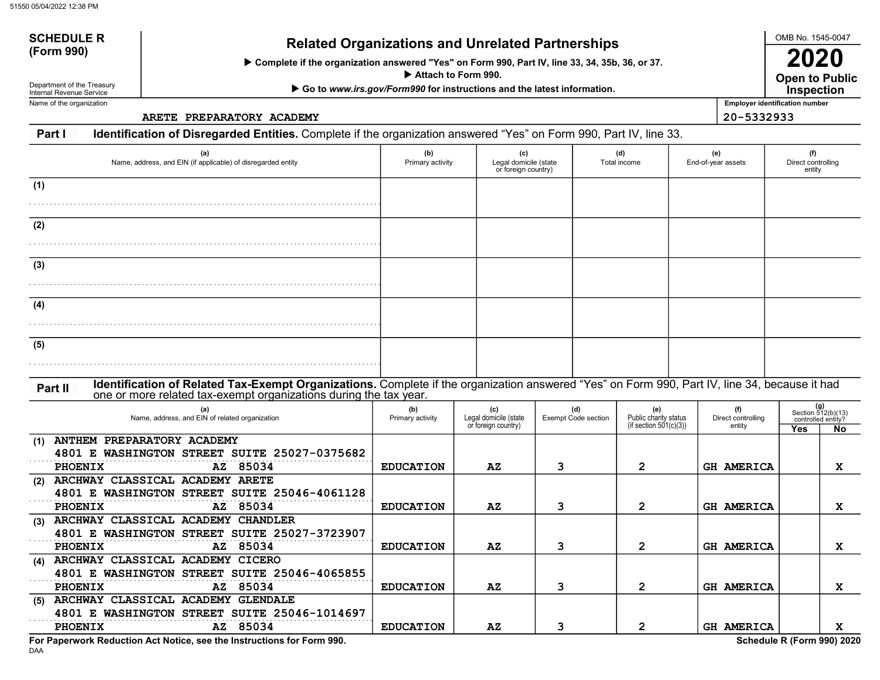51550 05/04/2022 12:38 PM

**SCHEDULE R (Form 990)**

Department of the Treasury
Internal Revenue Service

# Related Organizations and Unrelated Partnerships

▶ Complete if the organization answered "Yes" on Form 990, Part IV, line 33, 34, 35b, 36, or 37.
▶ Attach to Form 990.
▶ Go to *www.irs.gov/Form990* for instructions and the latest information.

OMB No. 1545-0047
**2020**
**Open to Public Inspection**

Name of the organization: ARETE PREPARATORY ACADEMY
Employer identification number: 20-5332933

## Part I Identification of Disregarded Entities.

Complete if the organization answered "Yes" on Form 990, Part IV, line 33.

| | (a) Name, address, and EIN (if applicable) of disregarded entity | (b) Primary activity | (c) Legal domicile (state or foreign country) | (d) Total income | (e) End-of-year assets | (f) Direct controlling entity |
|---|---|---|---|---|---|---|
| (1) | | | | | | |
| (2) | | | | | | |
| (3) | | | | | | |
| (4) | | | | | | |
| (5) | | | | | | |

## Part II Identification of Related Tax-Exempt Organizations.

Complete if the organization answered "Yes" on Form 990, Part IV, line 34, because it had one or more related tax-exempt organizations during the tax year.

| | (a) Name, address, and EIN of related organization | (b) Primary activity | (c) Legal domicile (state or foreign country) | (d) Exempt Code section | (e) Public charity status (if section 501(c)(3)) | (f) Direct controlling entity | (g) Section 512(b)(13) controlled entity? Yes | No |
|---|---|---|---|---|---|---|---|---|
| (1) | ANTHEM PREPARATORY ACADEMY 4801 E WASHINGTON STREET SUITE 25027-0375682 PHOENIX AZ 85034 | EDUCATION | AZ | 3 | 2 | GH AMERICA | | X |
| (2) | ARCHWAY CLASSICAL ACADEMY ARETE 4801 E WASHINGTON STREET SUITE 25046-4061128 PHOENIX AZ 85034 | EDUCATION | AZ | 3 | 2 | GH AMERICA | | X |
| (3) | ARCHWAY CLASSICAL ACADEMY CHANDLER 4801 E WASHINGTON STREET SUITE 25027-3723907 PHOENIX AZ 85034 | EDUCATION | AZ | 3 | 2 | GH AMERICA | | X |
| (4) | ARCHWAY CLASSICAL ACADEMY CICERO 4801 E WASHINGTON STREET SUITE 25046-4065855 PHOENIX AZ 85034 | EDUCATION | AZ | 3 | 2 | GH AMERICA | | X |
| (5) | ARCHWAY CLASSICAL ACADEMY GLENDALE 4801 E WASHINGTON STREET SUITE 25046-1014697 PHOENIX AZ 85034 | EDUCATION | AZ | 3 | 2 | GH AMERICA | | X |

**For Paperwork Reduction Act Notice, see the Instructions for Form 990.**
DAA
**Schedule R (Form 990) 2020**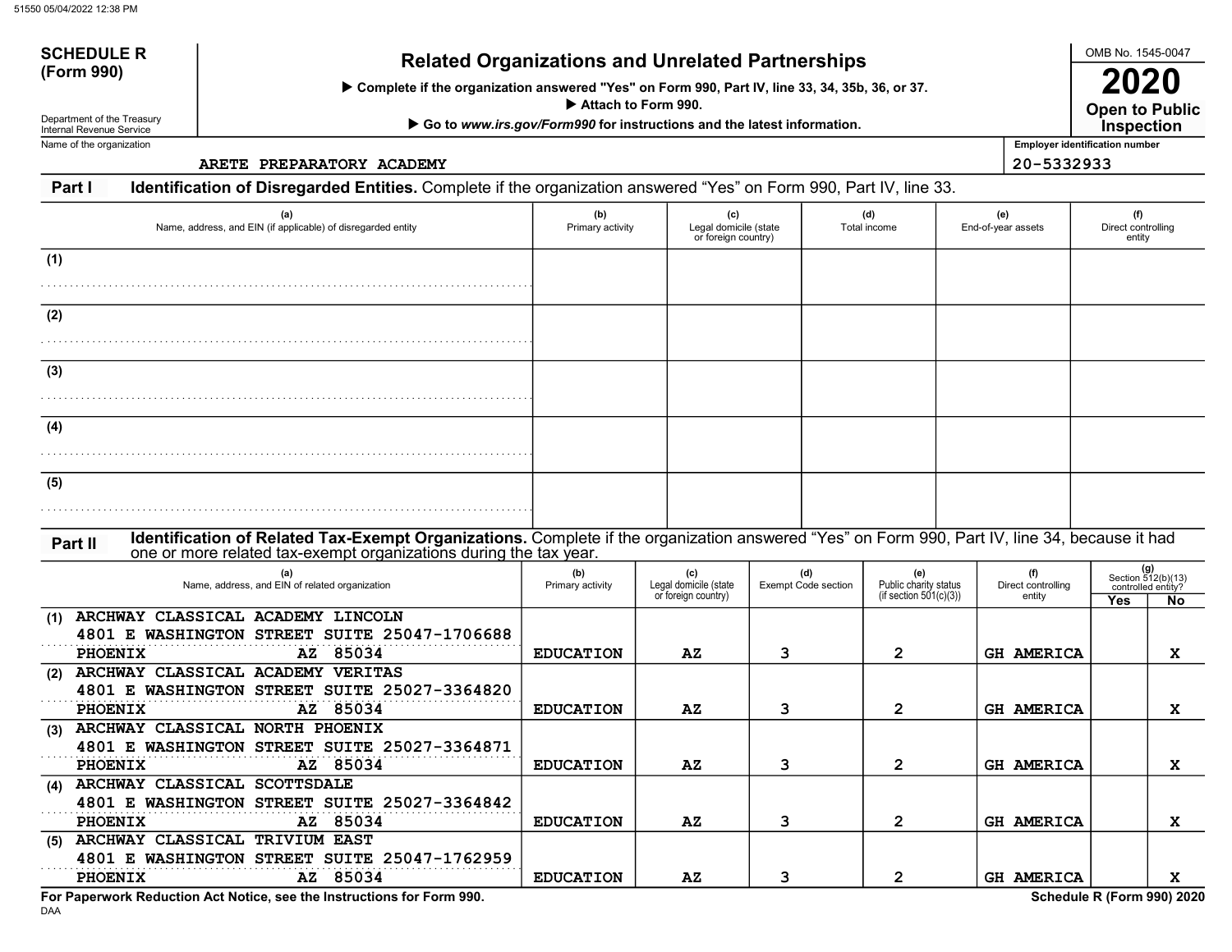**SCHEDULE R (Form 990)**

Department of the Treasury
Internal Revenue Service

# Related Organizations and Unrelated Partnerships

▶ Complete if the organization answered "Yes" on Form 990, Part IV, line 33, 34, 35b, 36, or 37.
▶ Attach to Form 990.
▶ Go to *www.irs.gov/Form990* for instructions and the latest information.

OMB No. 1545-0047

**2020**

**Open to Public Inspection**

Name of the organization: ARETE PREPARATORY ACADEMY

Employer identification number: 20-5332933

## Part I Identification of Disregarded Entities. Complete if the organization answered "Yes" on Form 990, Part IV, line 33.

| | (a) Name, address, and EIN (if applicable) of disregarded entity | (b) Primary activity | (c) Legal domicile (state or foreign country) | (d) Total income | (e) End-of-year assets | (f) Direct controlling entity |
|---|---|---|---|---|---|---|
| (1) | | | | | | |
| (2) | | | | | | |
| (3) | | | | | | |
| (4) | | | | | | |
| (5) | | | | | | |

## Part II Identification of Related Tax-Exempt Organizations. Complete if the organization answered "Yes" on Form 990, Part IV, line 34, because it had one or more related tax-exempt organizations during the tax year.

| | (a) Name, address, and EIN of related organization | (b) Primary activity | (c) Legal domicile (state or foreign country) | (d) Exempt Code section | (e) Public charity status (if section 501(c)(3)) | (f) Direct controlling entity | (g) Section 512(b)(13) controlled entity? Yes | No |
|---|---|---|---|---|---|---|---|---|
| (1) | ARCHWAY CLASSICAL ACADEMY LINCOLN<br>4801 E WASHINGTON STREET SUITE 25047-1706688<br>PHOENIX AZ 85034 | EDUCATION | AZ | 3 | 2 | GH AMERICA | | X |
| (2) | ARCHWAY CLASSICAL ACADEMY VERITAS<br>4801 E WASHINGTON STREET SUITE 25027-3364820<br>PHOENIX AZ 85034 | EDUCATION | AZ | 3 | 2 | GH AMERICA | | X |
| (3) | ARCHWAY CLASSICAL NORTH PHOENIX<br>4801 E WASHINGTON STREET SUITE 25027-3364871<br>PHOENIX AZ 85034 | EDUCATION | AZ | 3 | 2 | GH AMERICA | | X |
| (4) | ARCHWAY CLASSICAL SCOTTSDALE<br>4801 E WASHINGTON STREET SUITE 25027-3364842<br>PHOENIX AZ 85034 | EDUCATION | AZ | 3 | 2 | GH AMERICA | | X |
| (5) | ARCHWAY CLASSICAL TRIVIUM EAST<br>4801 E WASHINGTON STREET SUITE 25047-1762959<br>PHOENIX AZ 85034 | EDUCATION | AZ | 3 | 2 | GH AMERICA | | X |

**For Paperwork Reduction Act Notice, see the Instructions for Form 990.** DAA **Schedule R (Form 990) 2020**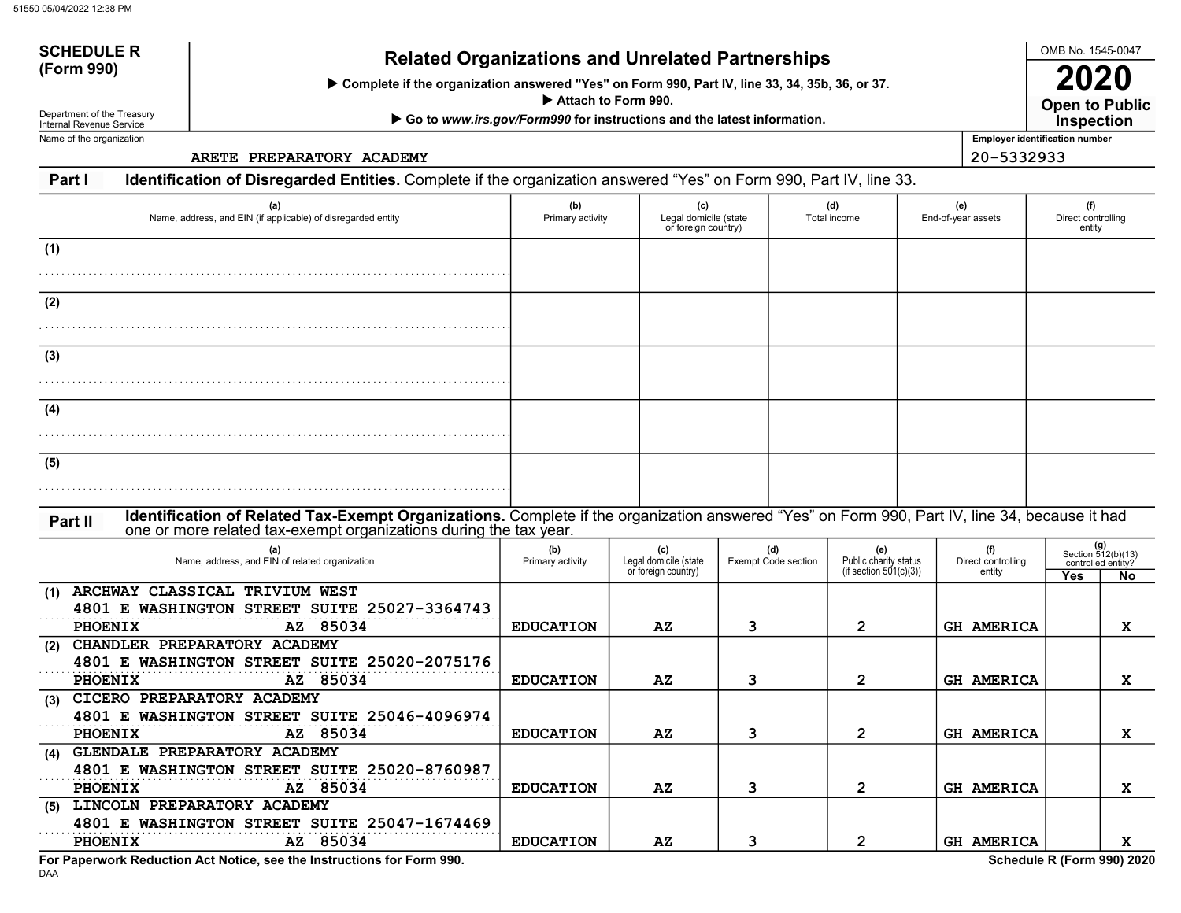**SCHEDULE R (Form 990)**

Department of the Treasury
Internal Revenue Service

# Related Organizations and Unrelated Partnerships

▶ Complete if the organization answered "Yes" on Form 990, Part IV, line 33, 34, 35b, 36, or 37.
▶ Attach to Form 990.
▶ Go to *www.irs.gov/Form990* for instructions and the latest information.

OMB No. 1545-0047

**2020**

**Open to Public Inspection**

Name of the organization: ARETE PREPARATORY ACADEMY

Employer identification number: 20-5332933

## Part I Identification of Disregarded Entities. Complete if the organization answered "Yes" on Form 990, Part IV, line 33.

| | (a) Name, address, and EIN (if applicable) of disregarded entity | (b) Primary activity | (c) Legal domicile (state or foreign country) | (d) Total income | (e) End-of-year assets | (f) Direct controlling entity |
|---|---|---|---|---|---|---|
| (1) | | | | | | |
| (2) | | | | | | |
| (3) | | | | | | |
| (4) | | | | | | |
| (5) | | | | | | |

## Part II Identification of Related Tax-Exempt Organizations. Complete if the organization answered "Yes" on Form 990, Part IV, line 34, because it had one or more related tax-exempt organizations during the tax year.

| | (a) Name, address, and EIN of related organization | (b) Primary activity | (c) Legal domicile (state or foreign country) | (d) Exempt Code section | (e) Public charity status (if section 501(c)(3)) | (f) Direct controlling entity | (g) Section 512(b)(13) controlled entity? Yes | No |
|---|---|---|---|---|---|---|---|---|
| (1) | ARCHWAY CLASSICAL TRIVIUM WEST<br>4801 E WASHINGTON STREET SUITE 25027-3364743<br>PHOENIX AZ 85034 | EDUCATION | AZ | 3 | 2 | GH AMERICA | | X |
| (2) | CHANDLER PREPARATORY ACADEMY<br>4801 E WASHINGTON STREET SUITE 25020-2075176<br>PHOENIX AZ 85034 | EDUCATION | AZ | 3 | 2 | GH AMERICA | | X |
| (3) | CICERO PREPARATORY ACADEMY<br>4801 E WASHINGTON STREET SUITE 25046-4096974<br>PHOENIX AZ 85034 | EDUCATION | AZ | 3 | 2 | GH AMERICA | | X |
| (4) | GLENDALE PREPARATORY ACADEMY<br>4801 E WASHINGTON STREET SUITE 25020-8760987<br>PHOENIX AZ 85034 | EDUCATION | AZ | 3 | 2 | GH AMERICA | | X |
| (5) | LINCOLN PREPARATORY ACADEMY<br>4801 E WASHINGTON STREET SUITE 25047-1674469<br>PHOENIX AZ 85034 | EDUCATION | AZ | 3 | 2 | GH AMERICA | | X |

**For Paperwork Reduction Act Notice, see the Instructions for Form 990.**

DAA

**Schedule R (Form 990) 2020**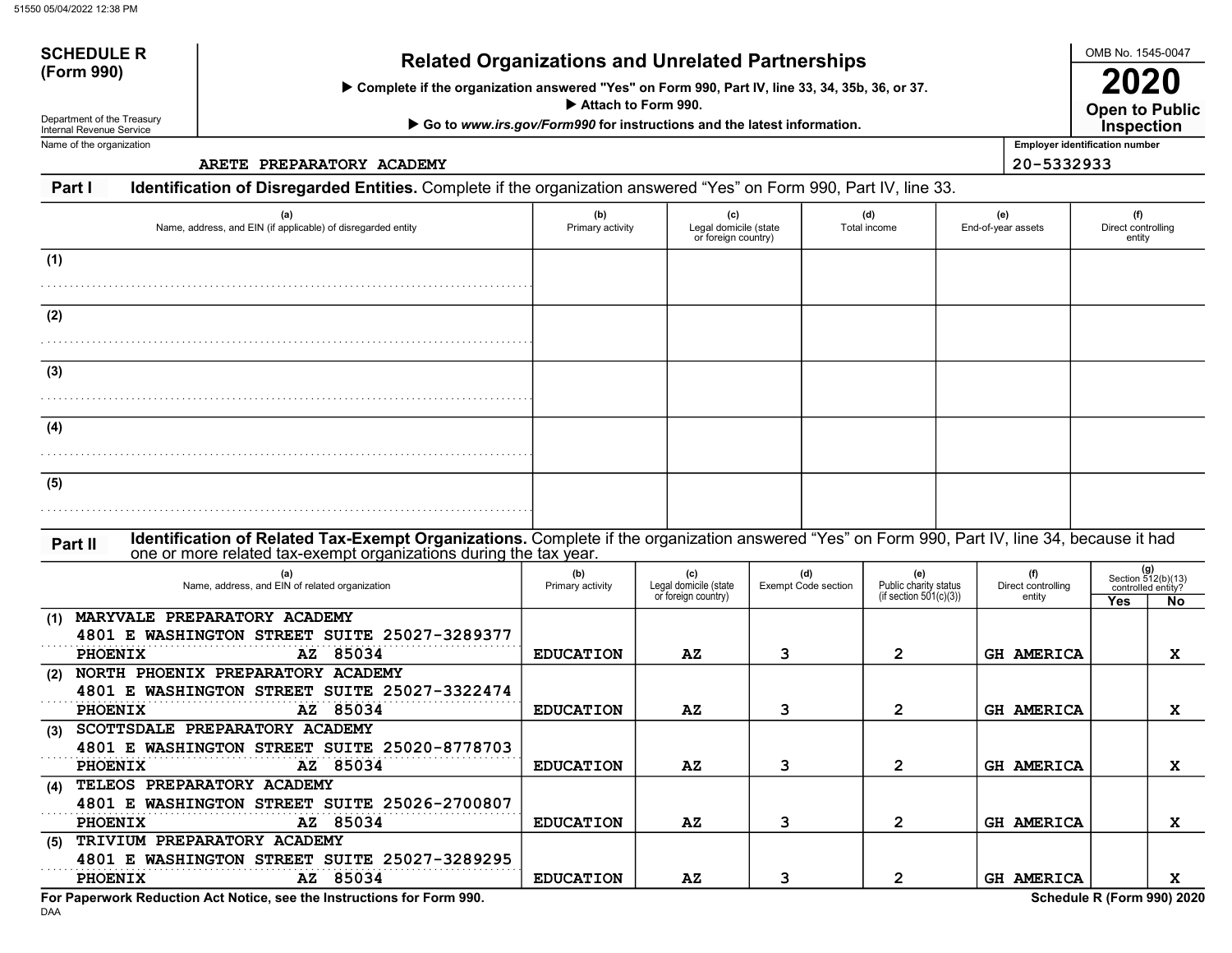**SCHEDULE R (Form 990)**

Department of the Treasury
Internal Revenue Service

# Related Organizations and Unrelated Partnerships

▶ Complete if the organization answered "Yes" on Form 990, Part IV, line 33, 34, 35b, 36, or 37.

▶ Attach to Form 990.

▶ Go to *www.irs.gov/Form990* for instructions and the latest information.

OMB No. 1545-0047

**2020**

**Open to Public Inspection**

Name of the organization: ARETE PREPARATORY ACADEMY

Employer identification number: 20-5332933

## Part I Identification of Disregarded Entities.

Complete if the organization answered "Yes" on Form 990, Part IV, line 33.

| | (a) Name, address, and EIN (if applicable) of disregarded entity | (b) Primary activity | (c) Legal domicile (state or foreign country) | (d) Total income | (e) End-of-year assets | (f) Direct controlling entity |
|---|---|---|---|---|---|---|
| (1) | | | | | | |
| (2) | | | | | | |
| (3) | | | | | | |
| (4) | | | | | | |
| (5) | | | | | | |

## Part II Identification of Related Tax-Exempt Organizations.

Complete if the organization answered "Yes" on Form 990, Part IV, line 34, because it had one or more related tax-exempt organizations during the tax year.

| | (a) Name, address, and EIN of related organization | (b) Primary activity | (c) Legal domicile (state or foreign country) | (d) Exempt Code section | (e) Public charity status (if section 501(c)(3)) | (f) Direct controlling entity | (g) Section 512(b)(13) controlled entity? Yes | No |
|---|---|---|---|---|---|---|---|---|
| (1) | MARYVALE PREPARATORY ACADEMY 4801 E WASHINGTON STREET SUITE 250 27-3289377 PHOENIX AZ 85034 | EDUCATION | AZ | 3 | 2 | GH AMERICA | | X |
| (2) | NORTH PHOENIX PREPARATORY ACADEMY 4801 E WASHINGTON STREET SUITE 250 27-3322474 PHOENIX AZ 85034 | EDUCATION | AZ | 3 | 2 | GH AMERICA | | X |
| (3) | SCOTTSDALE PREPARATORY ACADEMY 4801 E WASHINGTON STREET SUITE 250 20-8778703 PHOENIX AZ 85034 | EDUCATION | AZ | 3 | 2 | GH AMERICA | | X |
| (4) | TELEOS PREPARATORY ACADEMY 4801 E WASHINGTON STREET SUITE 250 26-2700807 PHOENIX AZ 85034 | EDUCATION | AZ | 3 | 2 | GH AMERICA | | X |
| (5) | TRIVIUM PREPARATORY ACADEMY 4801 E WASHINGTON STREET SUITE 250 27-3289295 PHOENIX AZ 85034 | EDUCATION | AZ | 3 | 2 | GH AMERICA | | X |

**For Paperwork Reduction Act Notice, see the Instructions for Form 990.**

DAA

**Schedule R (Form 990) 2020**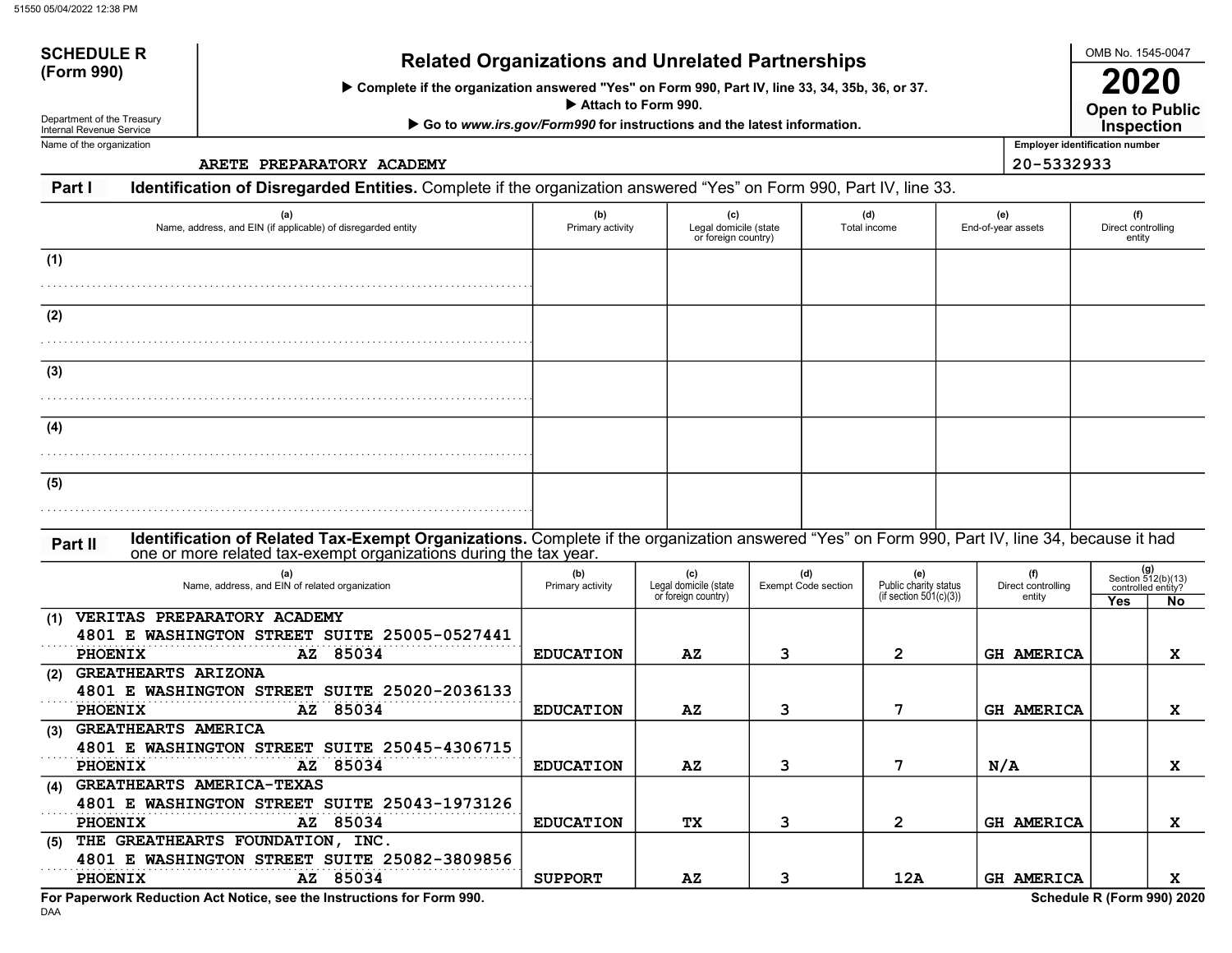**SCHEDULE R (Form 990)**

Department of the Treasury
Internal Revenue Service

# Related Organizations and Unrelated Partnerships

▶ Complete if the organization answered "Yes" on Form 990, Part IV, line 33, 34, 35b, 36, or 37.
▶ Attach to Form 990.
▶ Go to *www.irs.gov/Form990* for instructions and the latest information.

OMB No. 1545-0047

**2020**

**Open to Public Inspection**

Name of the organization: ARETE PREPARATORY ACADEMY

Employer identification number: 20-5332933

## Part I Identification of Disregarded Entities. Complete if the organization answered "Yes" on Form 990, Part IV, line 33.

| | (a) Name, address, and EIN (if applicable) of disregarded entity | (b) Primary activity | (c) Legal domicile (state or foreign country) | (d) Total income | (e) End-of-year assets | (f) Direct controlling entity |
|---|---|---|---|---|---|---|
| (1) | | | | | | |
| (2) | | | | | | |
| (3) | | | | | | |
| (4) | | | | | | |
| (5) | | | | | | |

## Part II Identification of Related Tax-Exempt Organizations. Complete if the organization answered "Yes" on Form 990, Part IV, line 34, because it had one or more related tax-exempt organizations during the tax year.

| | (a) Name, address, and EIN of related organization | (b) Primary activity | (c) Legal domicile (state or foreign country) | (d) Exempt Code section | (e) Public charity status (if section 501(c)(3)) | (f) Direct controlling entity | (g) Section 512(b)(13) controlled entity? Yes | No |
|---|---|---|---|---|---|---|---|---|
| (1) | VERITAS PREPARATORY ACADEMY<br>4801 E WASHINGTON STREET SUITE 250<br>PHOENIX AZ 85034<br>05-0527441 | EDUCATION | AZ | 3 | 2 | GH AMERICA | | X |
| (2) | GREATHEARTS ARIZONA<br>4801 E WASHINGTON STREET SUITE 250<br>PHOENIX AZ 85034<br>20-2036133 | EDUCATION | AZ | 3 | 7 | GH AMERICA | | X |
| (3) | GREATHEARTS AMERICA<br>4801 E WASHINGTON STREET SUITE 250<br>PHOENIX AZ 85034<br>45-4306715 | EDUCATION | AZ | 3 | 7 | N/A | | X |
| (4) | GREATHEARTS AMERICA-TEXAS<br>4801 E WASHINGTON STREET SUITE 250<br>PHOENIX AZ 85034<br>43-1973126 | EDUCATION | TX | 3 | 2 | GH AMERICA | | X |
| (5) | THE GREATHEARTS FOUNDATION, INC.<br>4801 E WASHINGTON STREET SUITE 250<br>PHOENIX AZ 85034<br>82-3809856 | SUPPORT | AZ | 3 | 12A | GH AMERICA | | X |

**For Paperwork Reduction Act Notice, see the Instructions for Form 990.**

DAA

**Schedule R (Form 990) 2020**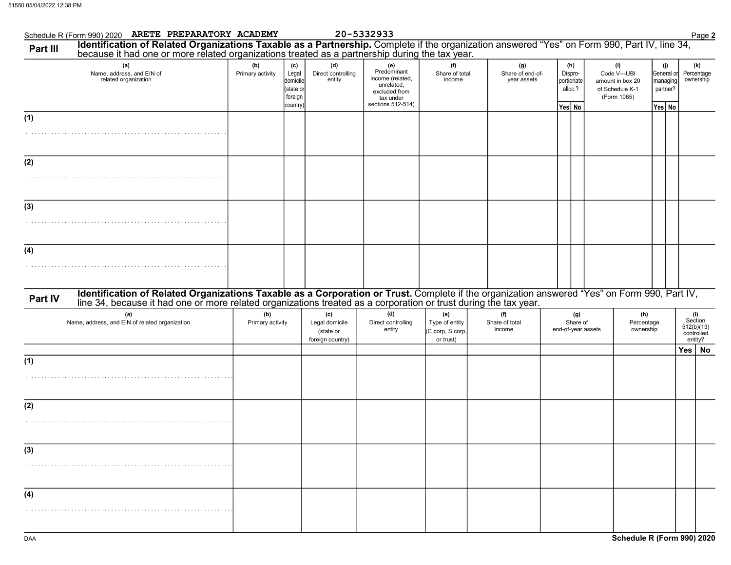Schedule R (Form 990) 2020 ARETE PREPARATORY ACADEMY 20-5332933

## Part III Identification of Related Organizations Taxable as a Partnership.

Complete if the organization answered "Yes" on Form 990, Part IV, line 34, because it had one or more related organizations treated as a partnership during the tax year.

| (a) Name, address, and EIN of related organization | (b) Primary activity | (c) Legal domicile (state or foreign country) | (d) Direct controlling entity | (e) Predominant income (related, unrelated, excluded from tax under sections 512-514) | (f) Share of total income | (g) Share of end-of-year assets | (h) Dispro-portionate alloc.? | | (i) Code V—UBI amount in box 20 of Schedule K-1 (Form 1065) | (j) General or managing partner? | | (k) Percentage ownership |
|---|---|---|---|---|---|---|---|---|---|---|---|---|
| | | | | | | | Yes | No | | Yes | No | |
| (1) | | | | | | | | | | | | |
| (2) | | | | | | | | | | | | |
| (3) | | | | | | | | | | | | |
| (4) | | | | | | | | | | | | |

## Part IV Identification of Related Organizations Taxable as a Corporation or Trust.

Complete if the organization answered "Yes" on Form 990, Part IV, line 34, because it had one or more related organizations treated as a corporation or trust during the tax year.

| (a) Name, address, and EIN of related organization | (b) Primary activity | (c) Legal domicile (state or foreign country) | (d) Direct controlling entity | (e) Type of entity (C corp, S corp, or trust) | (f) Share of total income | (g) Share of end-of-year assets | (h) Percentage ownership | (i) Section 512(b)(13) controlled entity? | |
|---|---|---|---|---|---|---|---|---|---|
| | | | | | | | | Yes | No |
| (1) | | | | | | | | | |
| (2) | | | | | | | | | |
| (3) | | | | | | | | | |
| (4) | | | | | | | | | |

Schedule R (Form 990) 2020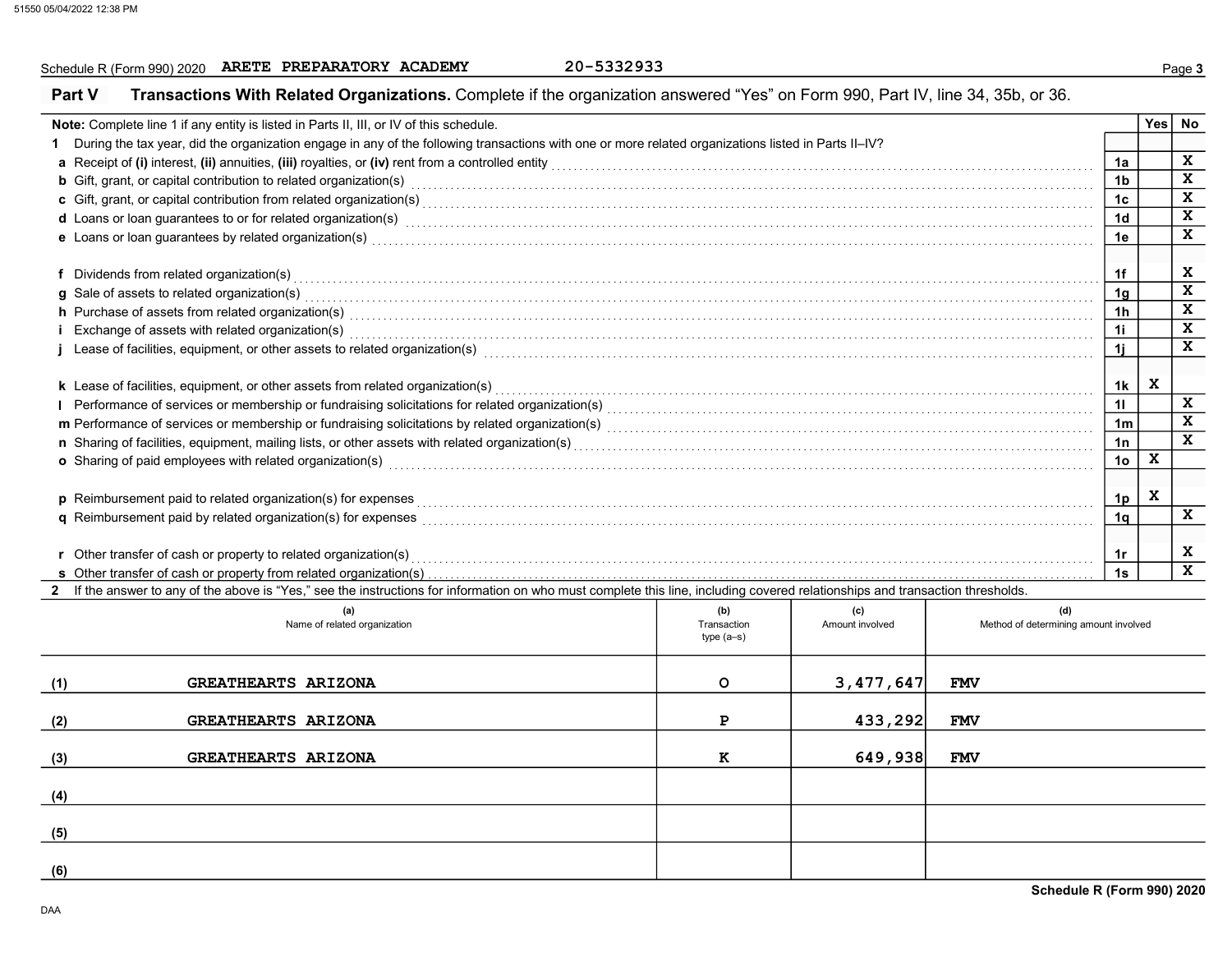Schedule R (Form 990) 2020 **ARETE PREPARATORY ACADEMY** 20-5332933

## Part V Transactions With Related Organizations.

Complete if the organization answered "Yes" on Form 990, Part IV, line 34, 35b, or 36.

**Note:** Complete line 1 if any entity is listed in Parts II, III, or IV of this schedule.

| | | Line | Yes | No |
|---|---|---|---|---|
| **1** | During the tax year, did the organization engage in any of the following transactions with one or more related organizations listed in Parts II–IV? | | | |
| **a** | Receipt of **(i)** interest, **(ii)** annuities, **(iii)** royalties, or **(iv)** rent from a controlled entity | 1a | | X |
| **b** | Gift, grant, or capital contribution to related organization(s) | 1b | | X |
| **c** | Gift, grant, or capital contribution from related organization(s) | 1c | | X |
| **d** | Loans or loan guarantees to or for related organization(s) | 1d | | X |
| **e** | Loans or loan guarantees by related organization(s) | 1e | | X |
| **f** | Dividends from related organization(s) | 1f | | X |
| **g** | Sale of assets to related organization(s) | 1g | | X |
| **h** | Purchase of assets from related organization(s) | 1h | | X |
| **i** | Exchange of assets with related organization(s) | 1i | | X |
| **j** | Lease of facilities, equipment, or other assets to related organization(s) | 1j | | X |
| **k** | Lease of facilities, equipment, or other assets from related organization(s) | 1k | X | |
| **l** | Performance of services or membership or fundraising solicitations for related organization(s) | 1l | | X |
| **m** | Performance of services or membership or fundraising solicitations by related organization(s) | 1m | | X |
| **n** | Sharing of facilities, equipment, mailing lists, or other assets with related organization(s) | 1n | | X |
| **o** | Sharing of paid employees with related organization(s) | 1o | X | |
| **p** | Reimbursement paid to related organization(s) for expenses | 1p | X | |
| **q** | Reimbursement paid by related organization(s) for expenses | 1q | | X |
| **r** | Other transfer of cash or property to related organization(s) | 1r | | X |
| **s** | Other transfer of cash or property from related organization(s) | 1s | | X |

**2** If the answer to any of the above is "Yes," see the instructions for information on who must complete this line, including covered relationships and transaction thresholds.

| | (a) Name of related organization | (b) Transaction type (a–s) | (c) Amount involved | (d) Method of determining amount involved |
|---|---|---|---|---|
| (1) | GREATHEARTS ARIZONA | O | 3,477,647 | FMV |
| (2) | GREATHEARTS ARIZONA | P | 433,292 | FMV |
| (3) | GREATHEARTS ARIZONA | K | 649,938 | FMV |
| (4) | | | | |
| (5) | | | | |
| (6) | | | | |

Schedule R (Form 990) 2020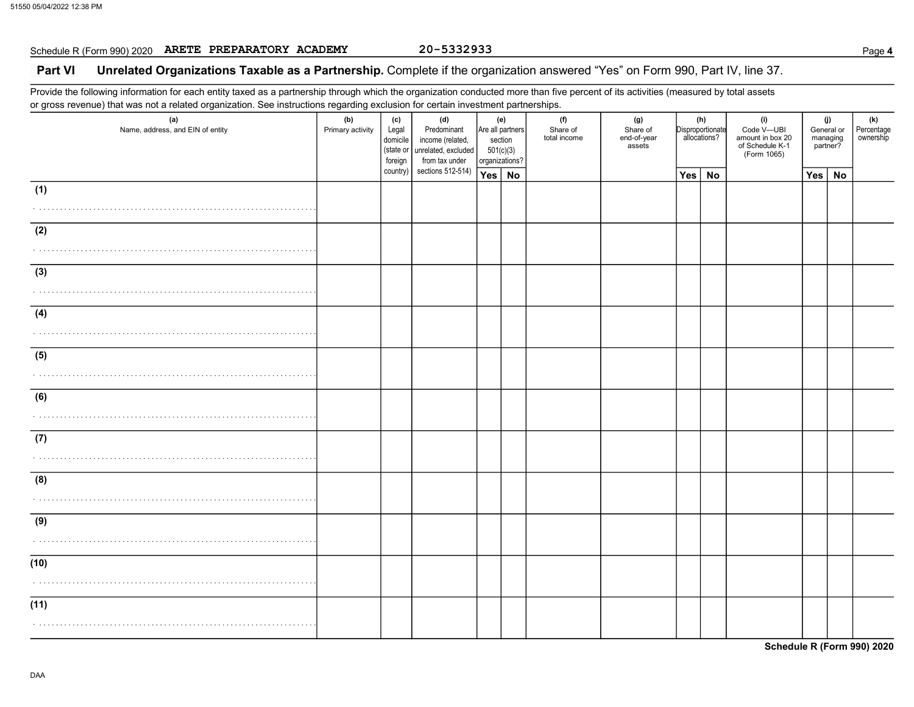Schedule R (Form 990) 2020 **ARETE PREPARATORY ACADEMY** 20-5332933

## Part VI Unrelated Organizations Taxable as a Partnership. 

Complete if the organization answered "Yes" on Form 990, Part IV, line 37.

Provide the following information for each entity taxed as a partnership through which the organization conducted more than five percent of its activities (measured by total assets or gross revenue) that was not a related organization. See instructions regarding exclusion for certain investment partnerships.

| (a) Name, address, and EIN of entity | (b) Primary activity | (c) Legal domicile (state or foreign country) | (d) Predominant income (related, unrelated, excluded from tax under sections 512-514) | (e) Are all partners section 501(c)(3) organizations? | | (f) Share of total income | (g) Share of end-of-year assets | (h) Disproportionate allocations? | | (i) Code V—UBI amount in box 20 of Schedule K-1 (Form 1065) | (j) General or managing partner? | | (k) Percentage ownership |
|---|---|---|---|---|---|---|---|---|---|---|---|---|---|
| | | | | Yes | No | | | Yes | No | | Yes | No | |
| (1) | | | | | | | | | | | | | |
| (2) | | | | | | | | | | | | | |
| (3) | | | | | | | | | | | | | |
| (4) | | | | | | | | | | | | | |
| (5) | | | | | | | | | | | | | |
| (6) | | | | | | | | | | | | | |
| (7) | | | | | | | | | | | | | |
| (8) | | | | | | | | | | | | | |
| (9) | | | | | | | | | | | | | |
| (10) | | | | | | | | | | | | | |
| (11) | | | | | | | | | | | | | |

**Schedule R (Form 990) 2020**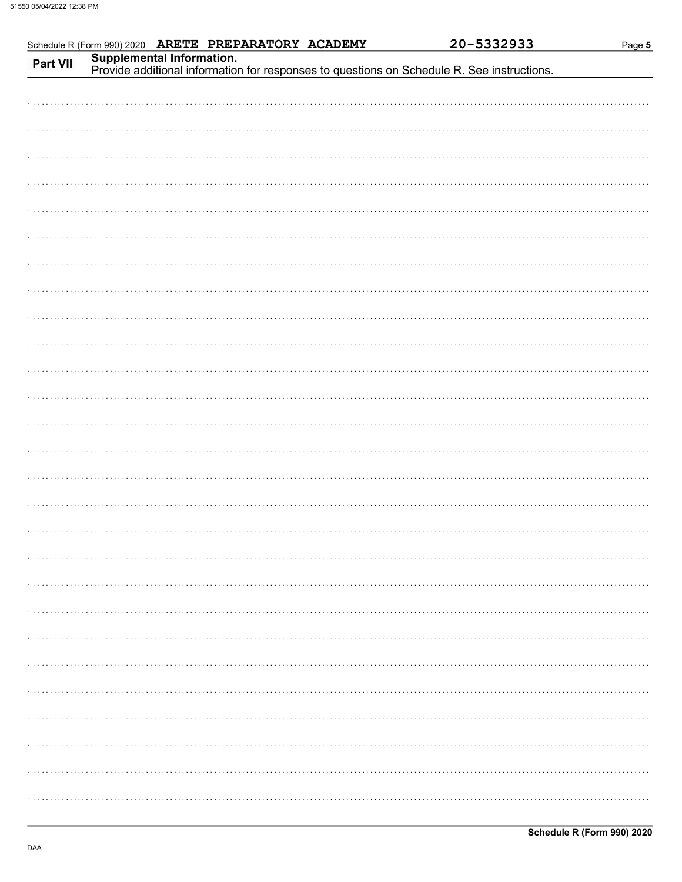Schedule R (Form 990) 2020 ARETE PREPARATORY ACADEMY 20-5332933

## Part VII Supplemental Information.

Provide additional information for responses to questions on Schedule R. See instructions.

**Schedule R (Form 990) 2020**

DAA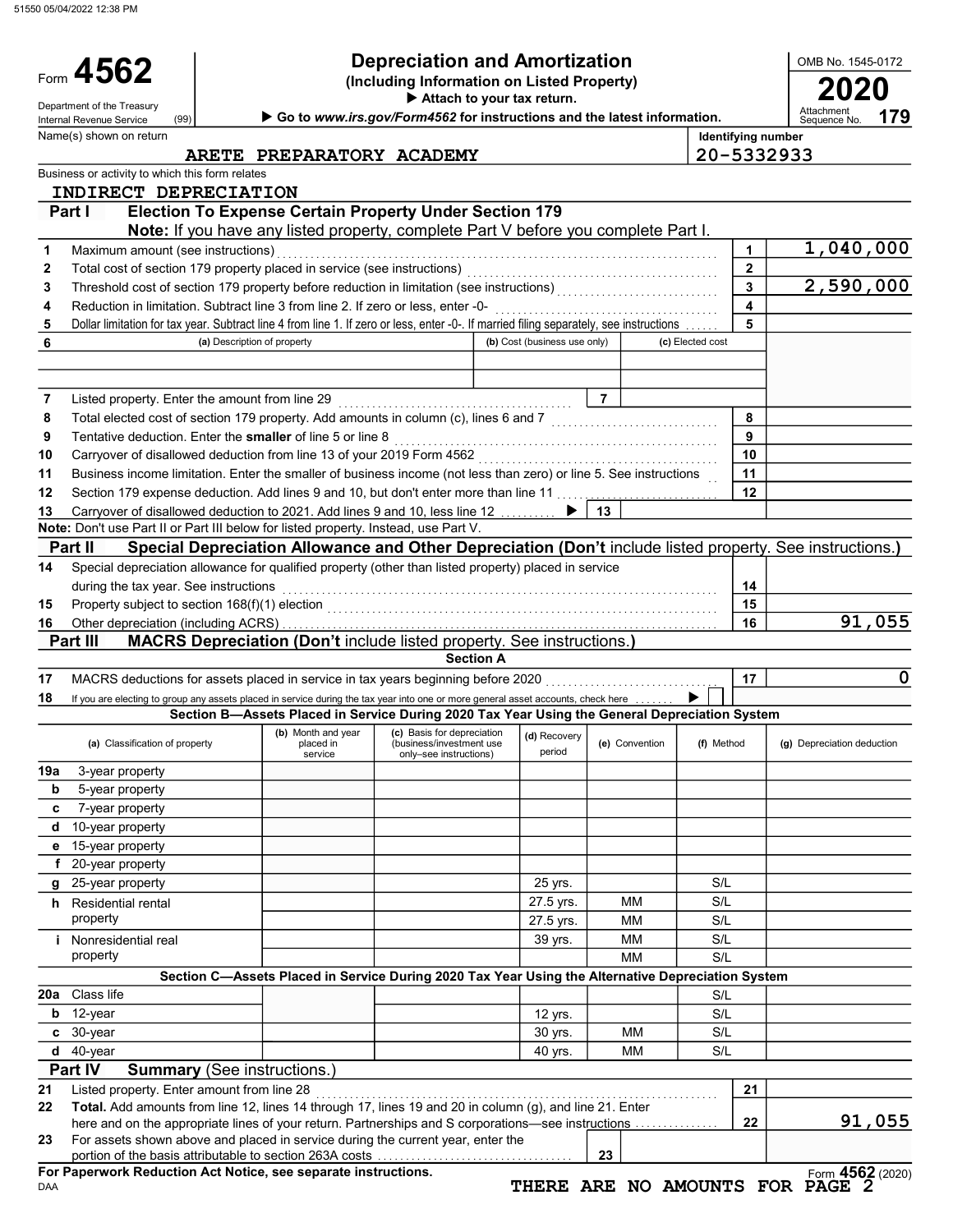# Form 4562

## Depreciation and Amortization

**(Including Information on Listed Property)**

▶ Attach to your tax return.

▶ Go to *www.irs.gov/Form4562* for instructions and the latest information.

OMB No. 1545-0172

**2020**

Attachment Sequence No. **179**

Department of the Treasury
Internal Revenue Service (99)

Name(s) shown on return: ARETE PREPARATORY ACADEMY

Identifying number: 20-5332933

Business or activity to which this form relates: INDIRECT DEPRECIATION

### Part I — Election To Expense Certain Property Under Section 179

**Note:** If you have any listed property, complete Part V before you complete Part I.

| Line | Description | Line | Amount |
|---|---|---|---|
| 1 | Maximum amount (see instructions) | 1 | 1,040,000 |
| 2 | Total cost of section 179 property placed in service (see instructions) | 2 | |
| 3 | Threshold cost of section 179 property before reduction in limitation (see instructions) | 3 | 2,590,000 |
| 4 | Reduction in limitation. Subtract line 3 from line 2. If zero or less, enter -0- | 4 | |
| 5 | Dollar limitation for tax year. Subtract line 4 from line 1. If zero or less, enter -0-. If married filing separately, see instructions | 5 | |

| 6 | (a) Description of property | (b) Cost (business use only) | (c) Elected cost |
|---|---|---|---|
| | | | |
| | | | |

| Line | Description | Line | Amount |
|---|---|---|---|
| 7 | Listed property. Enter the amount from line 29 | 7 | |
| 8 | Total elected cost of section 179 property. Add amounts in column (c), lines 6 and 7 | 8 | |
| 9 | Tentative deduction. Enter the **smaller** of line 5 or line 8 | 9 | |
| 10 | Carryover of disallowed deduction from line 13 of your 2019 Form 4562 | 10 | |
| 11 | Business income limitation. Enter the smaller of business income (not less than zero) or line 5. See instructions | 11 | |
| 12 | Section 179 expense deduction. Add lines 9 and 10, but don't enter more than line 11 | 12 | |
| 13 | Carryover of disallowed deduction to 2021. Add lines 9 and 10, less line 12 ▶ | 13 | |

**Note:** Don't use Part II or Part III below for listed property. Instead, use Part V.

### Part II — Special Depreciation Allowance and Other Depreciation (Don't include listed property. See instructions.)

| Line | Description | Line | Amount |
|---|---|---|---|
| 14 | Special depreciation allowance for qualified property (other than listed property) placed in service during the tax year. See instructions | 14 | |
| 15 | Property subject to section 168(f)(1) election | 15 | |
| 16 | Other depreciation (including ACRS) | 16 | 91,055 |

### Part III — MACRS Depreciation (Don't include listed property. See instructions.)

**Section A**

| Line | Description | Line | Amount |
|---|---|---|---|
| 17 | MACRS deductions for assets placed in service in tax years beginning before 2020 | 17 | 0 |
| 18 | If you are electing to group any assets placed in service during the tax year into one or more general asset accounts, check here ▶ ☐ | | |

**Section B—Assets Placed in Service During 2020 Tax Year Using the General Depreciation System**

| (a) Classification of property | (b) Month and year placed in service | (c) Basis for depreciation (business/investment use only–see instructions) | (d) Recovery period | (e) Convention | (f) Method | (g) Depreciation deduction |
|---|---|---|---|---|---|---|
| 19a 3-year property | | | | | | |
| b 5-year property | | | | | | |
| c 7-year property | | | | | | |
| d 10-year property | | | | | | |
| e 15-year property | | | | | | |
| f 20-year property | | | | | | |
| g 25-year property | | | 25 yrs. | | S/L | |
| h Residential rental property | | | 27.5 yrs. | MM | S/L | |
| | | | 27.5 yrs. | MM | S/L | |
| i Nonresidential real property | | | 39 yrs. | MM | S/L | |
| | | | | MM | S/L | |

**Section C—Assets Placed in Service During 2020 Tax Year Using the Alternative Depreciation System**

| (a) Classification of property | (b) Month and year placed in service | (c) Basis for depreciation | (d) Recovery period | (e) Convention | (f) Method | (g) Depreciation deduction |
|---|---|---|---|---|---|---|
| 20a Class life | | | | | S/L | |
| b 12-year | | | 12 yrs. | | S/L | |
| c 30-year | | | 30 yrs. | MM | S/L | |
| d 40-year | | | 40 yrs. | MM | S/L | |

### Part IV — Summary (See instructions.)

| Line | Description | Line | Amount |
|---|---|---|---|
| 21 | Listed property. Enter amount from line 28 | 21 | |
| 22 | **Total.** Add amounts from line 12, lines 14 through 17, lines 19 and 20 in column (g), and line 21. Enter here and on the appropriate lines of your return. Partnerships and S corporations—see instructions | 22 | 91,055 |
| 23 | For assets shown above and placed in service during the current year, enter the portion of the basis attributable to section 263A costs | 23 | |

**For Paperwork Reduction Act Notice, see separate instructions.**

DAA

Form **4562** (2020)

THERE ARE NO AMOUNTS FOR PAGE 2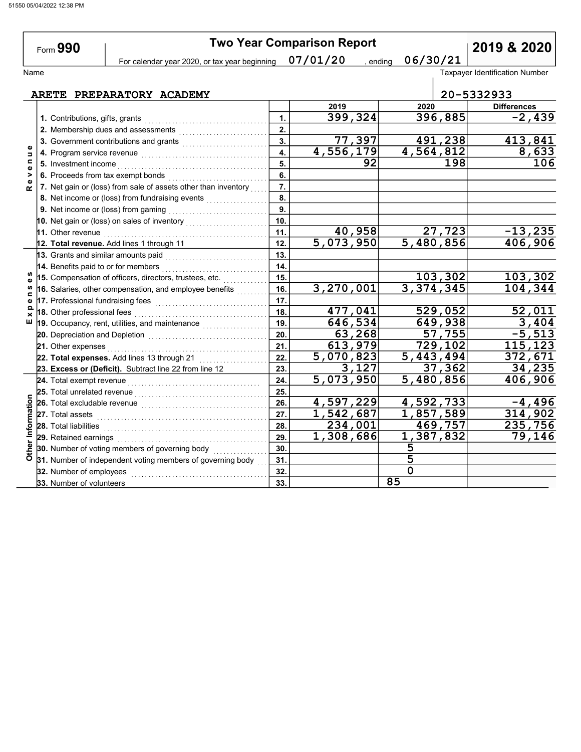# Form 990 Two Year Comparison Report 2019 & 2020

For calendar year 2020, or tax year beginning 07/01/20 , ending 06/30/21

| Name | Taxpayer Identification Number |
|---|---|
| ARETE PREPARATORY ACADEMY | 20-5332933 |

| | | | 2019 | 2020 | Differences |
|---|---|---|---|---|---|
| Revenue | 1. Contributions, gifts, grants | 1. | 399,324 | 396,885 | -2,439 |
| | 2. Membership dues and assessments | 2. | | | |
| | 3. Government contributions and grants | 3. | 77,397 | 491,238 | 413,841 |
| | 4. Program service revenue | 4. | 4,556,179 | 4,564,812 | 8,633 |
| | 5. Investment income | 5. | 92 | 198 | 106 |
| | 6. Proceeds from tax exempt bonds | 6. | | | |
| | 7. Net gain or (loss) from sale of assets other than inventory | 7. | | | |
| | 8. Net income or (loss) from fundraising events | 8. | | | |
| | 9. Net income or (loss) from gaming | 9. | | | |
| | 10. Net gain or (loss) on sales of inventory | 10. | | | |
| | 11. Other revenue | 11. | 40,958 | 27,723 | -13,235 |
| | **12. Total revenue.** Add lines 1 through 11 | 12. | 5,073,950 | 5,480,856 | 406,906 |
| Expenses | 13. Grants and similar amounts paid | 13. | | | |
| | 14. Benefits paid to or for members | 14. | | | |
| | 15. Compensation of officers, directors, trustees, etc. | 15. | | 103,302 | 103,302 |
| | 16. Salaries, other compensation, and employee benefits | 16. | 3,270,001 | 3,374,345 | 104,344 |
| | 17. Professional fundraising fees | 17. | | | |
| | 18. Other professional fees | 18. | 477,041 | 529,052 | 52,011 |
| | 19. Occupancy, rent, utilities, and maintenance | 19. | 646,534 | 649,938 | 3,404 |
| | 20. Depreciation and Depletion | 20. | 63,268 | 57,755 | -5,513 |
| | 21. Other expenses | 21. | 613,979 | 729,102 | 115,123 |
| | **22. Total expenses.** Add lines 13 through 21 | 22. | 5,070,823 | 5,443,494 | 372,671 |
| | **23. Excess or (Deficit).** Subtract line 22 from line 12 | 23. | 3,127 | 37,362 | 34,235 |
| Other Information | 24. Total exempt revenue | 24. | 5,073,950 | 5,480,856 | 406,906 |
| | 25. Total unrelated revenue | 25. | | | |
| | 26. Total excludable revenue | 26. | 4,597,229 | 4,592,733 | -4,496 |
| | 27. Total assets | 27. | 1,542,687 | 1,857,589 | 314,902 |
| | 28. Total liabilities | 28. | 234,001 | 469,757 | 235,756 |
| | 29. Retained earnings | 29. | 1,308,686 | 1,387,832 | 79,146 |
| | 30. Number of voting members of governing body | 30. | | 5 | |
| | 31. Number of independent voting members of governing body | 31. | | 5 | |
| | 32. Number of employees | 32. | | 0 | |
| | 33. Number of volunteers | 33. | | 85 | |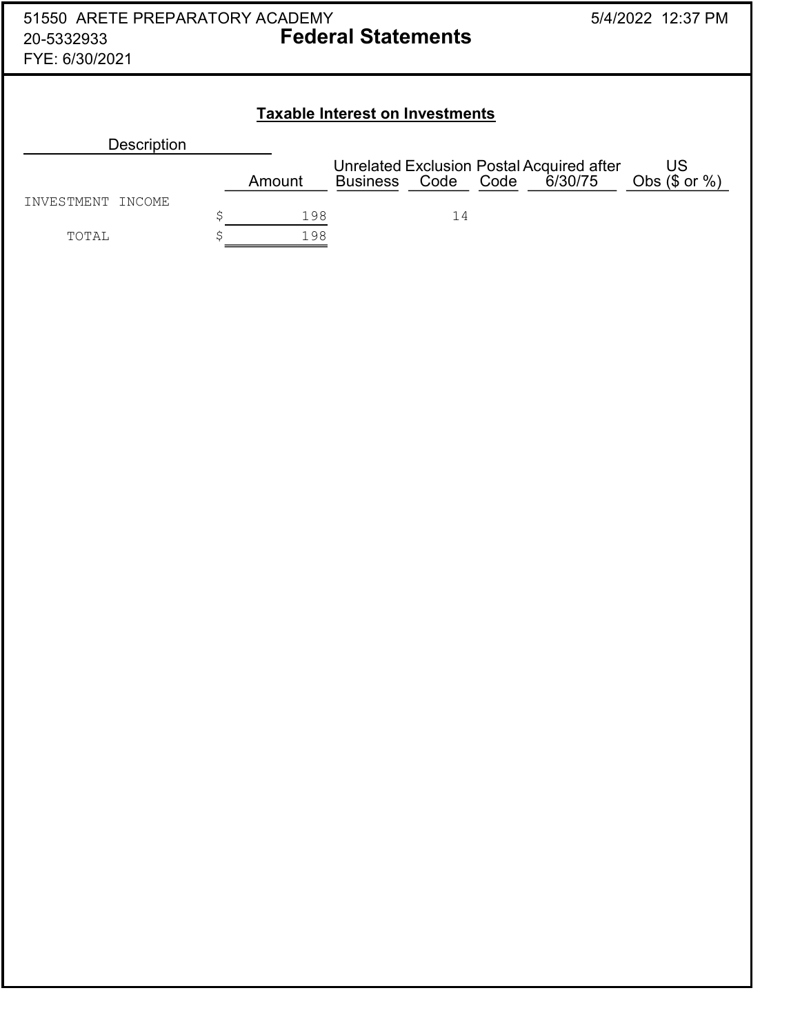51550 ARETE PREPARATORY ACADEMY
20-5332933
FYE: 6/30/2021

# Federal Statements

5/4/2022 12:37 PM

## Taxable Interest on Investments

| Description | Amount | Unrelated Business | Exclusion Code | Postal Code | Acquired after 6/30/75 | US Obs ($ or %) |
|---|---|---|---|---|---|---|
| INVESTMENT INCOME | $ 198 | | 14 | | | |
| TOTAL | $ 198 | | | | | |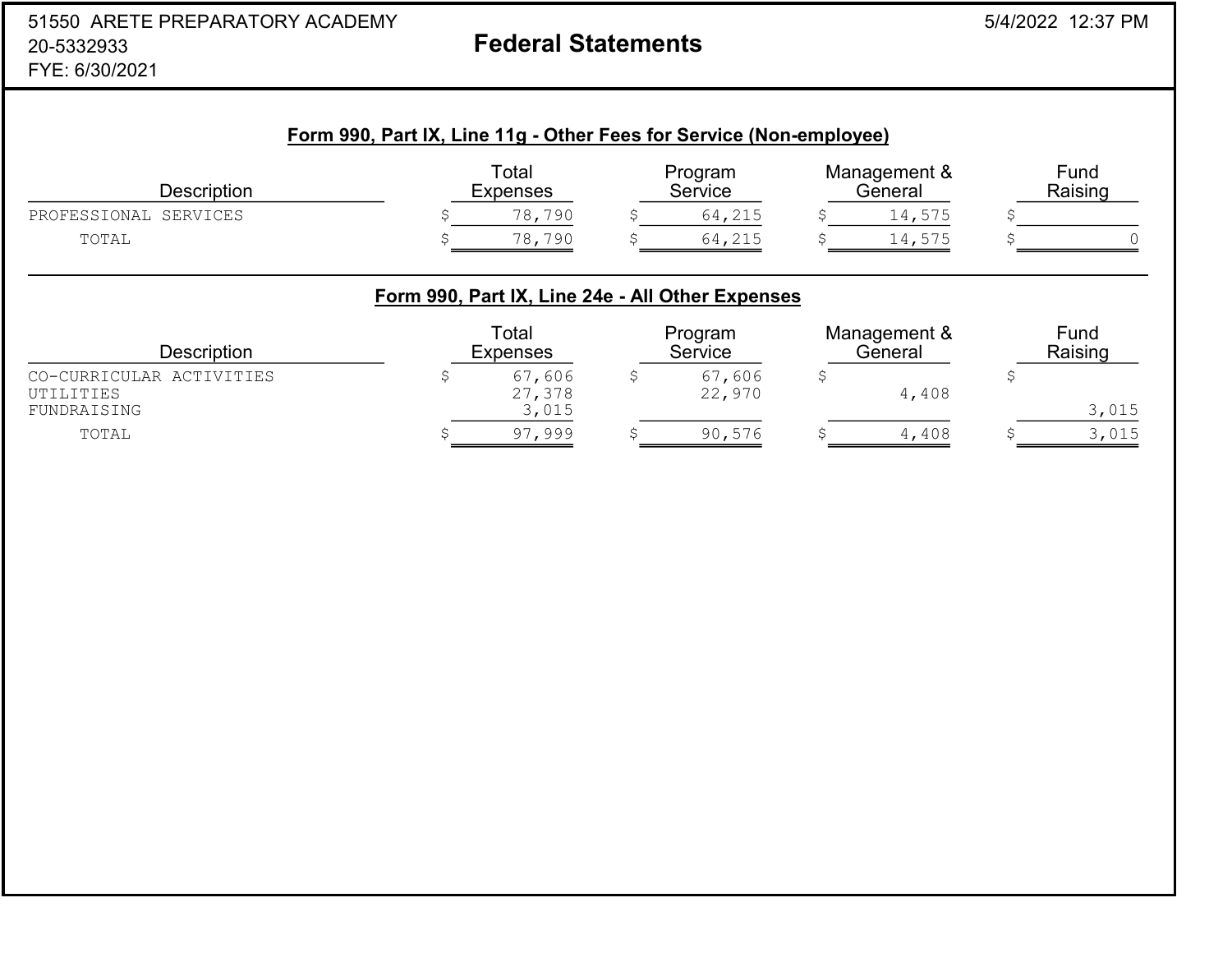51550 ARETE PREPARATORY ACADEMY
20-5332933
FYE: 6/30/2021

# Federal Statements

5/4/2022 12:37 PM

## Form 990, Part IX, Line 11g - Other Fees for Service (Non-employee)

| Description | Total Expenses | Program Service | Management & General | Fund Raising |
|---|---|---|---|---|
| PROFESSIONAL SERVICES | $ 78,790 | $ 64,215 | $ 14,575 | $ |
| TOTAL | $ 78,790 | $ 64,215 | $ 14,575 | $ 0 |

## Form 990, Part IX, Line 24e - All Other Expenses

| Description | Total Expenses | Program Service | Management & General | Fund Raising |
|---|---|---|---|---|
| CO-CURRICULAR ACTIVITIES | $ 67,606 | $ 67,606 | $ | $ |
| UTILITIES | 27,378 | 22,970 | 4,408 | |
| FUNDRAISING | 3,015 | | | 3,015 |
| TOTAL | $ 97,999 | $ 90,576 | $ 4,408 | $ 3,015 |